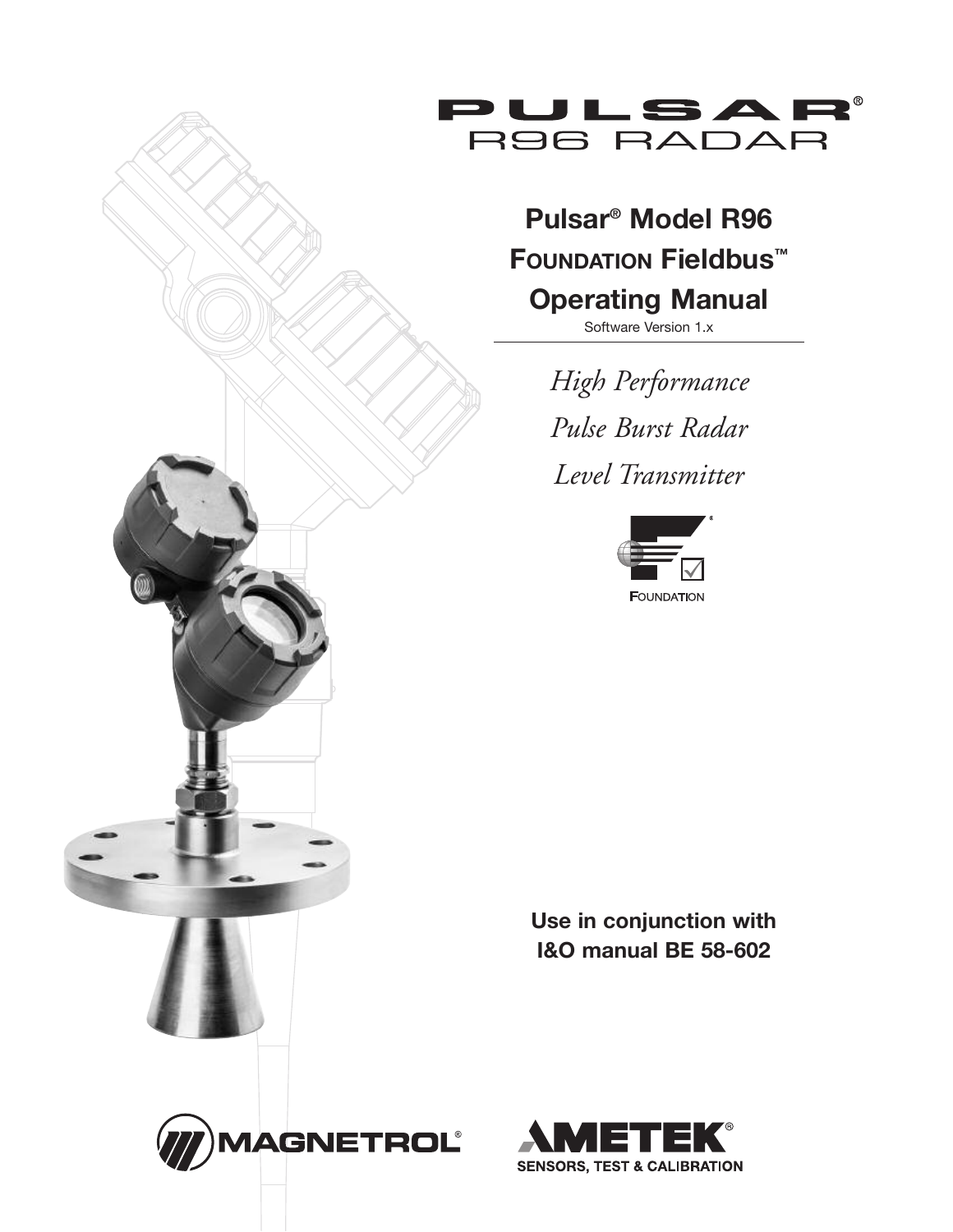# PULSAR®
## R96 RADAR

# Pulsar® Model R96 FOUNDATION Fieldbus™ Operating Manual

Software Version 1.x

*High Performance*

*Pulse Burst Radar*

*Level Transmitter*

FOUNDATION

**Use in conjunction with I&O manual BE 58-602**

MAGNETROL®

AMETEK®
SENSORS, TEST & CALIBRATION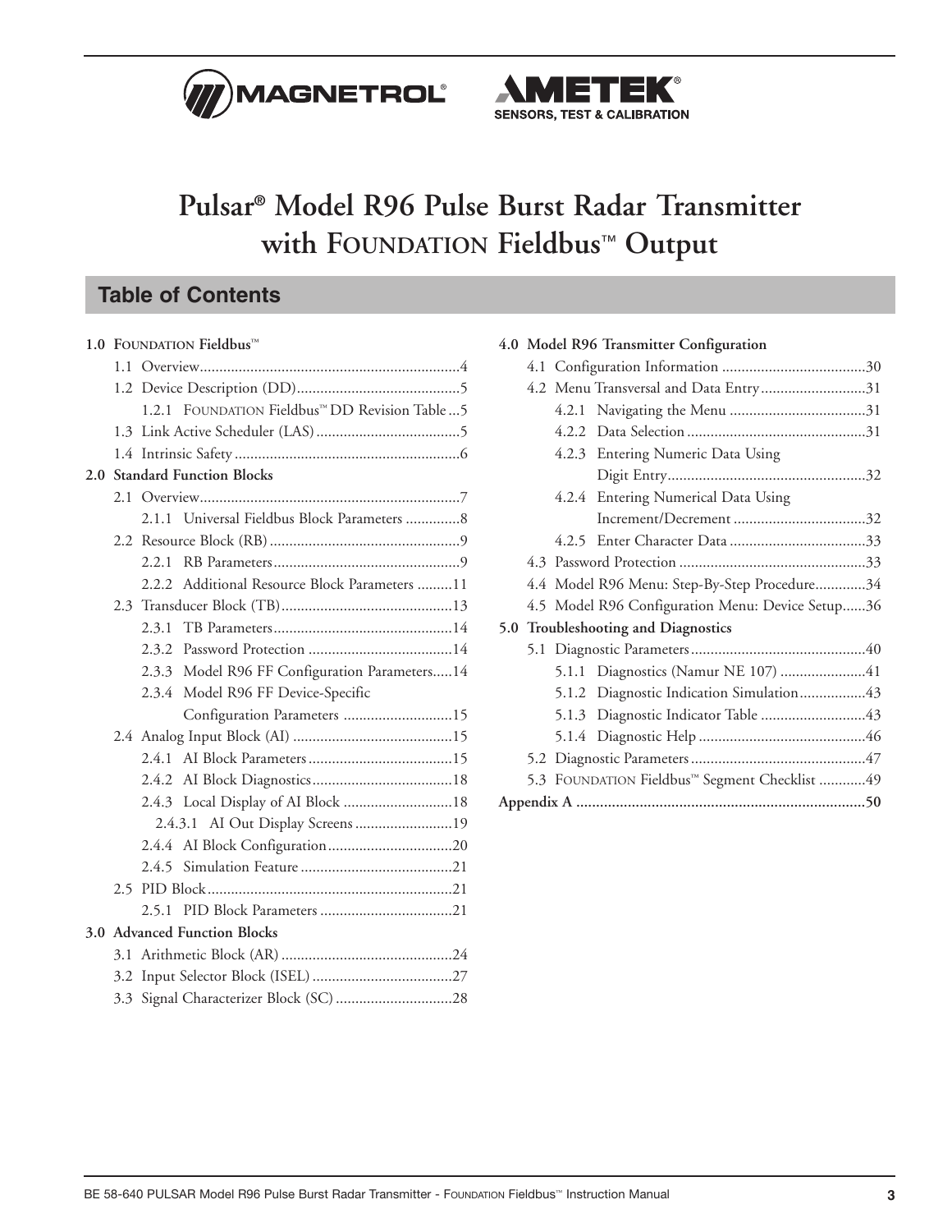# Pulsar® Model R96 Pulse Burst Radar Transmitter with FOUNDATION Fieldbus™ Output

## Table of Contents

**1.0 FOUNDATION Fieldbus™**
- 1.1 Overview....4
- 1.2 Device Description (DD)....5
  - 1.2.1 FOUNDATION Fieldbus™ DD Revision Table....5
- 1.3 Link Active Scheduler (LAS)....5
- 1.4 Intrinsic Safety....6

**2.0 Standard Function Blocks**
- 2.1 Overview....7
  - 2.1.1 Universal Fieldbus Block Parameters....8
- 2.2 Resource Block (RB)....9
  - 2.2.1 RB Parameters....9
  - 2.2.2 Additional Resource Block Parameters....11
- 2.3 Transducer Block (TB)....13
  - 2.3.1 TB Parameters....14
  - 2.3.2 Password Protection....14
  - 2.3.3 Model R96 FF Configuration Parameters....14
  - 2.3.4 Model R96 FF Device-Specific Configuration Parameters....15
- 2.4 Analog Input Block (AI)....15
  - 2.4.1 AI Block Parameters....15
  - 2.4.2 AI Block Diagnostics....18
  - 2.4.3 Local Display of AI Block....18
    - 2.4.3.1 AI Out Display Screens....19
  - 2.4.4 AI Block Configuration....20
  - 2.4.5 Simulation Feature....21
- 2.5 PID Block....21
  - 2.5.1 PID Block Parameters....21

**3.0 Advanced Function Blocks**
- 3.1 Arithmetic Block (AR)....24
- 3.2 Input Selector Block (ISEL)....27
- 3.3 Signal Characterizer Block (SC)....28

**4.0 Model R96 Transmitter Configuration**
- 4.1 Configuration Information....30
- 4.2 Menu Transversal and Data Entry....31
  - 4.2.1 Navigating the Menu....31
  - 4.2.2 Data Selection....31
  - 4.2.3 Entering Numeric Data Using Digit Entry....32
  - 4.2.4 Entering Numerical Data Using Increment/Decrement....32
  - 4.2.5 Enter Character Data....33
- 4.3 Password Protection....33
- 4.4 Model R96 Menu: Step-By-Step Procedure....34
- 4.5 Model R96 Configuration Menu: Device Setup....36

**5.0 Troubleshooting and Diagnostics**
- 5.1 Diagnostic Parameters....40
  - 5.1.1 Diagnostics (Namur NE 107)....41
  - 5.1.2 Diagnostic Indication Simulation....43
  - 5.1.3 Diagnostic Indicator Table....43
  - 5.1.4 Diagnostic Help....46
- 5.2 Diagnostic Parameters....47
- 5.3 FOUNDATION Fieldbus™ Segment Checklist....49

**Appendix A....50**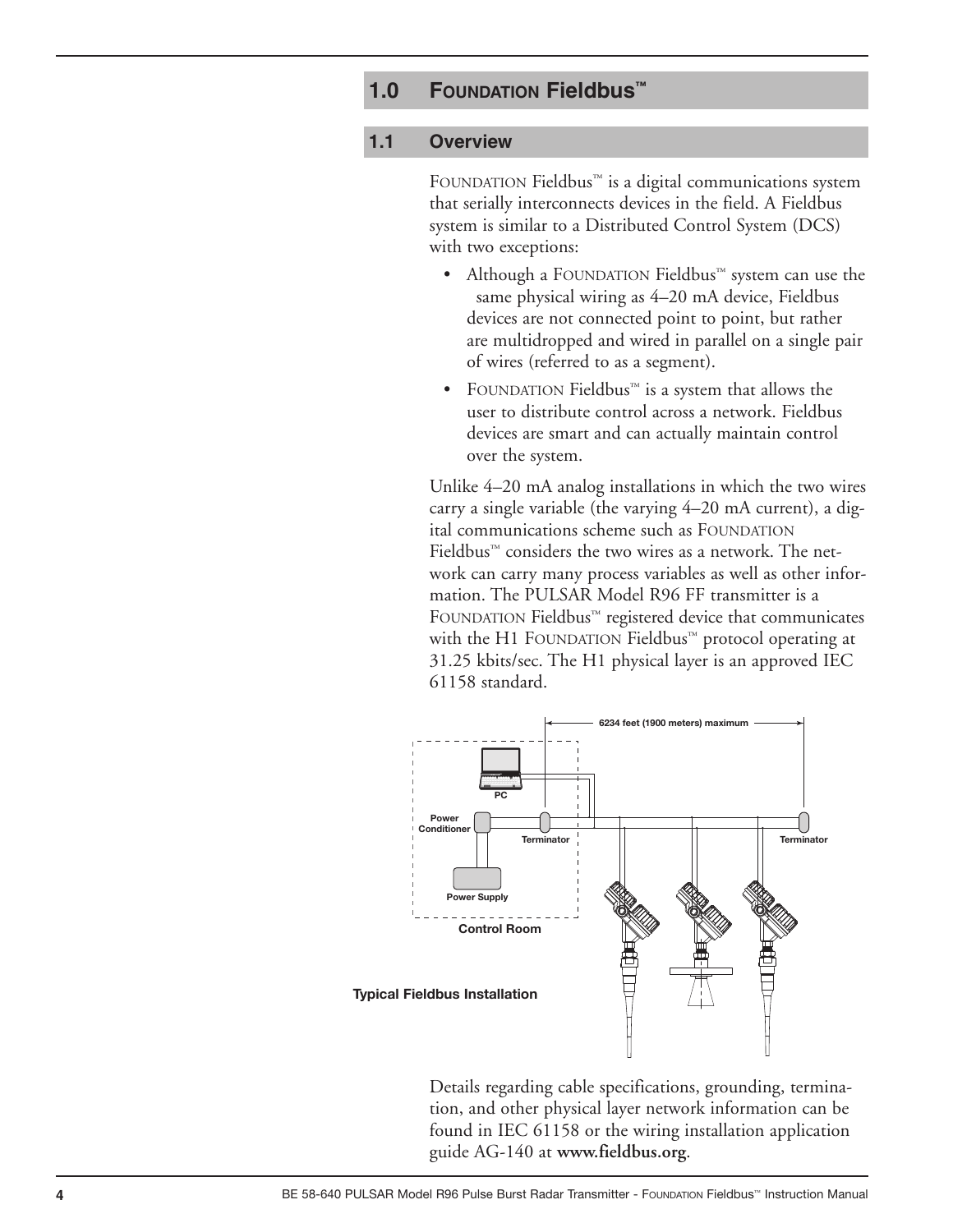# 1.0 FOUNDATION Fieldbus™

## 1.1 Overview

FOUNDATION Fieldbus™ is a digital communications system that serially interconnects devices in the field. A Fieldbus system is similar to a Distributed Control System (DCS) with two exceptions:

- Although a FOUNDATION Fieldbus™ system can use the same physical wiring as 4–20 mA device, Fieldbus devices are not connected point to point, but rather are multidropped and wired in parallel on a single pair of wires (referred to as a segment).
- FOUNDATION Fieldbus™ is a system that allows the user to distribute control across a network. Fieldbus devices are smart and can actually maintain control over the system.

Unlike 4–20 mA analog installations in which the two wires carry a single variable (the varying 4–20 mA current), a digital communications scheme such as FOUNDATION Fieldbus™ considers the two wires as a network. The network can carry many process variables as well as other information. The PULSAR Model R96 FF transmitter is a FOUNDATION Fieldbus™ registered device that communicates with the H1 FOUNDATION Fieldbus™ protocol operating at 31.25 kbits/sec. The H1 physical layer is an approved IEC 61158 standard.

6234 feet (1900 meters) maximum

PC

Power Conditioner

Terminator

Terminator

Power Supply

Control Room

**Typical Fieldbus Installation**

Details regarding cable specifications, grounding, termination, and other physical layer network information can be found in IEC 61158 or the wiring installation application guide AG-140 at **www.fieldbus.org**.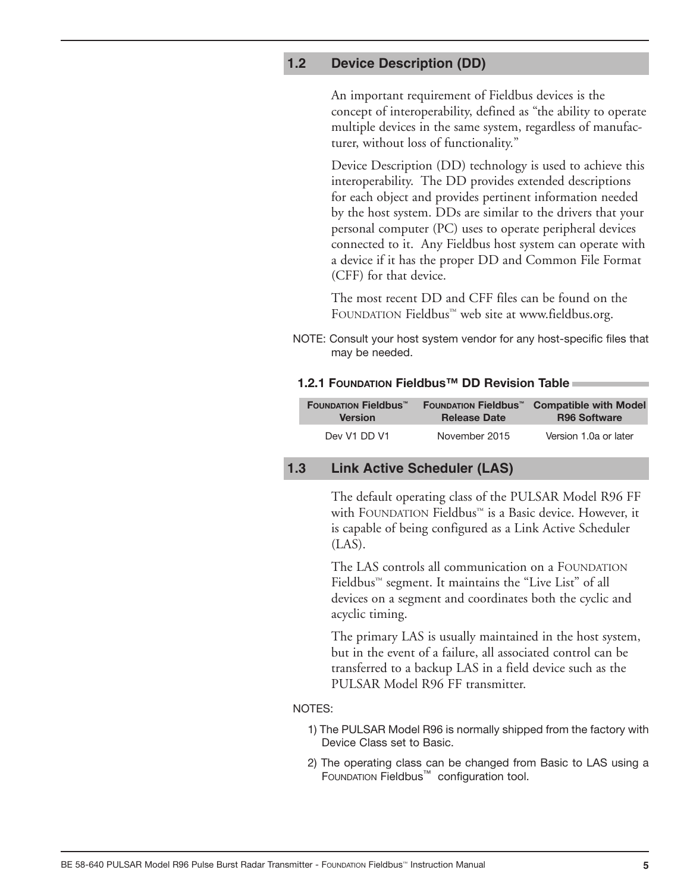## 1.2 Device Description (DD)

An important requirement of Fieldbus devices is the concept of interoperability, defined as "the ability to operate multiple devices in the same system, regardless of manufacturer, without loss of functionality."

Device Description (DD) technology is used to achieve this interoperability. The DD provides extended descriptions for each object and provides pertinent information needed by the host system. DDs are similar to the drivers that your personal computer (PC) uses to operate peripheral devices connected to it. Any Fieldbus host system can operate with a device if it has the proper DD and Common File Format (CFF) for that device.

The most recent DD and CFF files can be found on the FOUNDATION Fieldbus™ web site at www.fieldbus.org.

NOTE: Consult your host system vendor for any host-specific files that may be needed.

### 1.2.1 FOUNDATION Fieldbus™ DD Revision Table

| FOUNDATION Fieldbus™ Version | FOUNDATION Fieldbus™ Release Date | Compatible with Model R96 Software |
|---|---|---|
| Dev V1 DD V1 | November 2015 | Version 1.0a or later |

## 1.3 Link Active Scheduler (LAS)

The default operating class of the PULSAR Model R96 FF with FOUNDATION Fieldbus™ is a Basic device. However, it is capable of being configured as a Link Active Scheduler (LAS).

The LAS controls all communication on a FOUNDATION Fieldbus™ segment. It maintains the "Live List" of all devices on a segment and coordinates both the cyclic and acyclic timing.

The primary LAS is usually maintained in the host system, but in the event of a failure, all associated control can be transferred to a backup LAS in a field device such as the PULSAR Model R96 FF transmitter.

NOTES:

1) The PULSAR Model R96 is normally shipped from the factory with Device Class set to Basic.
2) The operating class can be changed from Basic to LAS using a FOUNDATION Fieldbus™ configuration tool.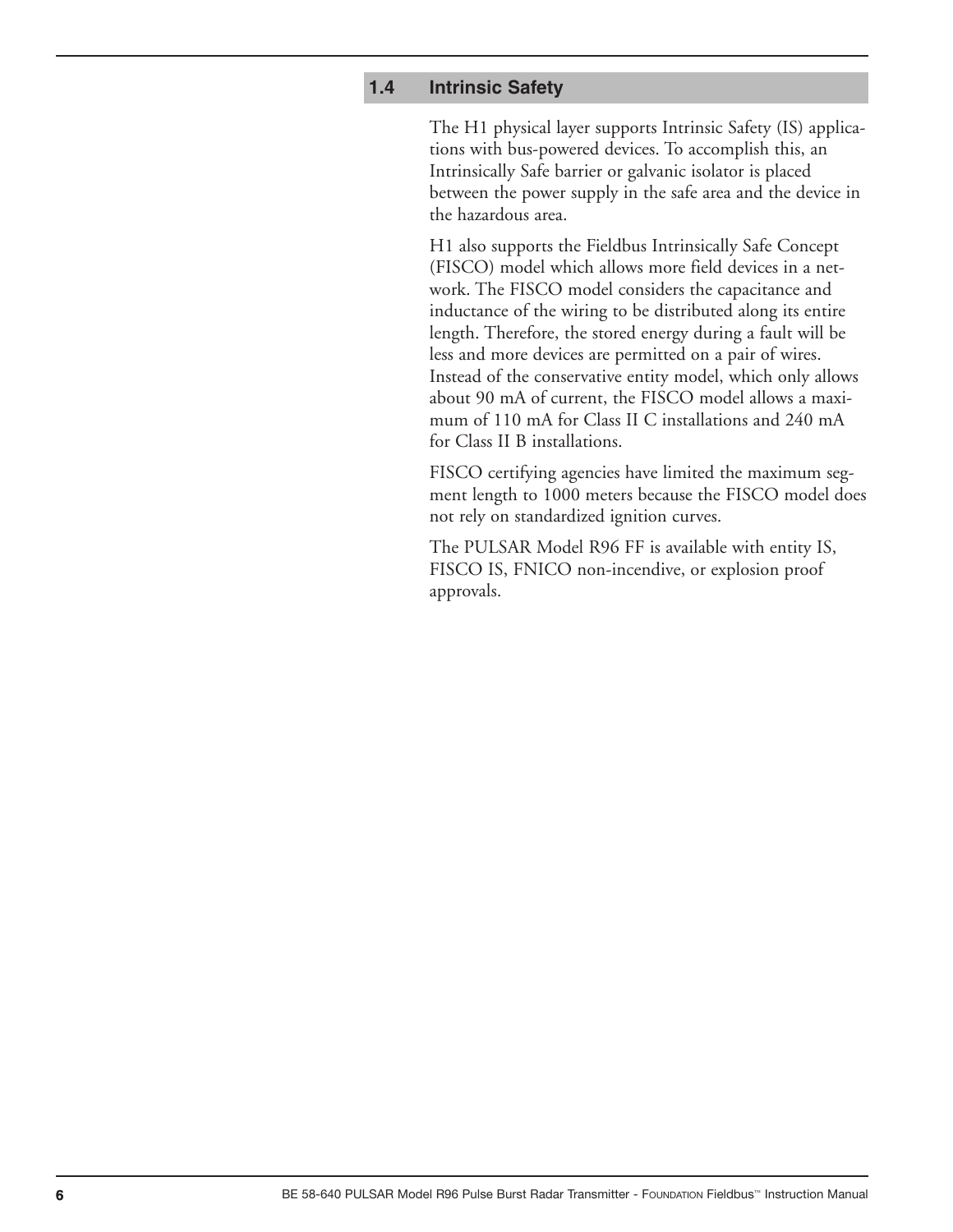## 1.4 Intrinsic Safety

The H1 physical layer supports Intrinsic Safety (IS) applications with bus-powered devices. To accomplish this, an Intrinsically Safe barrier or galvanic isolator is placed between the power supply in the safe area and the device in the hazardous area.

H1 also supports the Fieldbus Intrinsically Safe Concept (FISCO) model which allows more field devices in a network. The FISCO model considers the capacitance and inductance of the wiring to be distributed along its entire length. Therefore, the stored energy during a fault will be less and more devices are permitted on a pair of wires. Instead of the conservative entity model, which only allows about 90 mA of current, the FISCO model allows a maximum of 110 mA for Class II C installations and 240 mA for Class II B installations.

FISCO certifying agencies have limited the maximum segment length to 1000 meters because the FISCO model does not rely on standardized ignition curves.

The PULSAR Model R96 FF is available with entity IS, FISCO IS, FNICO non-incendive, or explosion proof approvals.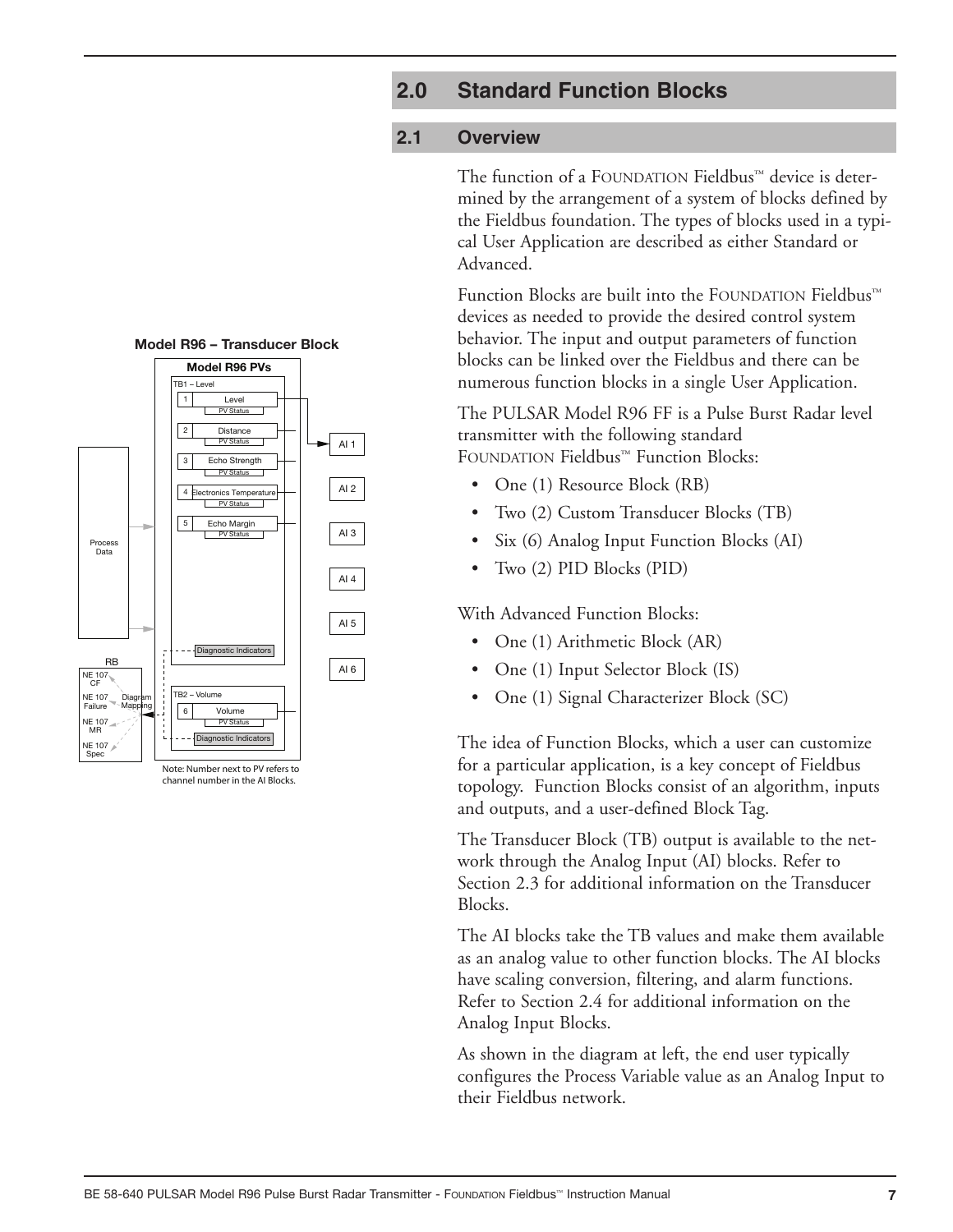## 2.0 Standard Function Blocks

### 2.1 Overview

The function of a FOUNDATION Fieldbus™ device is determined by the arrangement of a system of blocks defined by the Fieldbus foundation. The types of blocks used in a typical User Application are described as either Standard or Advanced.

Function Blocks are built into the FOUNDATION Fieldbus™ devices as needed to provide the desired control system behavior. The input and output parameters of function blocks can be linked over the Fieldbus and there can be numerous function blocks in a single User Application.

The PULSAR Model R96 FF is a Pulse Burst Radar level transmitter with the following standard FOUNDATION Fieldbus™ Function Blocks:

- One (1) Resource Block (RB)
- Two (2) Custom Transducer Blocks (TB)
- Six (6) Analog Input Function Blocks (AI)
- Two (2) PID Blocks (PID)

With Advanced Function Blocks:

- One (1) Arithmetic Block (AR)
- One (1) Input Selector Block (IS)
- One (1) Signal Characterizer Block (SC)

The idea of Function Blocks, which a user can customize for a particular application, is a key concept of Fieldbus topology. Function Blocks consist of an algorithm, inputs and outputs, and a user-defined Block Tag.

The Transducer Block (TB) output is available to the network through the Analog Input (AI) blocks. Refer to Section 2.3 for additional information on the Transducer Blocks.

The AI blocks take the TB values and make them available as an analog value to other function blocks. The AI blocks have scaling conversion, filtering, and alarm functions. Refer to Section 2.4 for additional information on the Analog Input Blocks.

As shown in the diagram at left, the end user typically configures the Process Variable value as an Analog Input to their Fieldbus network.

**Model R96 – Transducer Block**

**Model R96 PVs**

TB1 – Level: 1 Level (PV Status); 2 Distance (PV Status); 3 Echo Strength (PV Status); 4 Electronics Temperature (PV Status); 5 Echo Margin (PV Status); Diagnostic Indicators

TB2 – Volume: 6 Volume (PV Status); Diagnostic Indicators

Process Data

RB: NE 107 CF; NE 107 Failure; NE 107 MR; NE 107 Spec; Diagram Mapping

AI 1, AI 2, AI 3, AI 4, AI 5, AI 6

Note: Number next to PV refers to channel number in the AI Blocks.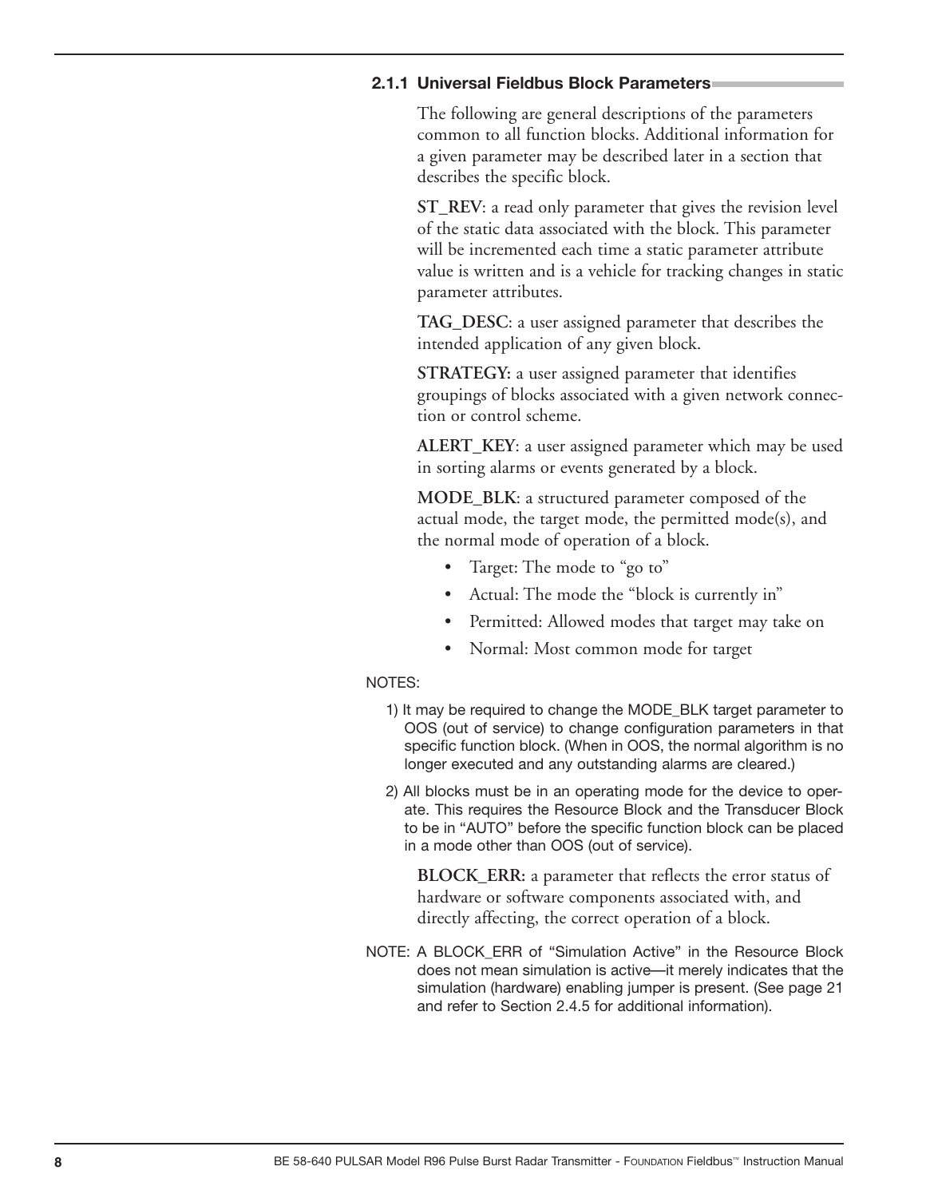### 2.1.1 Universal Fieldbus Block Parameters

The following are general descriptions of the parameters common to all function blocks. Additional information for a given parameter may be described later in a section that describes the specific block.

**ST_REV**: a read only parameter that gives the revision level of the static data associated with the block. This parameter will be incremented each time a static parameter attribute value is written and is a vehicle for tracking changes in static parameter attributes.

**TAG_DESC**: a user assigned parameter that describes the intended application of any given block.

**STRATEGY:** a user assigned parameter that identifies groupings of blocks associated with a given network connection or control scheme.

**ALERT_KEY**: a user assigned parameter which may be used in sorting alarms or events generated by a block.

**MODE_BLK**: a structured parameter composed of the actual mode, the target mode, the permitted mode(s), and the normal mode of operation of a block.

- Target: The mode to "go to"
- Actual: The mode the "block is currently in"
- Permitted: Allowed modes that target may take on
- Normal: Most common mode for target

NOTES:

1) It may be required to change the MODE_BLK target parameter to OOS (out of service) to change configuration parameters in that specific function block. (When in OOS, the normal algorithm is no longer executed and any outstanding alarms are cleared.)

2) All blocks must be in an operating mode for the device to operate. This requires the Resource Block and the Transducer Block to be in "AUTO" before the specific function block can be placed in a mode other than OOS (out of service).

**BLOCK_ERR:** a parameter that reflects the error status of hardware or software components associated with, and directly affecting, the correct operation of a block.

NOTE: A BLOCK_ERR of "Simulation Active" in the Resource Block does not mean simulation is active—it merely indicates that the simulation (hardware) enabling jumper is present. (See page 21 and refer to Section 2.4.5 for additional information).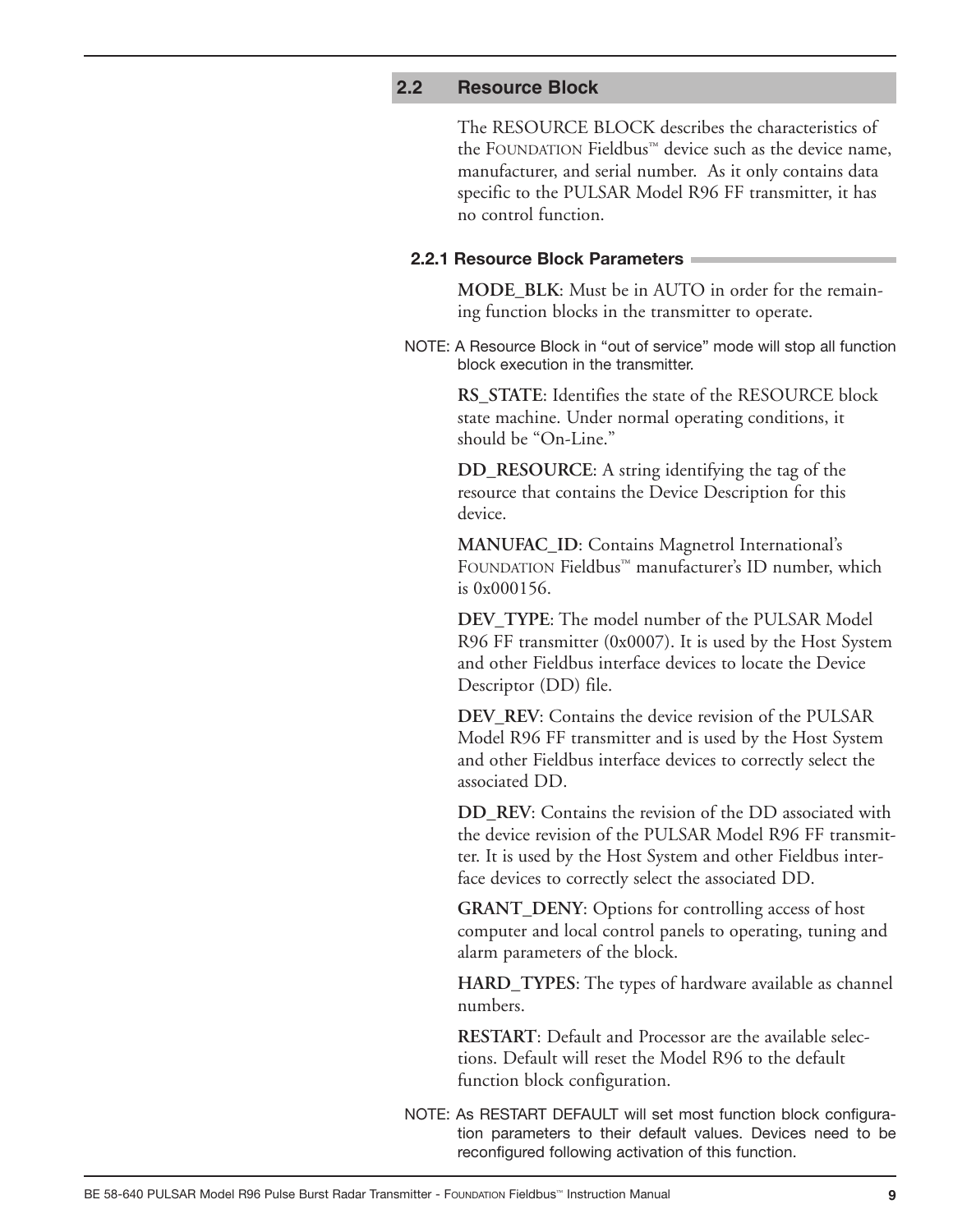## 2.2 Resource Block

The RESOURCE BLOCK describes the characteristics of the FOUNDATION Fieldbus™ device such as the device name, manufacturer, and serial number. As it only contains data specific to the PULSAR Model R96 FF transmitter, it has no control function.

### 2.2.1 Resource Block Parameters

**MODE_BLK**: Must be in AUTO in order for the remaining function blocks in the transmitter to operate.

NOTE: A Resource Block in "out of service" mode will stop all function block execution in the transmitter.

**RS_STATE**: Identifies the state of the RESOURCE block state machine. Under normal operating conditions, it should be "On-Line."

**DD_RESOURCE**: A string identifying the tag of the resource that contains the Device Description for this device.

**MANUFAC_ID**: Contains Magnetrol International's FOUNDATION Fieldbus™ manufacturer's ID number, which is 0x000156.

**DEV_TYPE**: The model number of the PULSAR Model R96 FF transmitter (0x0007). It is used by the Host System and other Fieldbus interface devices to locate the Device Descriptor (DD) file.

**DEV_REV**: Contains the device revision of the PULSAR Model R96 FF transmitter and is used by the Host System and other Fieldbus interface devices to correctly select the associated DD.

**DD_REV**: Contains the revision of the DD associated with the device revision of the PULSAR Model R96 FF transmitter. It is used by the Host System and other Fieldbus interface devices to correctly select the associated DD.

**GRANT_DENY**: Options for controlling access of host computer and local control panels to operating, tuning and alarm parameters of the block.

**HARD_TYPES**: The types of hardware available as channel numbers.

**RESTART**: Default and Processor are the available selections. Default will reset the Model R96 to the default function block configuration.

NOTE: As RESTART DEFAULT will set most function block configuration parameters to their default values. Devices need to be reconfigured following activation of this function.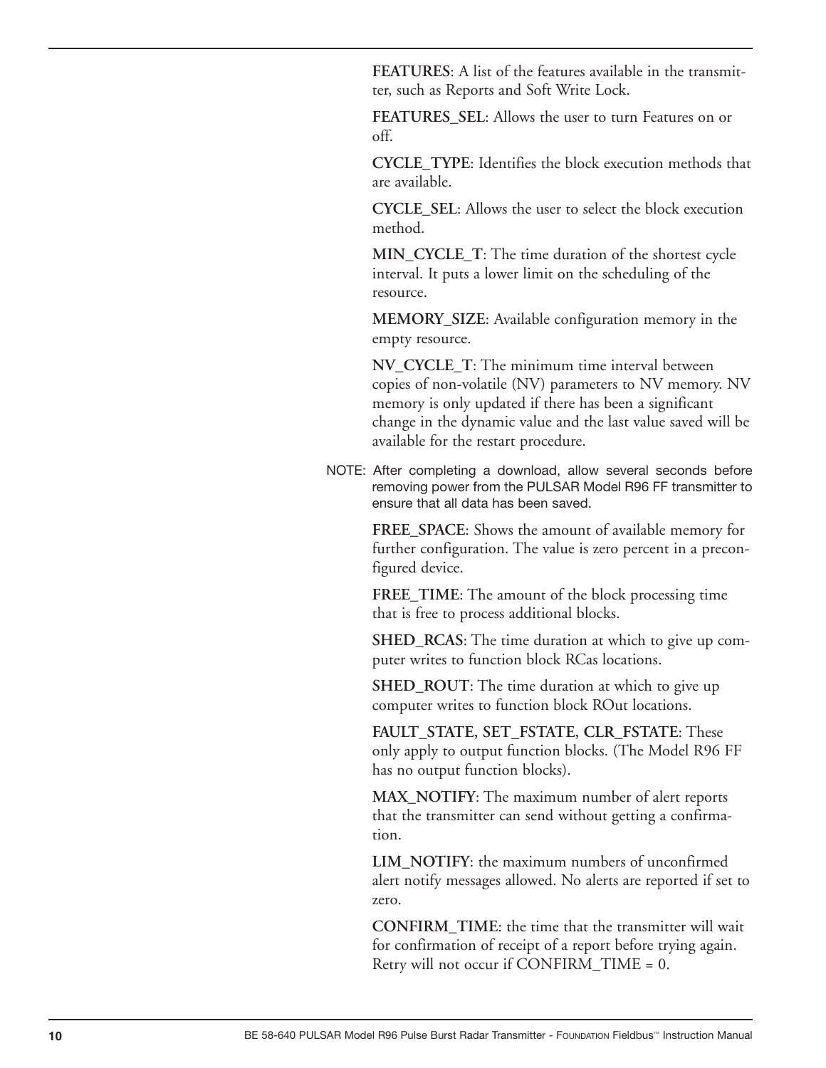**FEATURES**: A list of the features available in the transmitter, such as Reports and Soft Write Lock.

**FEATURES_SEL**: Allows the user to turn Features on or off.

**CYCLE_TYPE**: Identifies the block execution methods that are available.

**CYCLE_SEL**: Allows the user to select the block execution method.

**MIN_CYCLE_T**: The time duration of the shortest cycle interval. It puts a lower limit on the scheduling of the resource.

**MEMORY_SIZE**: Available configuration memory in the empty resource.

**NV_CYCLE_T**: The minimum time interval between copies of non-volatile (NV) parameters to NV memory. NV memory is only updated if there has been a significant change in the dynamic value and the last value saved will be available for the restart procedure.

NOTE: After completing a download, allow several seconds before removing power from the PULSAR Model R96 FF transmitter to ensure that all data has been saved.

**FREE_SPACE**: Shows the amount of available memory for further configuration. The value is zero percent in a preconfigured device.

**FREE_TIME**: The amount of the block processing time that is free to process additional blocks.

**SHED_RCAS**: The time duration at which to give up computer writes to function block RCas locations.

**SHED_ROUT**: The time duration at which to give up computer writes to function block ROut locations.

**FAULT_STATE, SET_FSTATE, CLR_FSTATE**: These only apply to output function blocks. (The Model R96 FF has no output function blocks).

**MAX_NOTIFY**: The maximum number of alert reports that the transmitter can send without getting a confirmation.

**LIM_NOTIFY**: the maximum numbers of unconfirmed alert notify messages allowed. No alerts are reported if set to zero.

**CONFIRM_TIME**: the time that the transmitter will wait for confirmation of receipt of a report before trying again. Retry will not occur if CONFIRM_TIME = 0.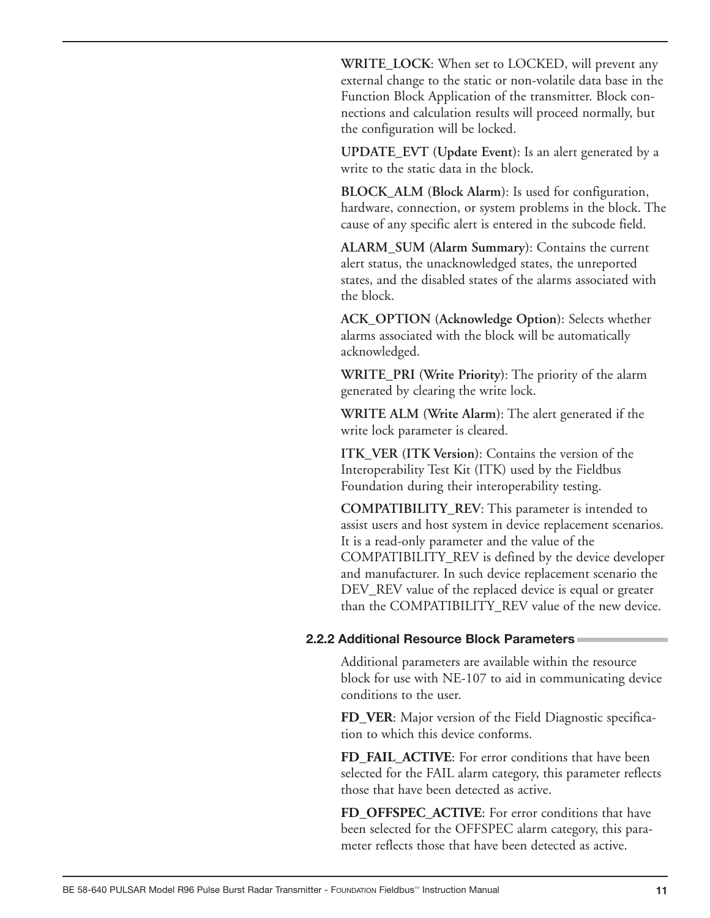**WRITE_LOCK**: When set to LOCKED, will prevent any external change to the static or non-volatile data base in the Function Block Application of the transmitter. Block connections and calculation results will proceed normally, but the configuration will be locked.

**UPDATE_EVT (Update Event)**: Is an alert generated by a write to the static data in the block.

**BLOCK_ALM (Block Alarm)**: Is used for configuration, hardware, connection, or system problems in the block. The cause of any specific alert is entered in the subcode field.

**ALARM_SUM (Alarm Summary)**: Contains the current alert status, the unacknowledged states, the unreported states, and the disabled states of the alarms associated with the block.

**ACK_OPTION (Acknowledge Option)**: Selects whether alarms associated with the block will be automatically acknowledged.

**WRITE_PRI (Write Priority)**: The priority of the alarm generated by clearing the write lock.

**WRITE ALM (Write Alarm)**: The alert generated if the write lock parameter is cleared.

**ITK_VER (ITK Version)**: Contains the version of the Interoperability Test Kit (ITK) used by the Fieldbus Foundation during their interoperability testing.

**COMPATIBILITY_REV**: This parameter is intended to assist users and host system in device replacement scenarios. It is a read-only parameter and the value of the COMPATIBILITY_REV is defined by the device developer and manufacturer. In such device replacement scenario the DEV_REV value of the replaced device is equal or greater than the COMPATIBILITY_REV value of the new device.

### 2.2.2 Additional Resource Block Parameters

Additional parameters are available within the resource block for use with NE-107 to aid in communicating device conditions to the user.

**FD_VER**: Major version of the Field Diagnostic specification to which this device conforms.

**FD_FAIL_ACTIVE**: For error conditions that have been selected for the FAIL alarm category, this parameter reflects those that have been detected as active.

**FD_OFFSPEC_ACTIVE**: For error conditions that have been selected for the OFFSPEC alarm category, this parameter reflects those that have been detected as active.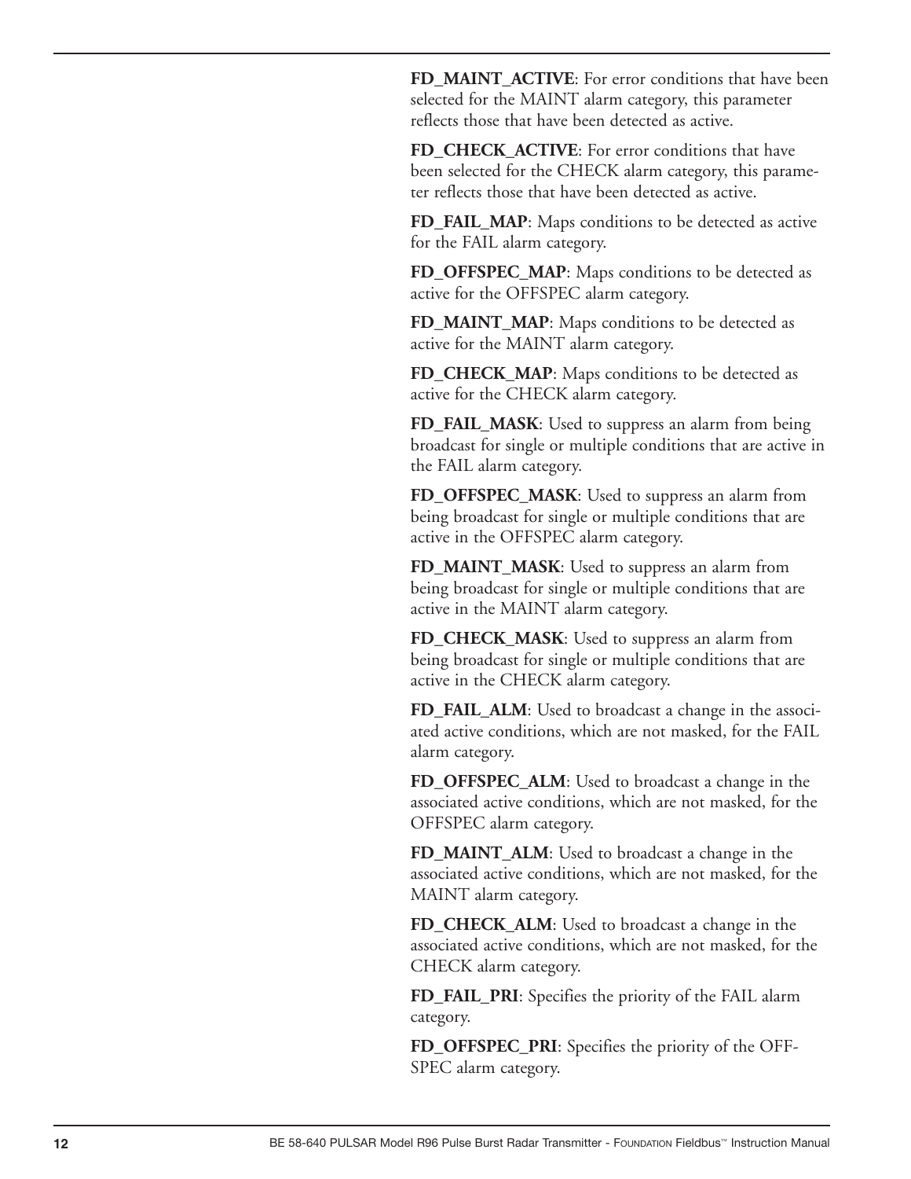**FD_MAINT_ACTIVE**: For error conditions that have been selected for the MAINT alarm category, this parameter reflects those that have been detected as active.

**FD_CHECK_ACTIVE**: For error conditions that have been selected for the CHECK alarm category, this parameter reflects those that have been detected as active.

**FD_FAIL_MAP**: Maps conditions to be detected as active for the FAIL alarm category.

**FD_OFFSPEC_MAP**: Maps conditions to be detected as active for the OFFSPEC alarm category.

**FD_MAINT_MAP**: Maps conditions to be detected as active for the MAINT alarm category.

**FD_CHECK_MAP**: Maps conditions to be detected as active for the CHECK alarm category.

**FD_FAIL_MASK**: Used to suppress an alarm from being broadcast for single or multiple conditions that are active in the FAIL alarm category.

**FD_OFFSPEC_MASK**: Used to suppress an alarm from being broadcast for single or multiple conditions that are active in the OFFSPEC alarm category.

**FD_MAINT_MASK**: Used to suppress an alarm from being broadcast for single or multiple conditions that are active in the MAINT alarm category.

**FD_CHECK_MASK**: Used to suppress an alarm from being broadcast for single or multiple conditions that are active in the CHECK alarm category.

**FD_FAIL_ALM**: Used to broadcast a change in the associated active conditions, which are not masked, for the FAIL alarm category.

**FD_OFFSPEC_ALM**: Used to broadcast a change in the associated active conditions, which are not masked, for the OFFSPEC alarm category.

**FD_MAINT_ALM**: Used to broadcast a change in the associated active conditions, which are not masked, for the MAINT alarm category.

**FD_CHECK_ALM**: Used to broadcast a change in the associated active conditions, which are not masked, for the CHECK alarm category.

**FD_FAIL_PRI**: Specifies the priority of the FAIL alarm category.

**FD_OFFSPEC_PRI**: Specifies the priority of the OFFSPEC alarm category.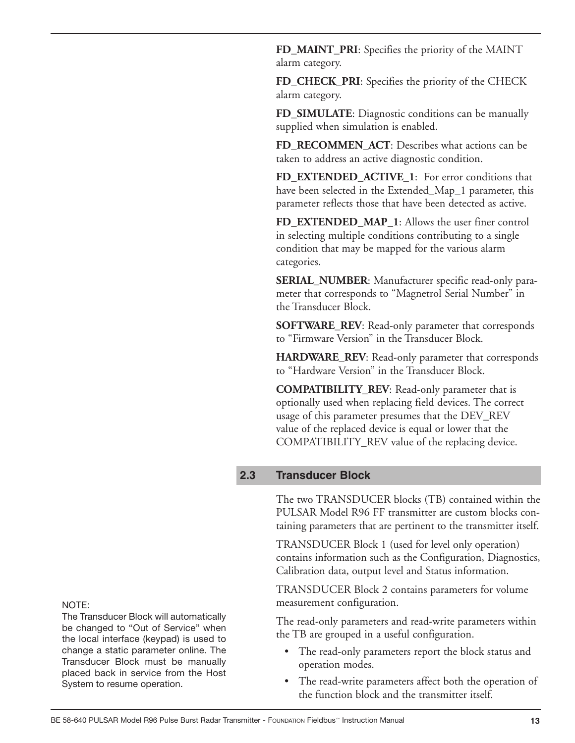**FD_MAINT_PRI**: Specifies the priority of the MAINT alarm category.

**FD_CHECK_PRI**: Specifies the priority of the CHECK alarm category.

**FD_SIMULATE**: Diagnostic conditions can be manually supplied when simulation is enabled.

**FD_RECOMMEN_ACT**: Describes what actions can be taken to address an active diagnostic condition.

**FD_EXTENDED_ACTIVE_1**: For error conditions that have been selected in the Extended_Map_1 parameter, this parameter reflects those that have been detected as active.

**FD_EXTENDED_MAP_1**: Allows the user finer control in selecting multiple conditions contributing to a single condition that may be mapped for the various alarm categories.

**SERIAL_NUMBER**: Manufacturer specific read-only parameter that corresponds to "Magnetrol Serial Number" in the Transducer Block.

**SOFTWARE_REV**: Read-only parameter that corresponds to "Firmware Version" in the Transducer Block.

**HARDWARE_REV**: Read-only parameter that corresponds to "Hardware Version" in the Transducer Block.

**COMPATIBILITY_REV**: Read-only parameter that is optionally used when replacing field devices. The correct usage of this parameter presumes that the DEV_REV value of the replaced device is equal or lower that the COMPATIBILITY_REV value of the replacing device.

## 2.3 Transducer Block

The two TRANSDUCER blocks (TB) contained within the PULSAR Model R96 FF transmitter are custom blocks containing parameters that are pertinent to the transmitter itself.

TRANSDUCER Block 1 (used for level only operation) contains information such as the Configuration, Diagnostics, Calibration data, output level and Status information.

TRANSDUCER Block 2 contains parameters for volume measurement configuration.

NOTE:
The Transducer Block will automatically be changed to "Out of Service" when the local interface (keypad) is used to change a static parameter online. The Transducer Block must be manually placed back in service from the Host System to resume operation.

The read-only parameters and read-write parameters within the TB are grouped in a useful configuration.

- The read-only parameters report the block status and operation modes.
- The read-write parameters affect both the operation of the function block and the transmitter itself.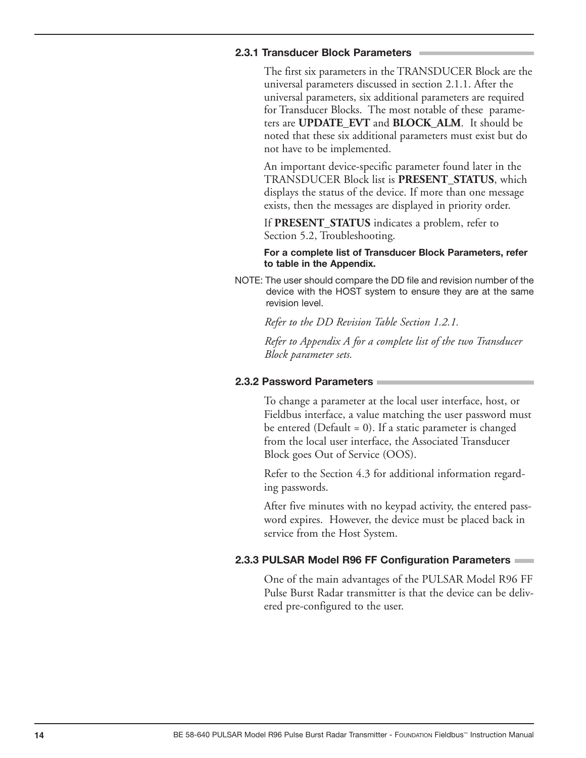### 2.3.1 Transducer Block Parameters

The first six parameters in the TRANSDUCER Block are the universal parameters discussed in section 2.1.1. After the universal parameters, six additional parameters are required for Transducer Blocks. The most notable of these parameters are **UPDATE_EVT** and **BLOCK_ALM**. It should be noted that these six additional parameters must exist but do not have to be implemented.

An important device-specific parameter found later in the TRANSDUCER Block list is **PRESENT_STATUS**, which displays the status of the device. If more than one message exists, then the messages are displayed in priority order.

If **PRESENT_STATUS** indicates a problem, refer to Section 5.2, Troubleshooting.

**For a complete list of Transducer Block Parameters, refer to table in the Appendix.**

NOTE: The user should compare the DD file and revision number of the device with the HOST system to ensure they are at the same revision level.

*Refer to the DD Revision Table Section 1.2.1.*

*Refer to Appendix A for a complete list of the two Transducer Block parameter sets.*

### 2.3.2 Password Parameters

To change a parameter at the local user interface, host, or Fieldbus interface, a value matching the user password must be entered (Default = 0). If a static parameter is changed from the local user interface, the Associated Transducer Block goes Out of Service (OOS).

Refer to the Section 4.3 for additional information regarding passwords.

After five minutes with no keypad activity, the entered password expires. However, the device must be placed back in service from the Host System.

### 2.3.3 PULSAR Model R96 FF Configuration Parameters

One of the main advantages of the PULSAR Model R96 FF Pulse Burst Radar transmitter is that the device can be delivered pre-configured to the user.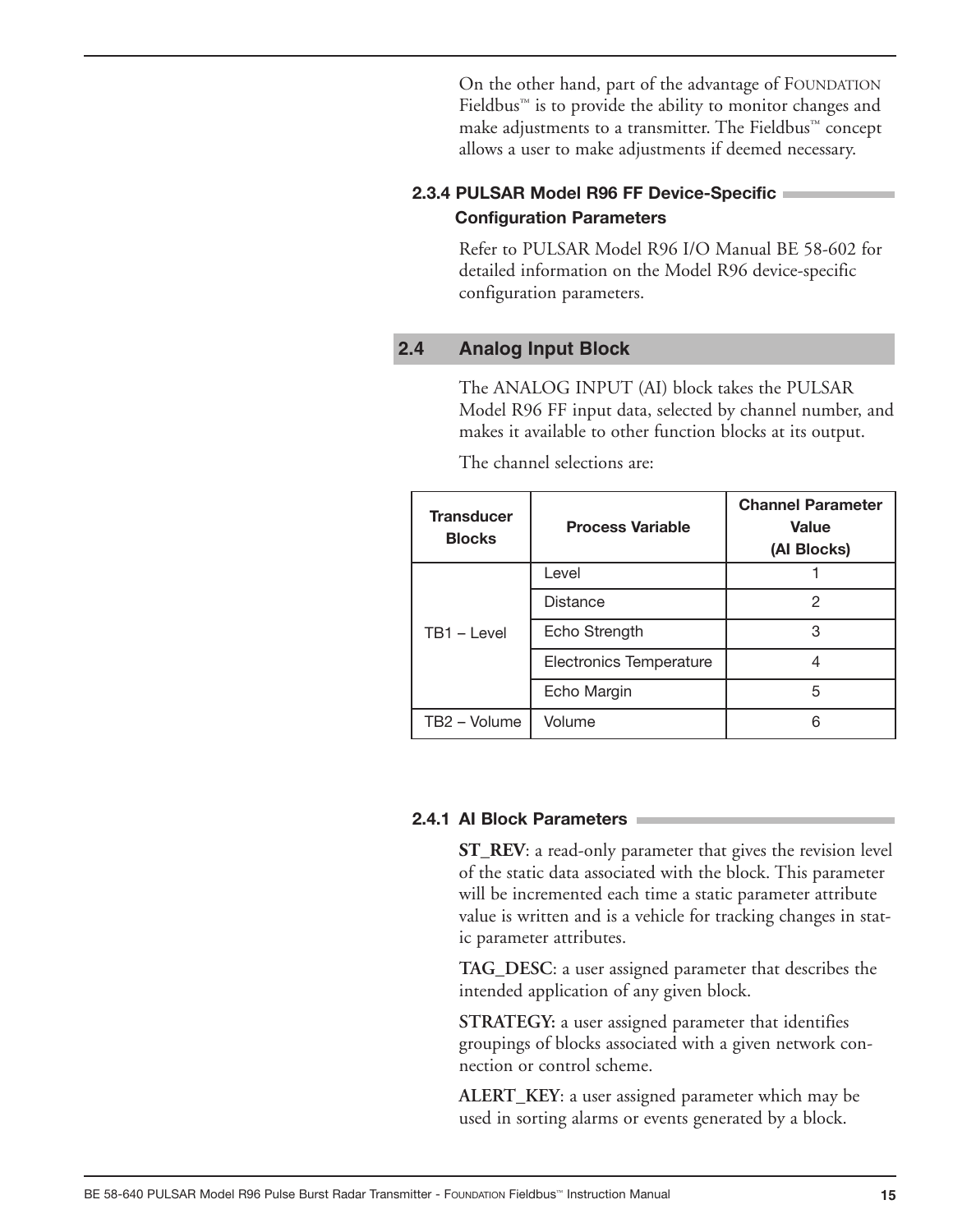On the other hand, part of the advantage of FOUNDATION Fieldbus™ is to provide the ability to monitor changes and make adjustments to a transmitter. The Fieldbus™ concept allows a user to make adjustments if deemed necessary.

### 2.3.4 PULSAR Model R96 FF Device-Specific Configuration Parameters

Refer to PULSAR Model R96 I/O Manual BE 58-602 for detailed information on the Model R96 device-specific configuration parameters.

## 2.4 Analog Input Block

The ANALOG INPUT (AI) block takes the PULSAR Model R96 FF input data, selected by channel number, and makes it available to other function blocks at its output.

The channel selections are:

| Transducer Blocks | Process Variable | Channel Parameter Value (AI Blocks) |
|---|---|---|
| TB1 – Level | Level | 1 |
| | Distance | 2 |
| | Echo Strength | 3 |
| | Electronics Temperature | 4 |
| | Echo Margin | 5 |
| TB2 – Volume | Volume | 6 |

### 2.4.1 AI Block Parameters

**ST_REV**: a read-only parameter that gives the revision level of the static data associated with the block. This parameter will be incremented each time a static parameter attribute value is written and is a vehicle for tracking changes in static parameter attributes.

**TAG_DESC**: a user assigned parameter that describes the intended application of any given block.

**STRATEGY:** a user assigned parameter that identifies groupings of blocks associated with a given network connection or control scheme.

**ALERT_KEY**: a user assigned parameter which may be used in sorting alarms or events generated by a block.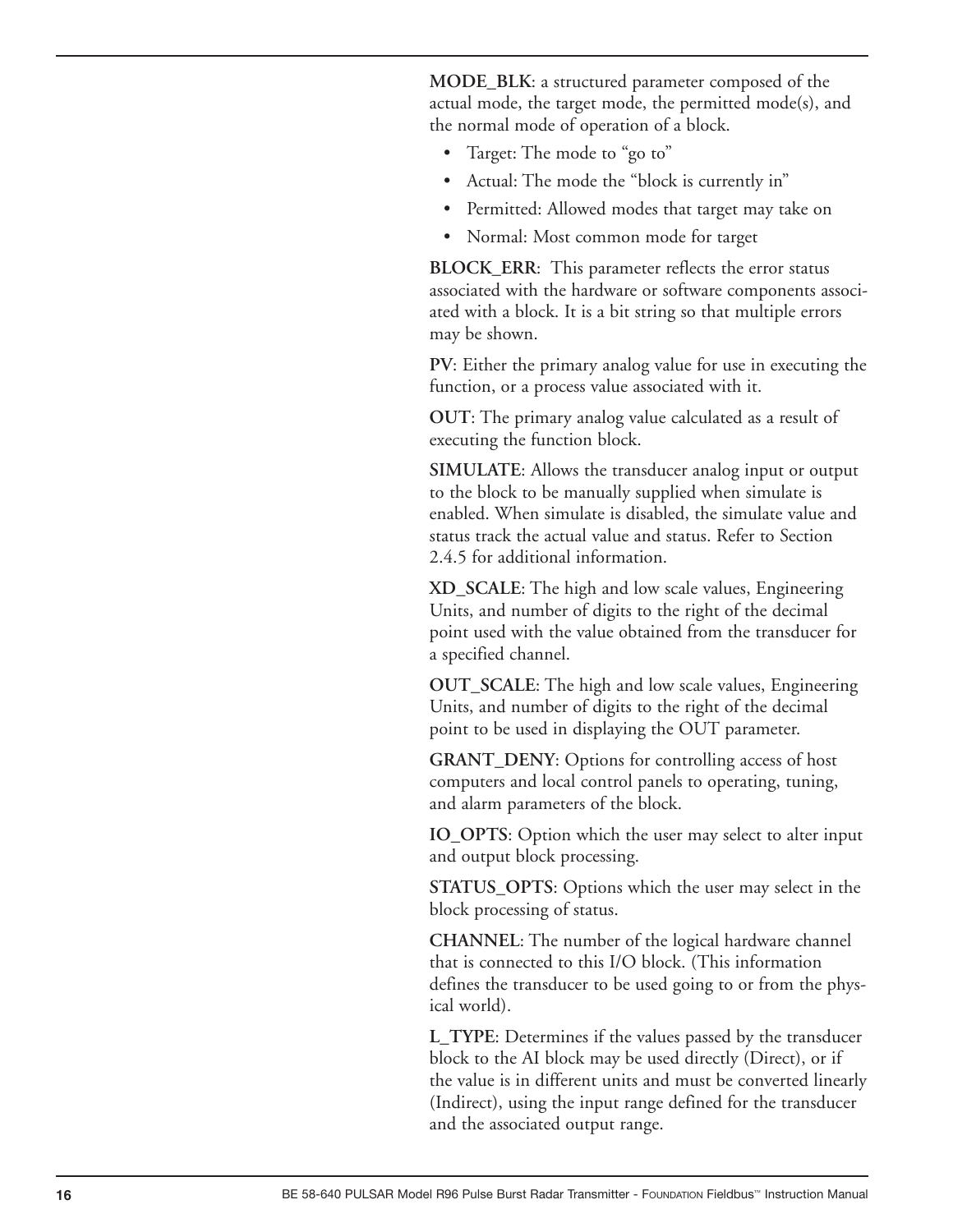**MODE_BLK**: a structured parameter composed of the actual mode, the target mode, the permitted mode(s), and the normal mode of operation of a block.

- Target: The mode to "go to"
- Actual: The mode the "block is currently in"
- Permitted: Allowed modes that target may take on
- Normal: Most common mode for target

**BLOCK_ERR**: This parameter reflects the error status associated with the hardware or software components associated with a block. It is a bit string so that multiple errors may be shown.

**PV**: Either the primary analog value for use in executing the function, or a process value associated with it.

**OUT**: The primary analog value calculated as a result of executing the function block.

**SIMULATE**: Allows the transducer analog input or output to the block to be manually supplied when simulate is enabled. When simulate is disabled, the simulate value and status track the actual value and status. Refer to Section 2.4.5 for additional information.

**XD_SCALE**: The high and low scale values, Engineering Units, and number of digits to the right of the decimal point used with the value obtained from the transducer for a specified channel.

**OUT_SCALE**: The high and low scale values, Engineering Units, and number of digits to the right of the decimal point to be used in displaying the OUT parameter.

**GRANT_DENY**: Options for controlling access of host computers and local control panels to operating, tuning, and alarm parameters of the block.

**IO_OPTS**: Option which the user may select to alter input and output block processing.

**STATUS_OPTS**: Options which the user may select in the block processing of status.

**CHANNEL**: The number of the logical hardware channel that is connected to this I/O block. (This information defines the transducer to be used going to or from the physical world).

**L_TYPE**: Determines if the values passed by the transducer block to the AI block may be used directly (Direct), or if the value is in different units and must be converted linearly (Indirect), using the input range defined for the transducer and the associated output range.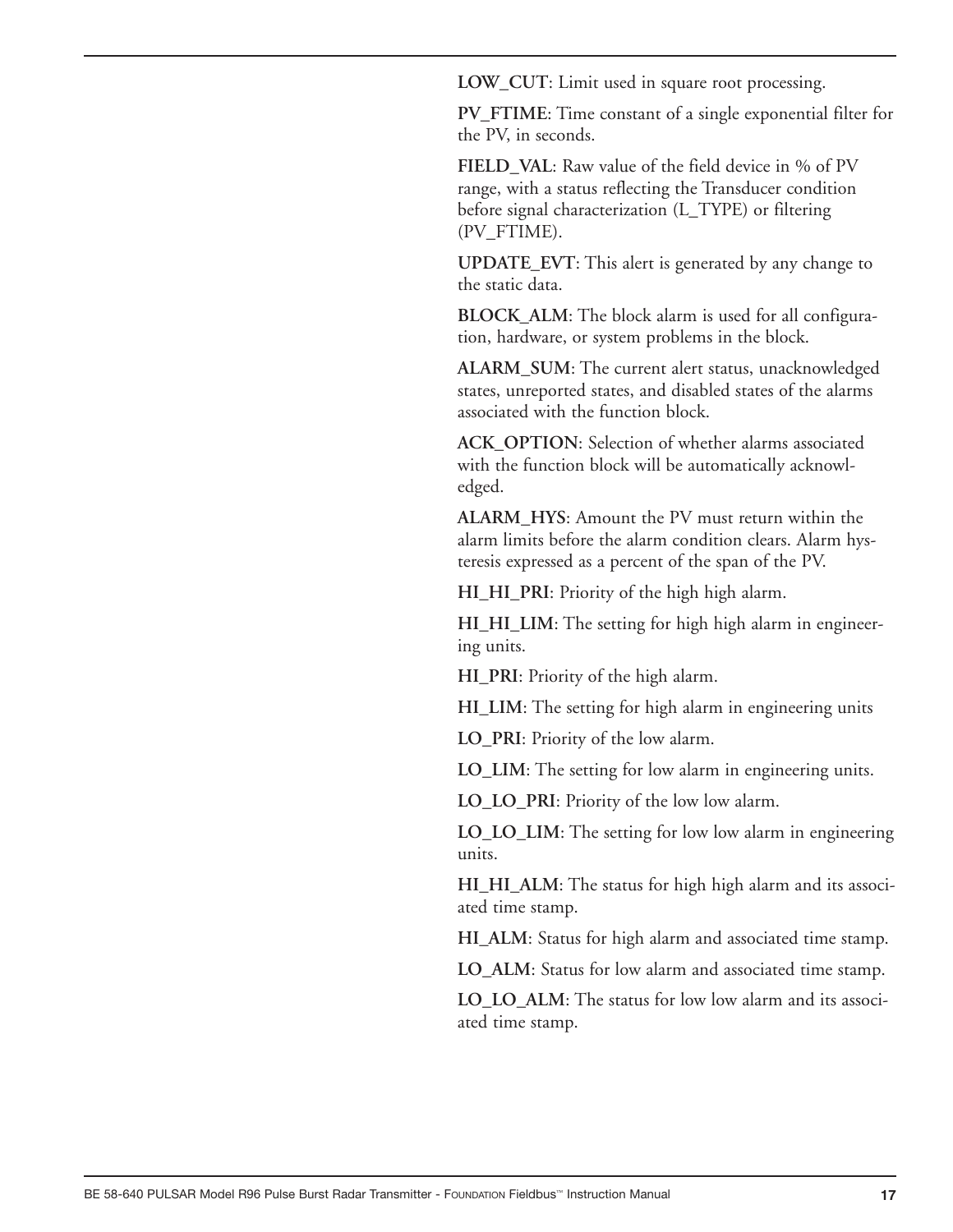**LOW_CUT**: Limit used in square root processing.

**PV_FTIME**: Time constant of a single exponential filter for the PV, in seconds.

**FIELD_VAL**: Raw value of the field device in % of PV range, with a status reflecting the Transducer condition before signal characterization (L_TYPE) or filtering (PV_FTIME).

**UPDATE_EVT**: This alert is generated by any change to the static data.

**BLOCK_ALM**: The block alarm is used for all configuration, hardware, or system problems in the block.

**ALARM_SUM**: The current alert status, unacknowledged states, unreported states, and disabled states of the alarms associated with the function block.

**ACK_OPTION**: Selection of whether alarms associated with the function block will be automatically acknowledged.

**ALARM_HYS**: Amount the PV must return within the alarm limits before the alarm condition clears. Alarm hysteresis expressed as a percent of the span of the PV.

**HI_HI_PRI**: Priority of the high high alarm.

**HI_HI_LIM**: The setting for high high alarm in engineering units.

**HI_PRI**: Priority of the high alarm.

**HI_LIM**: The setting for high alarm in engineering units

**LO_PRI**: Priority of the low alarm.

**LO_LIM**: The setting for low alarm in engineering units.

**LO_LO_PRI**: Priority of the low low alarm.

**LO_LO_LIM**: The setting for low low alarm in engineering units.

**HI_HI_ALM**: The status for high high alarm and its associated time stamp.

**HI_ALM**: Status for high alarm and associated time stamp.

**LO_ALM**: Status for low alarm and associated time stamp.

**LO_LO_ALM**: The status for low low alarm and its associated time stamp.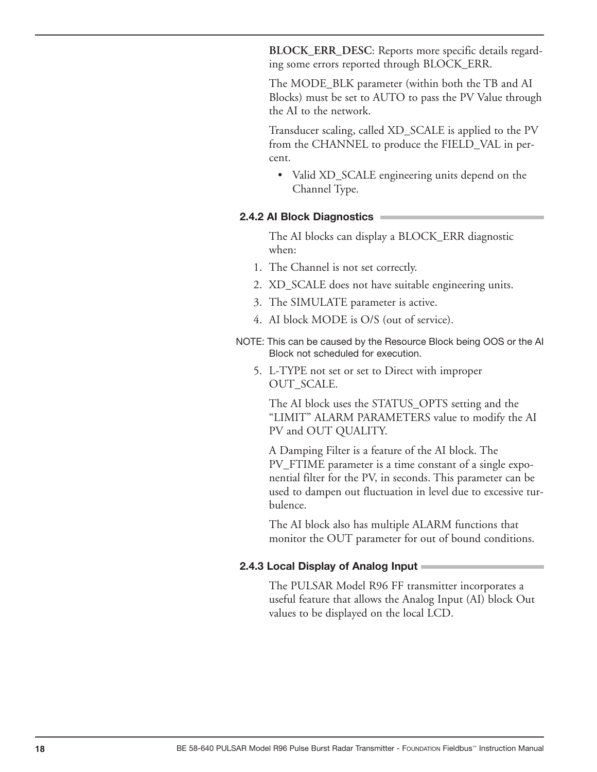**BLOCK_ERR_DESC**: Reports more specific details regarding some errors reported through BLOCK_ERR.

The MODE_BLK parameter (within both the TB and AI Blocks) must be set to AUTO to pass the PV Value through the AI to the network.

Transducer scaling, called XD_SCALE is applied to the PV from the CHANNEL to produce the FIELD_VAL in percent.

- Valid XD_SCALE engineering units depend on the Channel Type.

### 2.4.2 AI Block Diagnostics

The AI blocks can display a BLOCK_ERR diagnostic when:

1. The Channel is not set correctly.
2. XD_SCALE does not have suitable engineering units.
3. The SIMULATE parameter is active.
4. AI block MODE is O/S (out of service).

NOTE: This can be caused by the Resource Block being OOS or the AI Block not scheduled for execution.

5. L-TYPE not set or set to Direct with improper OUT_SCALE.

The AI block uses the STATUS_OPTS setting and the "LIMIT" ALARM PARAMETERS value to modify the AI PV and OUT QUALITY.

A Damping Filter is a feature of the AI block. The PV_FTIME parameter is a time constant of a single exponential filter for the PV, in seconds. This parameter can be used to dampen out fluctuation in level due to excessive turbulence.

The AI block also has multiple ALARM functions that monitor the OUT parameter for out of bound conditions.

### 2.4.3 Local Display of Analog Input

The PULSAR Model R96 FF transmitter incorporates a useful feature that allows the Analog Input (AI) block Out values to be displayed on the local LCD.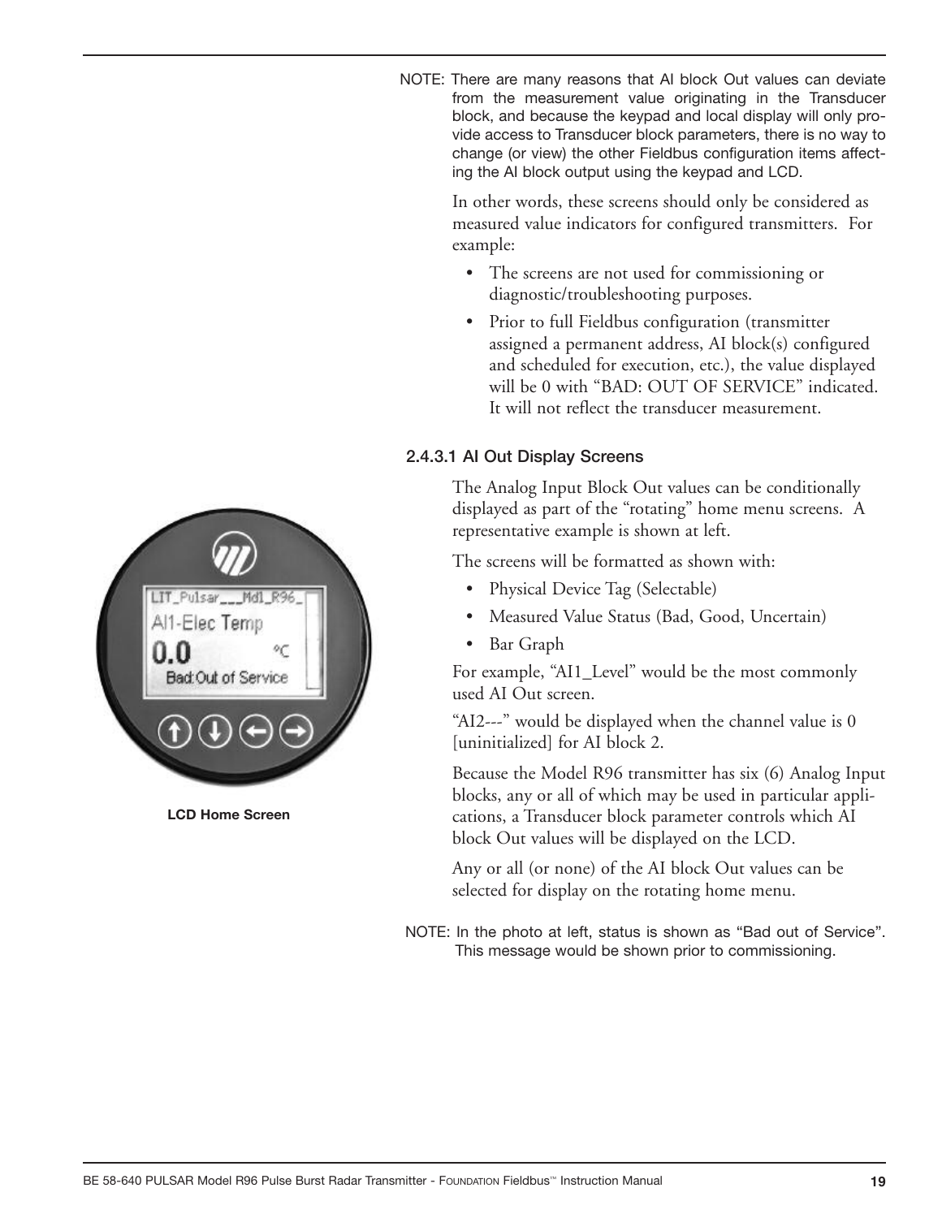NOTE: There are many reasons that AI block Out values can deviate from the measurement value originating in the Transducer block, and because the keypad and local display will only provide access to Transducer block parameters, there is no way to change (or view) the other Fieldbus configuration items affecting the AI block output using the keypad and LCD.

In other words, these screens should only be considered as measured value indicators for configured transmitters. For example:

- The screens are not used for commissioning or diagnostic/troubleshooting purposes.
- Prior to full Fieldbus configuration (transmitter assigned a permanent address, AI block(s) configured and scheduled for execution, etc.), the value displayed will be 0 with "BAD: OUT OF SERVICE" indicated. It will not reflect the transducer measurement.

### 2.4.3.1 AI Out Display Screens

The Analog Input Block Out values can be conditionally displayed as part of the "rotating" home menu screens. A representative example is shown at left.

The screens will be formatted as shown with:

- Physical Device Tag (Selectable)
- Measured Value Status (Bad, Good, Uncertain)
- Bar Graph

For example, "AI1_Level" would be the most commonly used AI Out screen.

"AI2---" would be displayed when the channel value is 0 [uninitialized] for AI block 2.

Because the Model R96 transmitter has six (6) Analog Input blocks, any or all of which may be used in particular applications, a Transducer block parameter controls which AI block Out values will be displayed on the LCD.

Any or all (or none) of the AI block Out values can be selected for display on the rotating home menu.

**LCD Home Screen**

NOTE: In the photo at left, status is shown as "Bad out of Service". This message would be shown prior to commissioning.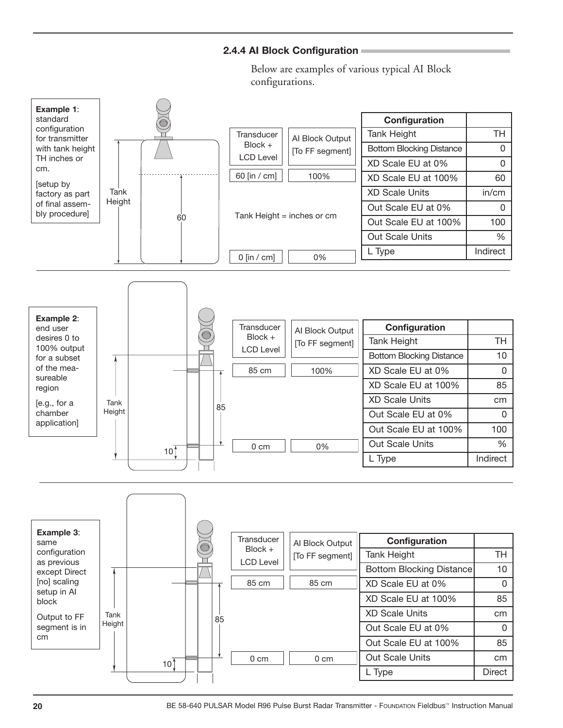### 2.4.4 AI Block Configuration

Below are examples of various typical AI Block configurations.

**Example 1**: standard configuration for transmitter with tank height TH inches or cm.

[setup by factory as part of final assembly procedure]

| Transducer Block + LCD Level | AI Block Output [To FF segment] |
|---|---|
| 60 [in / cm] | 100% |
| 0 [in / cm] | 0% |

Tank Height = inches or cm

| Configuration | |
|---|---|
| Tank Height | TH |
| Bottom Blocking Distance | 0 |
| XD Scale EU at 0% | 0 |
| XD Scale EU at 100% | 60 |
| XD Scale Units | in/cm |
| Out Scale EU at 0% | 0 |
| Out Scale EU at 100% | 100 |
| Out Scale Units | % |
| L Type | Indirect |

**Example 2**: end user desires 0 to 100% output for a subset of the measureable region

[e.g., for a chamber application]

| Transducer Block + LCD Level | AI Block Output [To FF segment] |
|---|---|
| 85 cm | 100% |
| 0 cm | 0% |

| Configuration | |
|---|---|
| Tank Height | TH |
| Bottom Blocking Distance | 10 |
| XD Scale EU at 0% | 0 |
| XD Scale EU at 100% | 85 |
| XD Scale Units | cm |
| Out Scale EU at 0% | 0 |
| Out Scale EU at 100% | 100 |
| Out Scale Units | % |
| L Type | Indirect |

**Example 3**: same configuration as previous except Direct [no] scaling setup in AI block

Output to FF segment is in cm

| Transducer Block + LCD Level | AI Block Output [To FF segment] |
|---|---|
| 85 cm | 85 cm |
| 0 cm | 0 cm |

| Configuration | |
|---|---|
| Tank Height | TH |
| Bottom Blocking Distance | 10 |
| XD Scale EU at 0% | 0 |
| XD Scale EU at 100% | 85 |
| XD Scale Units | cm |
| Out Scale EU at 0% | 0 |
| Out Scale EU at 100% | 85 |
| Out Scale Units | cm |
| L Type | Direct |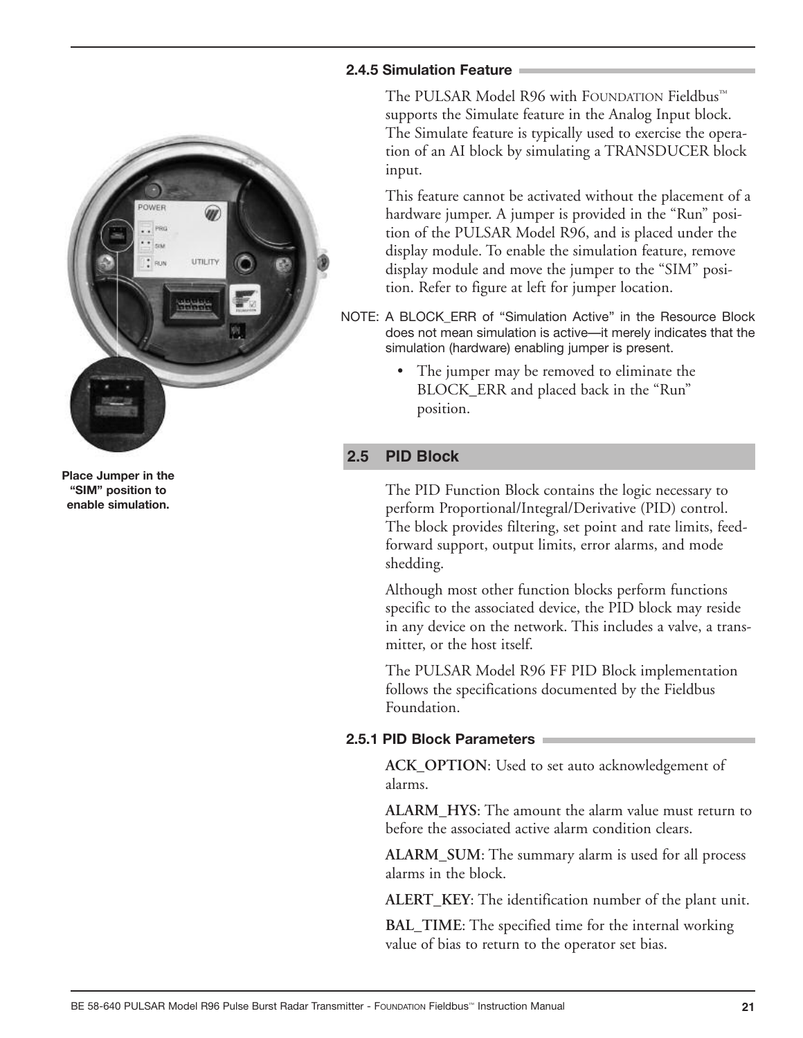### 2.4.5 Simulation Feature

The PULSAR Model R96 with FOUNDATION Fieldbus™ supports the Simulate feature in the Analog Input block. The Simulate feature is typically used to exercise the operation of an AI block by simulating a TRANSDUCER block input.

This feature cannot be activated without the placement of a hardware jumper. A jumper is provided in the "Run" position of the PULSAR Model R96, and is placed under the display module. To enable the simulation feature, remove display module and move the jumper to the "SIM" position. Refer to figure at left for jumper location.

**Place Jumper in the "SIM" position to enable simulation.**

NOTE: A BLOCK_ERR of "Simulation Active" in the Resource Block does not mean simulation is active—it merely indicates that the simulation (hardware) enabling jumper is present.

- The jumper may be removed to eliminate the BLOCK_ERR and placed back in the "Run" position.

## 2.5 PID Block

The PID Function Block contains the logic necessary to perform Proportional/Integral/Derivative (PID) control. The block provides filtering, set point and rate limits, feed-forward support, output limits, error alarms, and mode shedding.

Although most other function blocks perform functions specific to the associated device, the PID block may reside in any device on the network. This includes a valve, a transmitter, or the host itself.

The PULSAR Model R96 FF PID Block implementation follows the specifications documented by the Fieldbus Foundation.

### 2.5.1 PID Block Parameters

**ACK_OPTION**: Used to set auto acknowledgement of alarms.

**ALARM_HYS**: The amount the alarm value must return to before the associated active alarm condition clears.

**ALARM_SUM**: The summary alarm is used for all process alarms in the block.

**ALERT_KEY**: The identification number of the plant unit.

**BAL_TIME**: The specified time for the internal working value of bias to return to the operator set bias.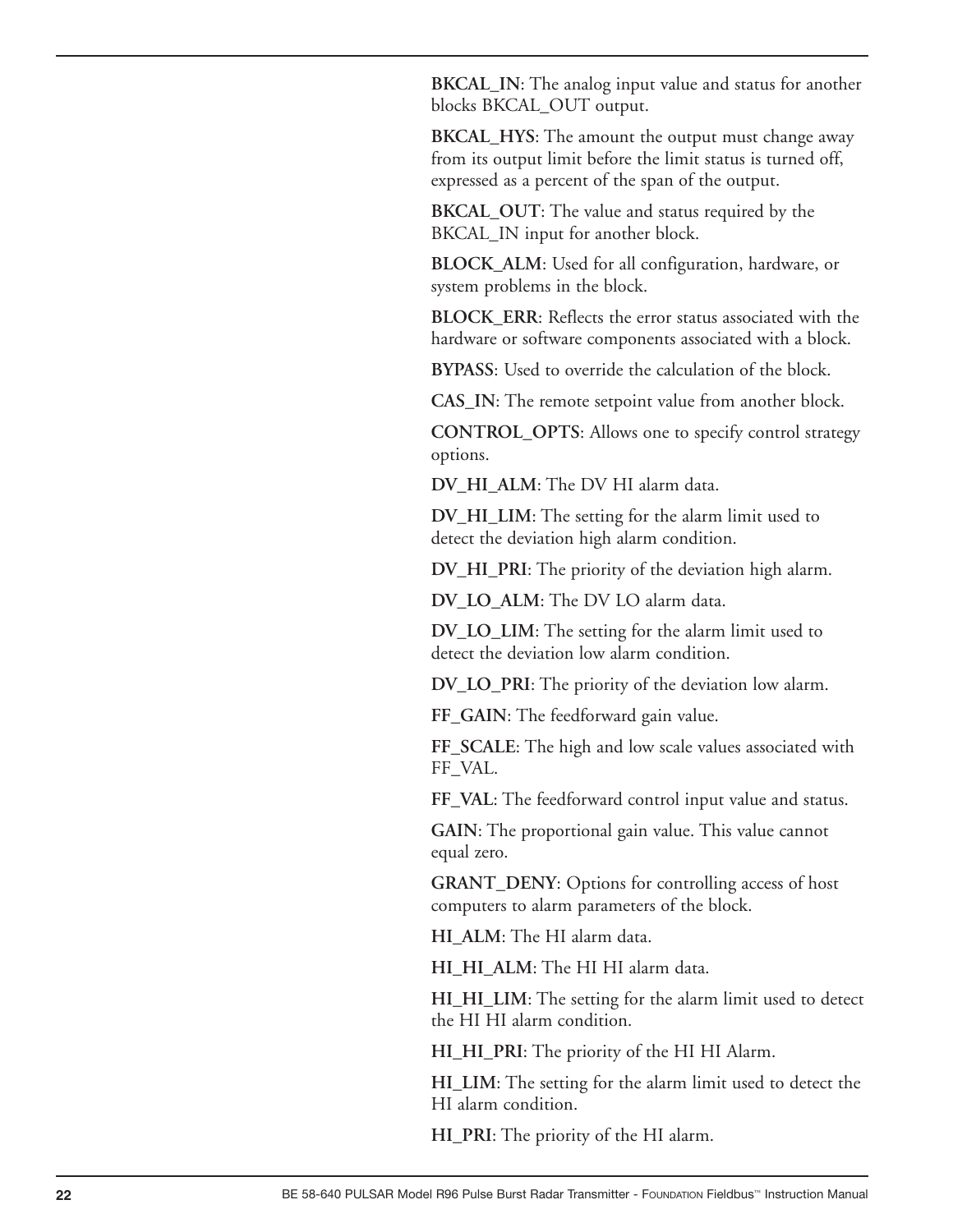**BKCAL_IN**: The analog input value and status for another blocks BKCAL_OUT output.

**BKCAL_HYS**: The amount the output must change away from its output limit before the limit status is turned off, expressed as a percent of the span of the output.

**BKCAL_OUT**: The value and status required by the BKCAL_IN input for another block.

**BLOCK_ALM**: Used for all configuration, hardware, or system problems in the block.

**BLOCK_ERR**: Reflects the error status associated with the hardware or software components associated with a block.

**BYPASS**: Used to override the calculation of the block.

**CAS_IN**: The remote setpoint value from another block.

**CONTROL_OPTS**: Allows one to specify control strategy options.

**DV_HI_ALM**: The DV HI alarm data.

**DV_HI_LIM**: The setting for the alarm limit used to detect the deviation high alarm condition.

**DV_HI_PRI**: The priority of the deviation high alarm.

**DV_LO_ALM**: The DV LO alarm data.

**DV_LO_LIM**: The setting for the alarm limit used to detect the deviation low alarm condition.

**DV_LO_PRI**: The priority of the deviation low alarm.

**FF_GAIN**: The feedforward gain value.

**FF_SCALE**: The high and low scale values associated with FF_VAL.

**FF_VAL**: The feedforward control input value and status.

**GAIN**: The proportional gain value. This value cannot equal zero.

**GRANT_DENY**: Options for controlling access of host computers to alarm parameters of the block.

**HI_ALM**: The HI alarm data.

**HI_HI_ALM**: The HI HI alarm data.

**HI_HI_LIM**: The setting for the alarm limit used to detect the HI HI alarm condition.

**HI_HI_PRI**: The priority of the HI HI Alarm.

**HI_LIM**: The setting for the alarm limit used to detect the HI alarm condition.

**HI_PRI**: The priority of the HI alarm.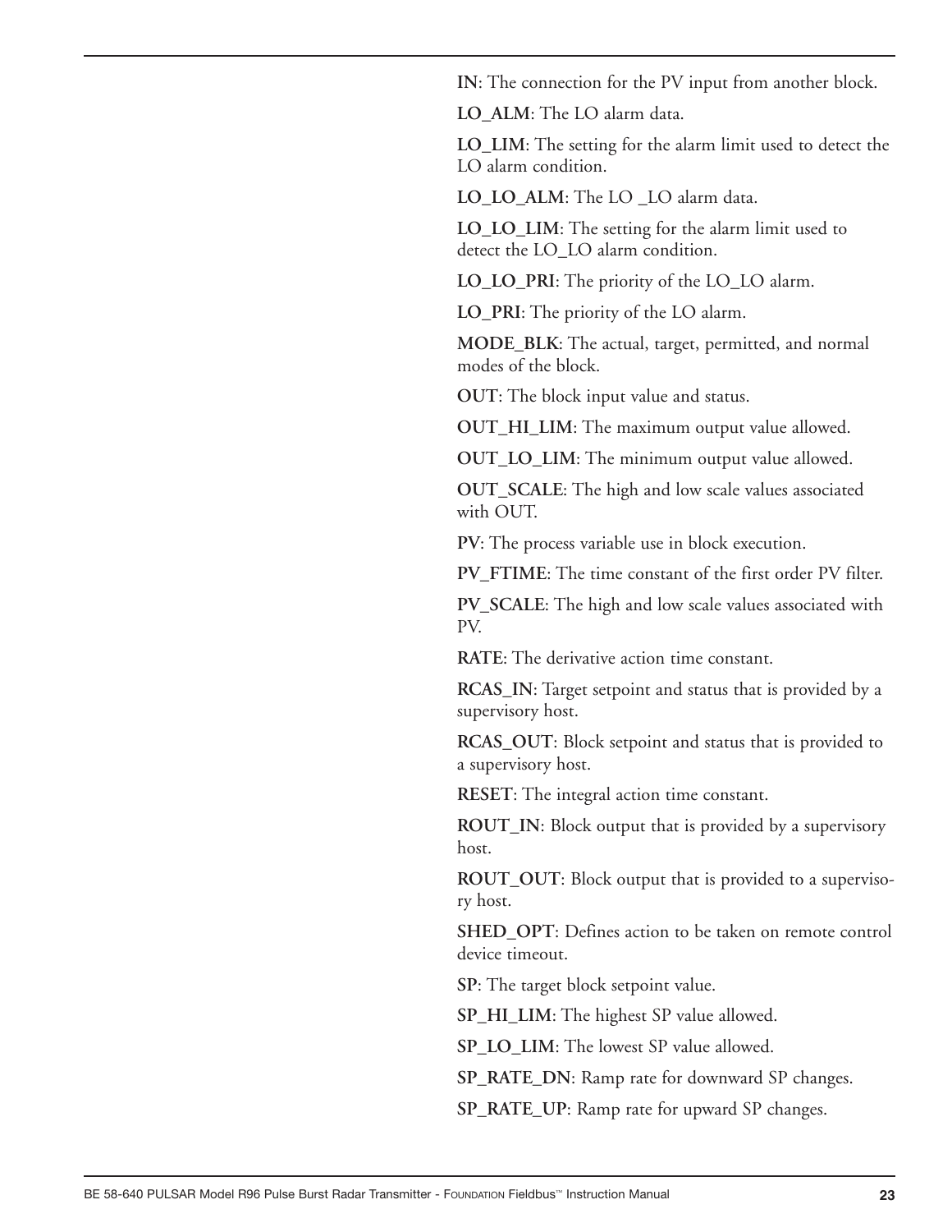**IN**: The connection for the PV input from another block.

**LO_ALM**: The LO alarm data.

**LO_LIM**: The setting for the alarm limit used to detect the LO alarm condition.

**LO_LO_ALM**: The LO _LO alarm data.

**LO_LO_LIM**: The setting for the alarm limit used to detect the LO_LO alarm condition.

**LO_LO_PRI**: The priority of the LO_LO alarm.

**LO_PRI**: The priority of the LO alarm.

**MODE_BLK**: The actual, target, permitted, and normal modes of the block.

**OUT**: The block input value and status.

**OUT_HI_LIM**: The maximum output value allowed.

**OUT_LO_LIM**: The minimum output value allowed.

**OUT_SCALE**: The high and low scale values associated with OUT.

**PV**: The process variable use in block execution.

**PV_FTIME**: The time constant of the first order PV filter.

**PV_SCALE**: The high and low scale values associated with PV.

**RATE**: The derivative action time constant.

**RCAS_IN**: Target setpoint and status that is provided by a supervisory host.

**RCAS_OUT**: Block setpoint and status that is provided to a supervisory host.

**RESET**: The integral action time constant.

**ROUT_IN**: Block output that is provided by a supervisory host.

**ROUT_OUT**: Block output that is provided to a supervisory host.

**SHED_OPT**: Defines action to be taken on remote control device timeout.

**SP**: The target block setpoint value.

**SP_HI_LIM**: The highest SP value allowed.

**SP_LO_LIM**: The lowest SP value allowed.

**SP_RATE_DN**: Ramp rate for downward SP changes.

**SP_RATE_UP**: Ramp rate for upward SP changes.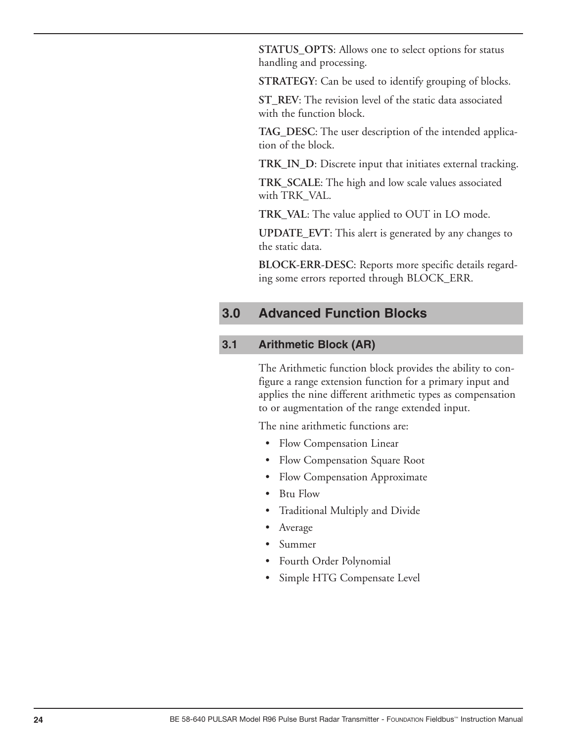**STATUS_OPTS**: Allows one to select options for status handling and processing.

**STRATEGY**: Can be used to identify grouping of blocks.

**ST_REV**: The revision level of the static data associated with the function block.

**TAG_DESC**: The user description of the intended application of the block.

**TRK_IN_D**: Discrete input that initiates external tracking.

**TRK_SCALE**: The high and low scale values associated with TRK_VAL.

**TRK_VAL**: The value applied to OUT in LO mode.

**UPDATE_EVT**: This alert is generated by any changes to the static data.

**BLOCK-ERR-DESC**: Reports more specific details regarding some errors reported through BLOCK_ERR.

# 3.0 Advanced Function Blocks

## 3.1 Arithmetic Block (AR)

The Arithmetic function block provides the ability to configure a range extension function for a primary input and applies the nine different arithmetic types as compensation to or augmentation of the range extended input.

The nine arithmetic functions are:

- Flow Compensation Linear
- Flow Compensation Square Root
- Flow Compensation Approximate
- Btu Flow
- Traditional Multiply and Divide
- Average
- Summer
- Fourth Order Polynomial
- Simple HTG Compensate Level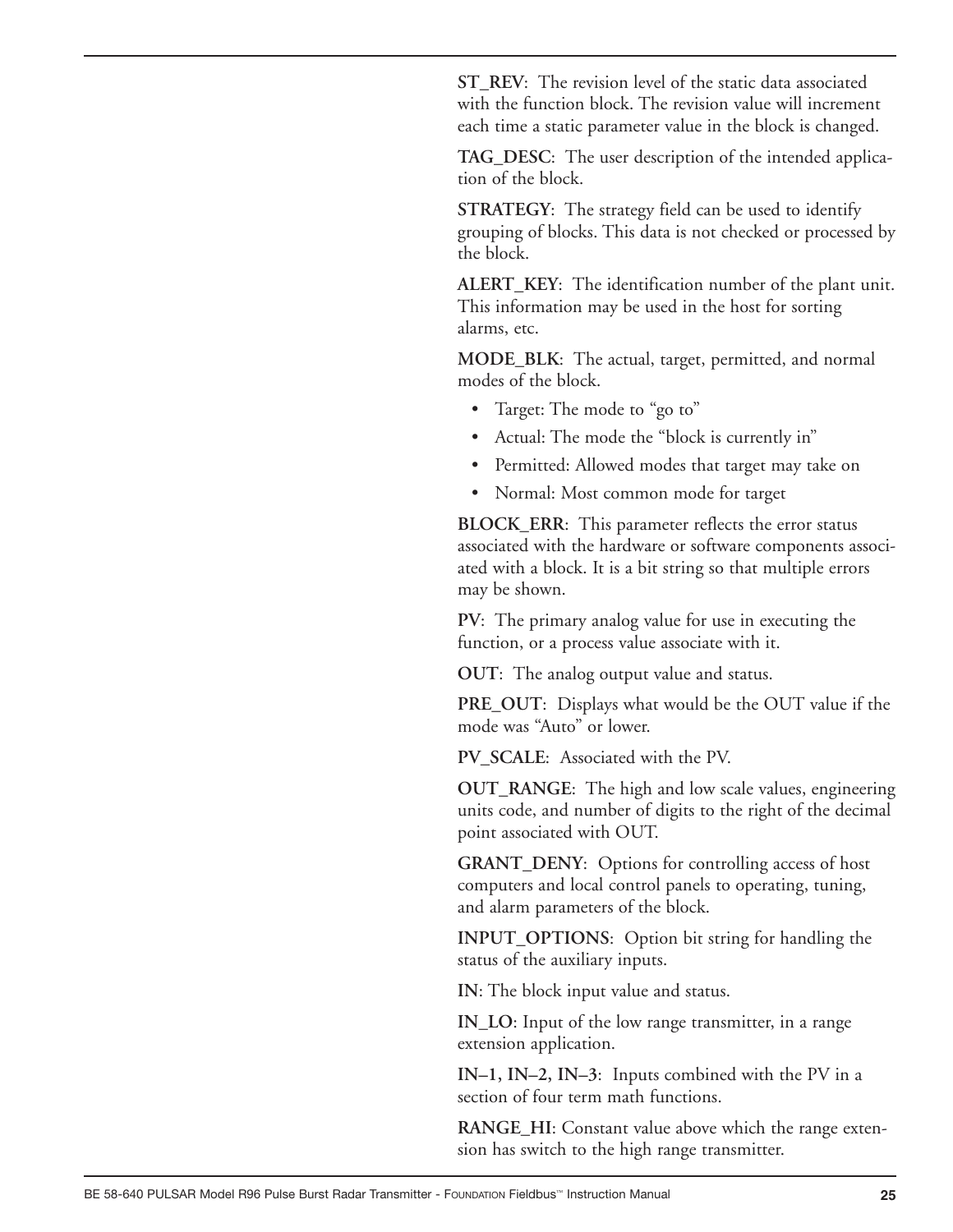**ST_REV**: The revision level of the static data associated with the function block. The revision value will increment each time a static parameter value in the block is changed.

**TAG_DESC**: The user description of the intended application of the block.

**STRATEGY**: The strategy field can be used to identify grouping of blocks. This data is not checked or processed by the block.

**ALERT_KEY**: The identification number of the plant unit. This information may be used in the host for sorting alarms, etc.

**MODE_BLK**: The actual, target, permitted, and normal modes of the block.

- Target: The mode to "go to"
- Actual: The mode the "block is currently in"
- Permitted: Allowed modes that target may take on
- Normal: Most common mode for target

**BLOCK_ERR**: This parameter reflects the error status associated with the hardware or software components associated with a block. It is a bit string so that multiple errors may be shown.

**PV**: The primary analog value for use in executing the function, or a process value associate with it.

**OUT**: The analog output value and status.

**PRE_OUT**: Displays what would be the OUT value if the mode was "Auto" or lower.

**PV_SCALE**: Associated with the PV.

**OUT_RANGE**: The high and low scale values, engineering units code, and number of digits to the right of the decimal point associated with OUT.

**GRANT_DENY**: Options for controlling access of host computers and local control panels to operating, tuning, and alarm parameters of the block.

**INPUT_OPTIONS**: Option bit string for handling the status of the auxiliary inputs.

**IN**: The block input value and status.

**IN_LO**: Input of the low range transmitter, in a range extension application.

**IN–1, IN–2, IN–3**: Inputs combined with the PV in a section of four term math functions.

**RANGE_HI**: Constant value above which the range extension has switch to the high range transmitter.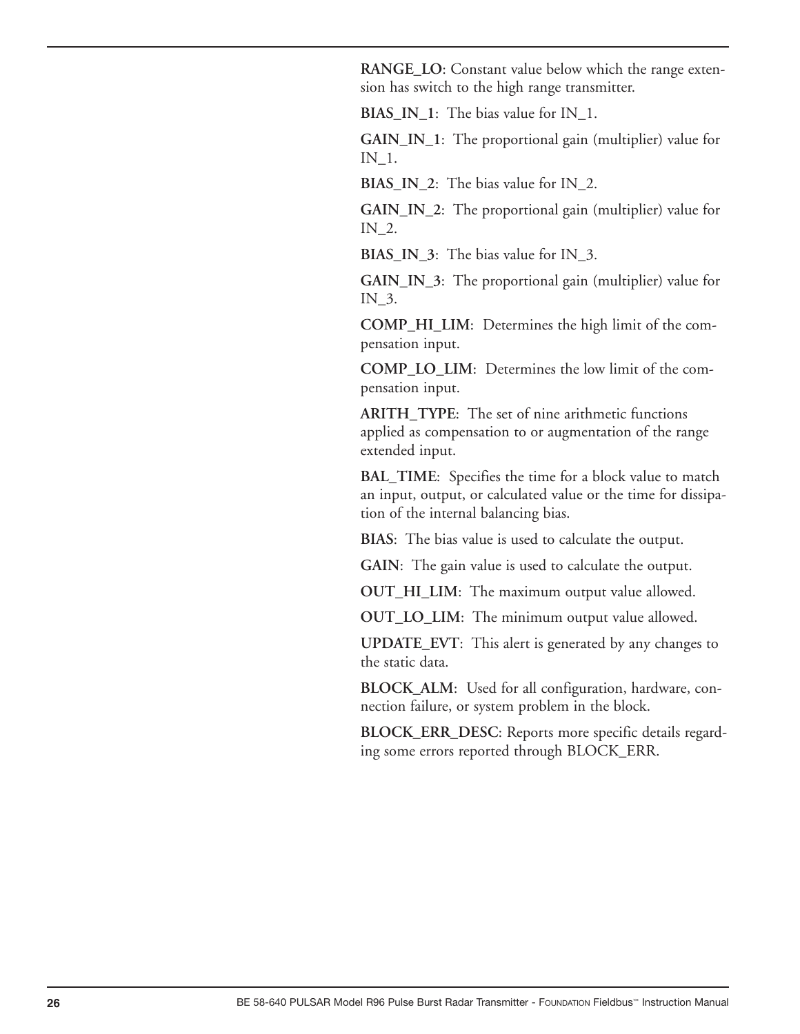**RANGE_LO**: Constant value below which the range extension has switch to the high range transmitter.

**BIAS_IN_1**: The bias value for IN_1.

**GAIN_IN_1**: The proportional gain (multiplier) value for IN_1.

**BIAS_IN_2**: The bias value for IN_2.

**GAIN_IN_2**: The proportional gain (multiplier) value for IN_2.

**BIAS_IN_3**: The bias value for IN_3.

**GAIN_IN_3**: The proportional gain (multiplier) value for IN_3.

**COMP_HI_LIM**: Determines the high limit of the compensation input.

**COMP_LO_LIM**: Determines the low limit of the compensation input.

**ARITH_TYPE**: The set of nine arithmetic functions applied as compensation to or augmentation of the range extended input.

**BAL_TIME**: Specifies the time for a block value to match an input, output, or calculated value or the time for dissipation of the internal balancing bias.

**BIAS**: The bias value is used to calculate the output.

**GAIN**: The gain value is used to calculate the output.

**OUT_HI_LIM**: The maximum output value allowed.

**OUT_LO_LIM**: The minimum output value allowed.

**UPDATE_EVT**: This alert is generated by any changes to the static data.

**BLOCK_ALM**: Used for all configuration, hardware, connection failure, or system problem in the block.

**BLOCK_ERR_DESC**: Reports more specific details regarding some errors reported through BLOCK_ERR.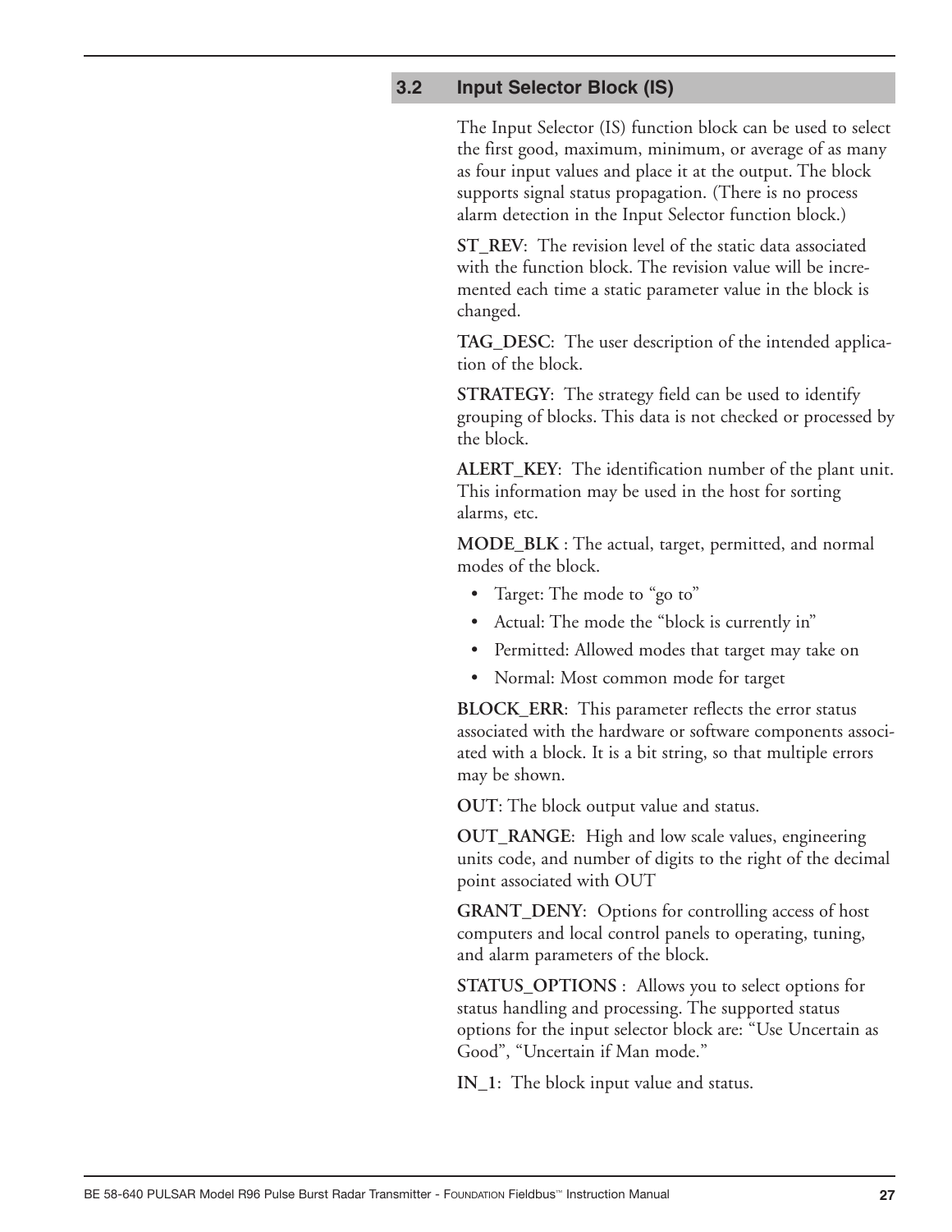## 3.2 Input Selector Block (IS)

The Input Selector (IS) function block can be used to select the first good, maximum, minimum, or average of as many as four input values and place it at the output. The block supports signal status propagation. (There is no process alarm detection in the Input Selector function block.)

**ST_REV**: The revision level of the static data associated with the function block. The revision value will be incremented each time a static parameter value in the block is changed.

**TAG_DESC**: The user description of the intended application of the block.

**STRATEGY**: The strategy field can be used to identify grouping of blocks. This data is not checked or processed by the block.

**ALERT_KEY**: The identification number of the plant unit. This information may be used in the host for sorting alarms, etc.

**MODE_BLK** : The actual, target, permitted, and normal modes of the block.

- Target: The mode to "go to"
- Actual: The mode the "block is currently in"
- Permitted: Allowed modes that target may take on
- Normal: Most common mode for target

**BLOCK_ERR**: This parameter reflects the error status associated with the hardware or software components associated with a block. It is a bit string, so that multiple errors may be shown.

**OUT**: The block output value and status.

**OUT_RANGE**: High and low scale values, engineering units code, and number of digits to the right of the decimal point associated with OUT

**GRANT_DENY**: Options for controlling access of host computers and local control panels to operating, tuning, and alarm parameters of the block.

**STATUS_OPTIONS** : Allows you to select options for status handling and processing. The supported status options for the input selector block are: "Use Uncertain as Good", "Uncertain if Man mode."

**IN_1**: The block input value and status.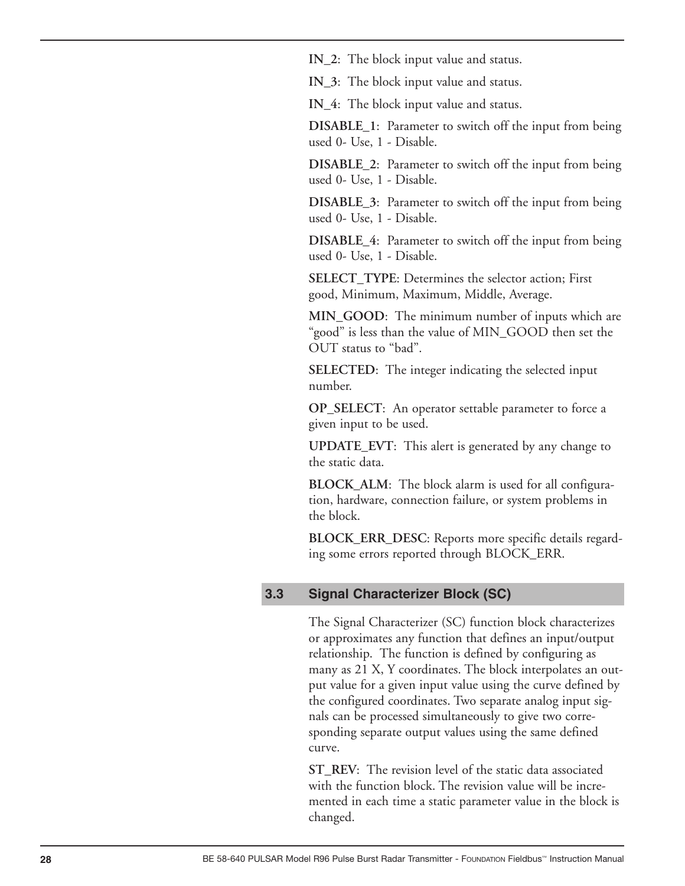**IN_2**: The block input value and status.

**IN_3**: The block input value and status.

**IN_4**: The block input value and status.

**DISABLE_1**: Parameter to switch off the input from being used 0- Use, 1 - Disable.

**DISABLE_2**: Parameter to switch off the input from being used 0- Use, 1 - Disable.

**DISABLE_3**: Parameter to switch off the input from being used 0- Use, 1 - Disable.

**DISABLE_4**: Parameter to switch off the input from being used 0- Use, 1 - Disable.

**SELECT_TYPE**: Determines the selector action; First good, Minimum, Maximum, Middle, Average.

**MIN_GOOD**: The minimum number of inputs which are "good" is less than the value of MIN_GOOD then set the OUT status to "bad".

**SELECTED**: The integer indicating the selected input number.

**OP_SELECT**: An operator settable parameter to force a given input to be used.

**UPDATE_EVT**: This alert is generated by any change to the static data.

**BLOCK_ALM**: The block alarm is used for all configuration, hardware, connection failure, or system problems in the block.

**BLOCK_ERR_DESC**: Reports more specific details regarding some errors reported through BLOCK_ERR.

## 3.3 Signal Characterizer Block (SC)

The Signal Characterizer (SC) function block characterizes or approximates any function that defines an input/output relationship. The function is defined by configuring as many as 21 X, Y coordinates. The block interpolates an output value for a given input value using the curve defined by the configured coordinates. Two separate analog input signals can be processed simultaneously to give two corresponding separate output values using the same defined curve.

**ST_REV**: The revision level of the static data associated with the function block. The revision value will be incremented in each time a static parameter value in the block is changed.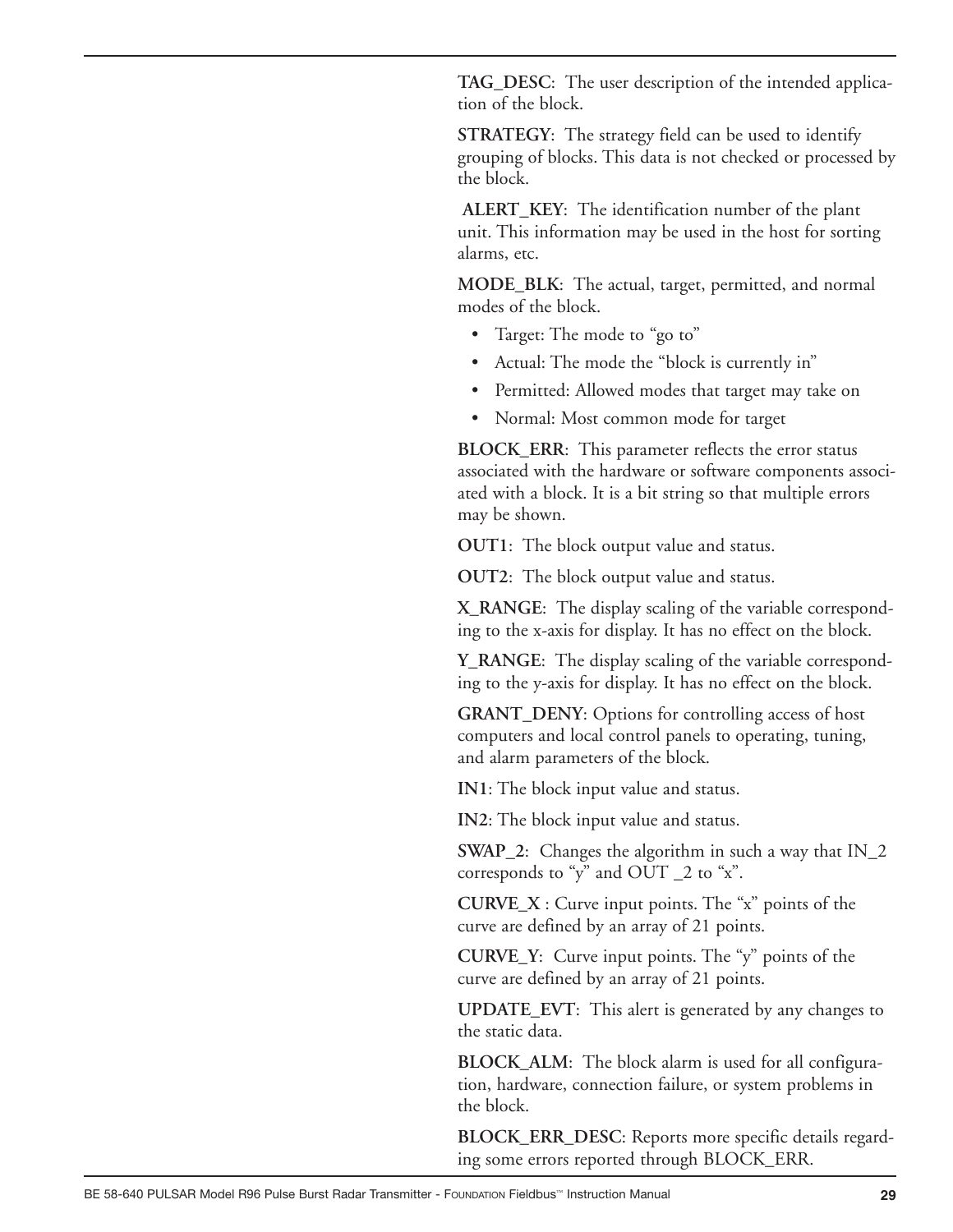**TAG_DESC**: The user description of the intended application of the block.

**STRATEGY**: The strategy field can be used to identify grouping of blocks. This data is not checked or processed by the block.

**ALERT_KEY**: The identification number of the plant unit. This information may be used in the host for sorting alarms, etc.

**MODE_BLK**: The actual, target, permitted, and normal modes of the block.

- Target: The mode to "go to"
- Actual: The mode the "block is currently in"
- Permitted: Allowed modes that target may take on
- Normal: Most common mode for target

**BLOCK_ERR**: This parameter reflects the error status associated with the hardware or software components associated with a block. It is a bit string so that multiple errors may be shown.

**OUT1**: The block output value and status.

**OUT2**: The block output value and status.

**X_RANGE**: The display scaling of the variable corresponding to the x-axis for display. It has no effect on the block.

**Y_RANGE**: The display scaling of the variable corresponding to the y-axis for display. It has no effect on the block.

**GRANT_DENY**: Options for controlling access of host computers and local control panels to operating, tuning, and alarm parameters of the block.

**IN1**: The block input value and status.

**IN2**: The block input value and status.

**SWAP_2**: Changes the algorithm in such a way that IN_2 corresponds to "y" and OUT _2 to "x".

**CURVE_X** : Curve input points. The "x" points of the curve are defined by an array of 21 points.

**CURVE_Y**: Curve input points. The "y" points of the curve are defined by an array of 21 points.

**UPDATE_EVT**: This alert is generated by any changes to the static data.

**BLOCK_ALM**: The block alarm is used for all configuration, hardware, connection failure, or system problems in the block.

**BLOCK_ERR_DESC**: Reports more specific details regarding some errors reported through BLOCK_ERR.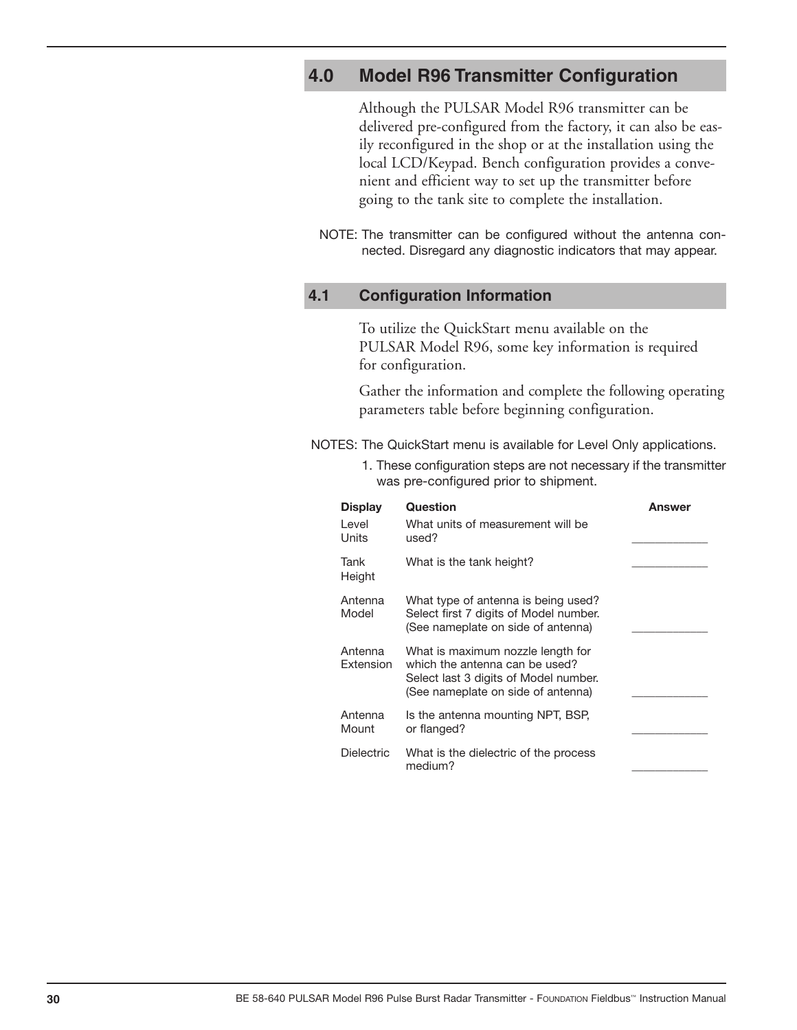## 4.0 Model R96 Transmitter Configuration

Although the PULSAR Model R96 transmitter can be delivered pre-configured from the factory, it can also be easily reconfigured in the shop or at the installation using the local LCD/Keypad. Bench configuration provides a convenient and efficient way to set up the transmitter before going to the tank site to complete the installation.

NOTE: The transmitter can be configured without the antenna connected. Disregard any diagnostic indicators that may appear.

### 4.1 Configuration Information

To utilize the QuickStart menu available on the PULSAR Model R96, some key information is required for configuration.

Gather the information and complete the following operating parameters table before beginning configuration.

NOTES: The QuickStart menu is available for Level Only applications.

1. These configuration steps are not necessary if the transmitter was pre-configured prior to shipment.

| Display | Question | Answer |
|---|---|---|
| Level Units | What units of measurement will be used? | ____________ |
| Tank Height | What is the tank height? | ____________ |
| Antenna Model | What type of antenna is being used? Select first 7 digits of Model number. (See nameplate on side of antenna) | ____________ |
| Antenna Extension | What is maximum nozzle length for which the antenna can be used? Select last 3 digits of Model number. (See nameplate on side of antenna) | ____________ |
| Antenna Mount | Is the antenna mounting NPT, BSP, or flanged? | ____________ |
| Dielectric | What is the dielectric of the process medium? | ____________ |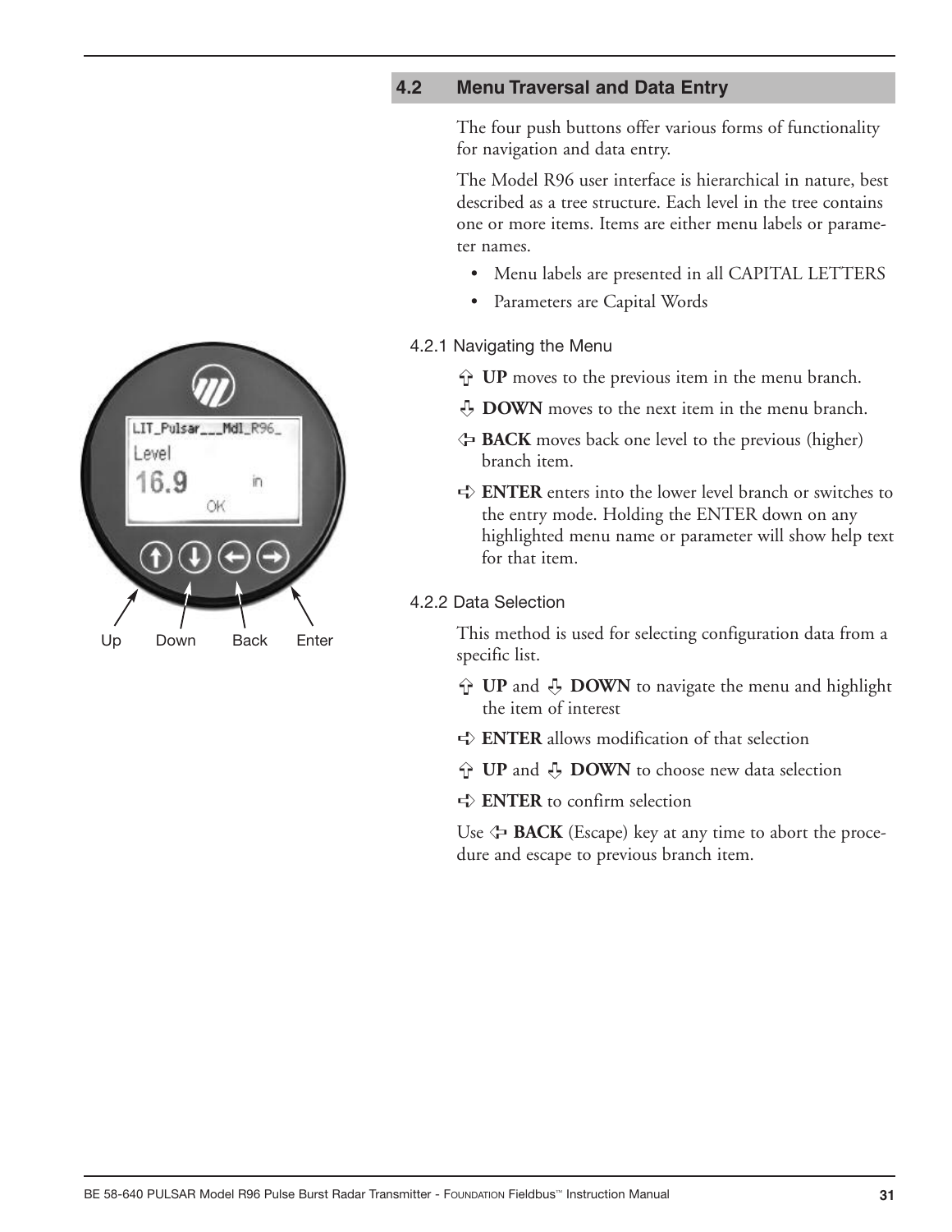## 4.2 Menu Traversal and Data Entry

The four push buttons offer various forms of functionality for navigation and data entry.

The Model R96 user interface is hierarchical in nature, best described as a tree structure. Each level in the tree contains one or more items. Items are either menu labels or parameter names.

- Menu labels are presented in all CAPITAL LETTERS
- Parameters are Capital Words

Up Down Back Enter

### 4.2.1 Navigating the Menu

⇧ **UP** moves to the previous item in the menu branch.

⇩ **DOWN** moves to the next item in the menu branch.

⇦ **BACK** moves back one level to the previous (higher) branch item.

⇨ **ENTER** enters into the lower level branch or switches to the entry mode. Holding the ENTER down on any highlighted menu name or parameter will show help text for that item.

### 4.2.2 Data Selection

This method is used for selecting configuration data from a specific list.

⇧ **UP** and ⇩ **DOWN** to navigate the menu and highlight the item of interest

⇨ **ENTER** allows modification of that selection

⇧ **UP** and ⇩ **DOWN** to choose new data selection

⇨ **ENTER** to confirm selection

Use ⇦ **BACK** (Escape) key at any time to abort the procedure and escape to previous branch item.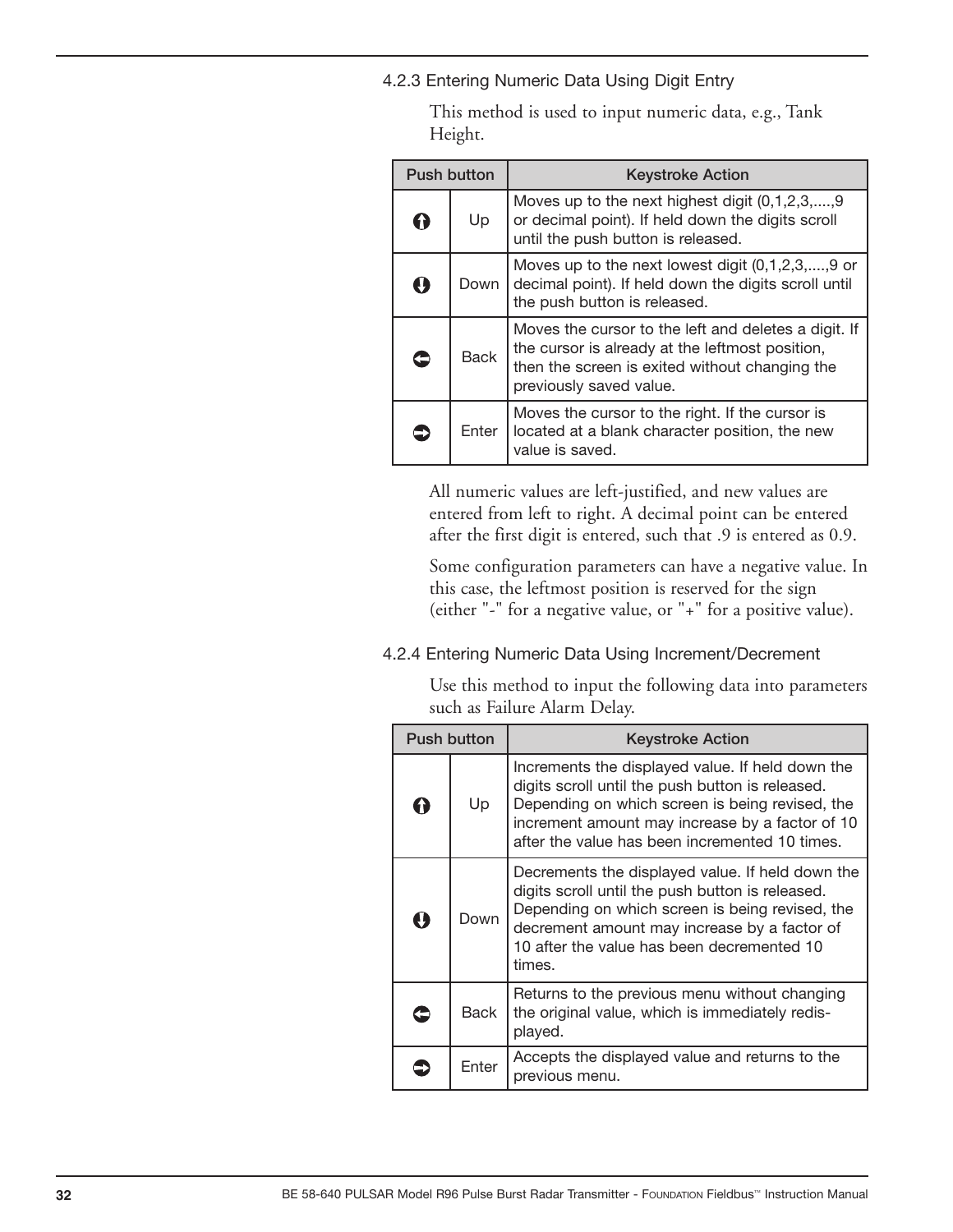### 4.2.3 Entering Numeric Data Using Digit Entry

This method is used to input numeric data, e.g., Tank Height.

| Push button | | Keystroke Action |
|---|---|---|
| ⬆ | Up | Moves up to the next highest digit (0,1,2,3,....,9 or decimal point). If held down the digits scroll until the push button is released. |
| ⬇ | Down | Moves up to the next lowest digit (0,1,2,3,....,9 or decimal point). If held down the digits scroll until the push button is released. |
| ⬅ | Back | Moves the cursor to the left and deletes a digit. If the cursor is already at the leftmost position, then the screen is exited without changing the previously saved value. |
| ➡ | Enter | Moves the cursor to the right. If the cursor is located at a blank character position, the new value is saved. |

All numeric values are left-justified, and new values are entered from left to right. A decimal point can be entered after the first digit is entered, such that .9 is entered as 0.9.

Some configuration parameters can have a negative value. In this case, the leftmost position is reserved for the sign (either "-" for a negative value, or "+" for a positive value).

### 4.2.4 Entering Numeric Data Using Increment/Decrement

Use this method to input the following data into parameters such as Failure Alarm Delay.

| Push button | | Keystroke Action |
|---|---|---|
| ⬆ | Up | Increments the displayed value. If held down the digits scroll until the push button is released. Depending on which screen is being revised, the increment amount may increase by a factor of 10 after the value has been incremented 10 times. |
| ⬇ | Down | Decrements the displayed value. If held down the digits scroll until the push button is released. Depending on which screen is being revised, the decrement amount may increase by a factor of 10 after the value has been decremented 10 times. |
| ⬅ | Back | Returns to the previous menu without changing the original value, which is immediately redisplayed. |
| ➡ | Enter | Accepts the displayed value and returns to the previous menu. |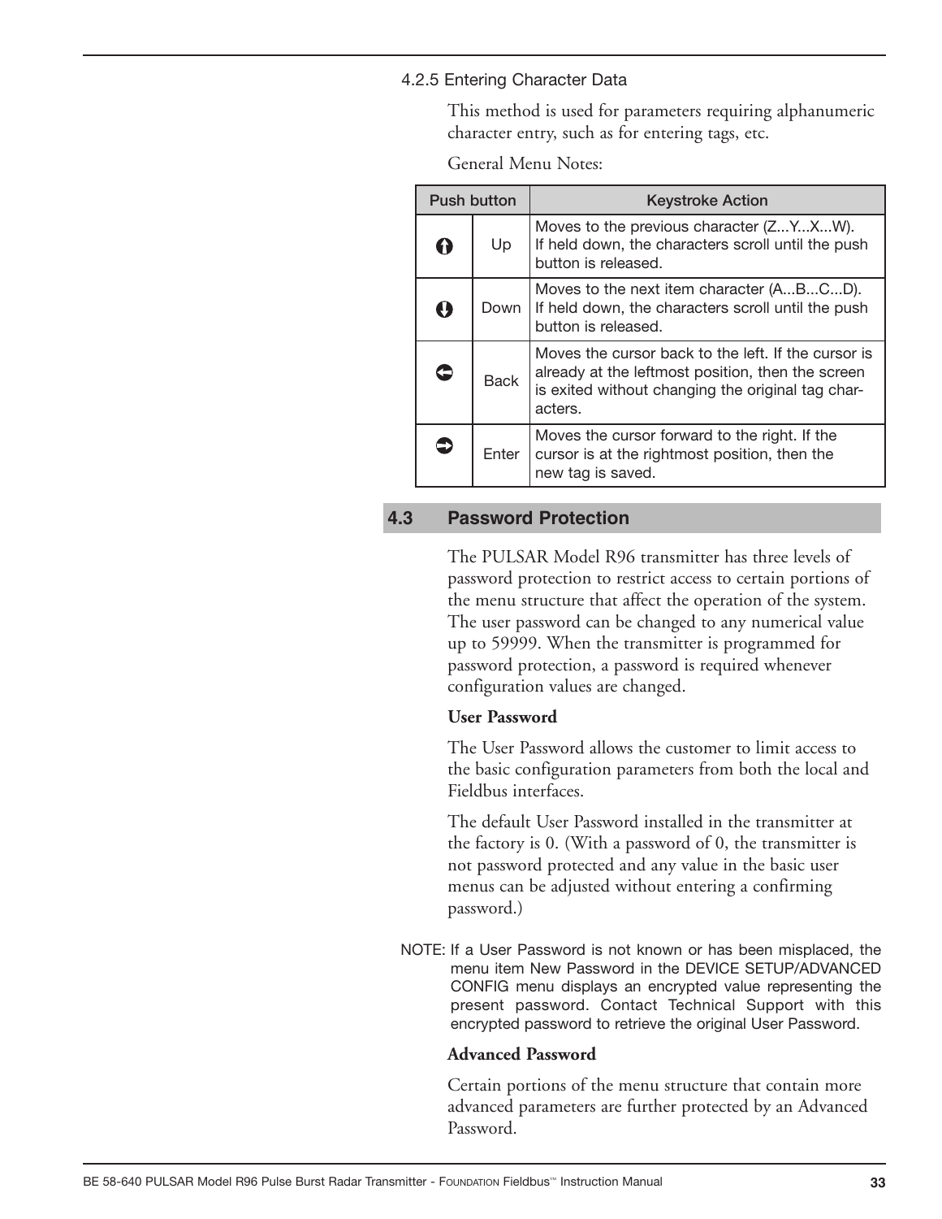### 4.2.5 Entering Character Data

This method is used for parameters requiring alphanumeric character entry, such as for entering tags, etc.

General Menu Notes:

| Push button | | Keystroke Action |
|---|---|---|
| ⇧ | Up | Moves to the previous character (Z...Y...X...W). If held down, the characters scroll until the push button is released. |
| ⇩ | Down | Moves to the next item character (A...B...C...D). If held down, the characters scroll until the push button is released. |
| ⇦ | Back | Moves the cursor back to the left. If the cursor is already at the leftmost position, then the screen is exited without changing the original tag characters. |
| ⇨ | Enter | Moves the cursor forward to the right. If the cursor is at the rightmost position, then the new tag is saved. |

## 4.3 Password Protection

The PULSAR Model R96 transmitter has three levels of password protection to restrict access to certain portions of the menu structure that affect the operation of the system. The user password can be changed to any numerical value up to 59999. When the transmitter is programmed for password protection, a password is required whenever configuration values are changed.

**User Password**

The User Password allows the customer to limit access to the basic configuration parameters from both the local and Fieldbus interfaces.

The default User Password installed in the transmitter at the factory is 0. (With a password of 0, the transmitter is not password protected and any value in the basic user menus can be adjusted without entering a confirming password.)

NOTE: If a User Password is not known or has been misplaced, the menu item New Password in the DEVICE SETUP/ADVANCED CONFIG menu displays an encrypted value representing the present password. Contact Technical Support with this encrypted password to retrieve the original User Password.

**Advanced Password**

Certain portions of the menu structure that contain more advanced parameters are further protected by an Advanced Password.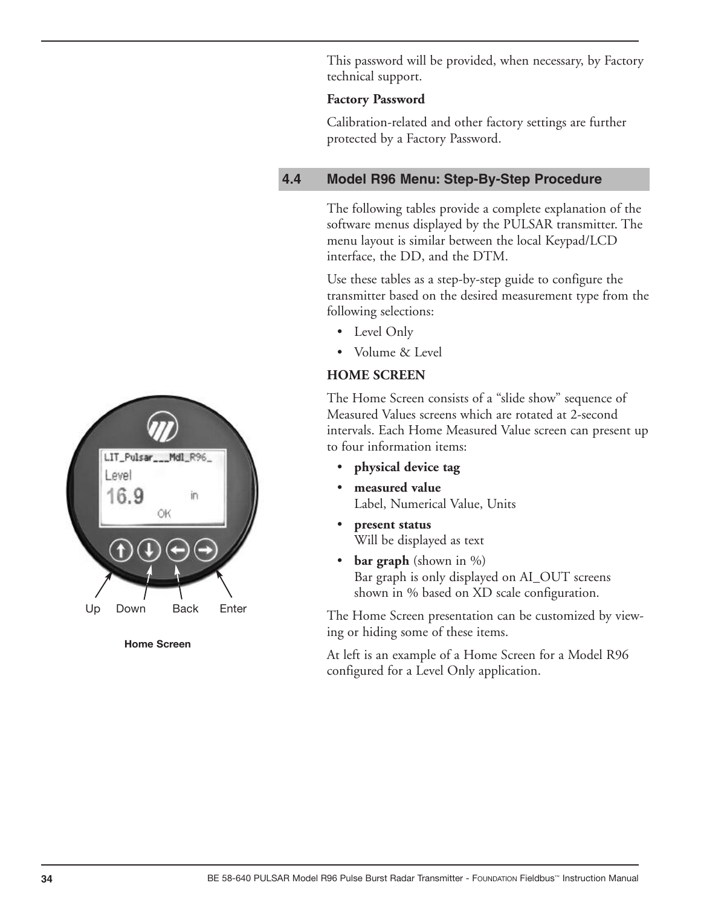This password will be provided, when necessary, by Factory technical support.

**Factory Password**

Calibration-related and other factory settings are further protected by a Factory Password.

## 4.4 Model R96 Menu: Step-By-Step Procedure

The following tables provide a complete explanation of the software menus displayed by the PULSAR transmitter. The menu layout is similar between the local Keypad/LCD interface, the DD, and the DTM.

Use these tables as a step-by-step guide to configure the transmitter based on the desired measurement type from the following selections:

- Level Only
- Volume & Level

**HOME SCREEN**

The Home Screen consists of a "slide show" sequence of Measured Values screens which are rotated at 2-second intervals. Each Home Measured Value screen can present up to four information items:

- **physical device tag**
- **measured value**  
  Label, Numerical Value, Units
- **present status**  
  Will be displayed as text
- **bar graph** (shown in %)  
  Bar graph is only displayed on AI_OUT screens shown in % based on XD scale configuration.

The Home Screen presentation can be customized by viewing or hiding some of these items.

At left is an example of a Home Screen for a Model R96 configured for a Level Only application.

LIT_Pulsar___Mdl_R96_
Level
16.9 in
OK

Up Down Back Enter

**Home Screen**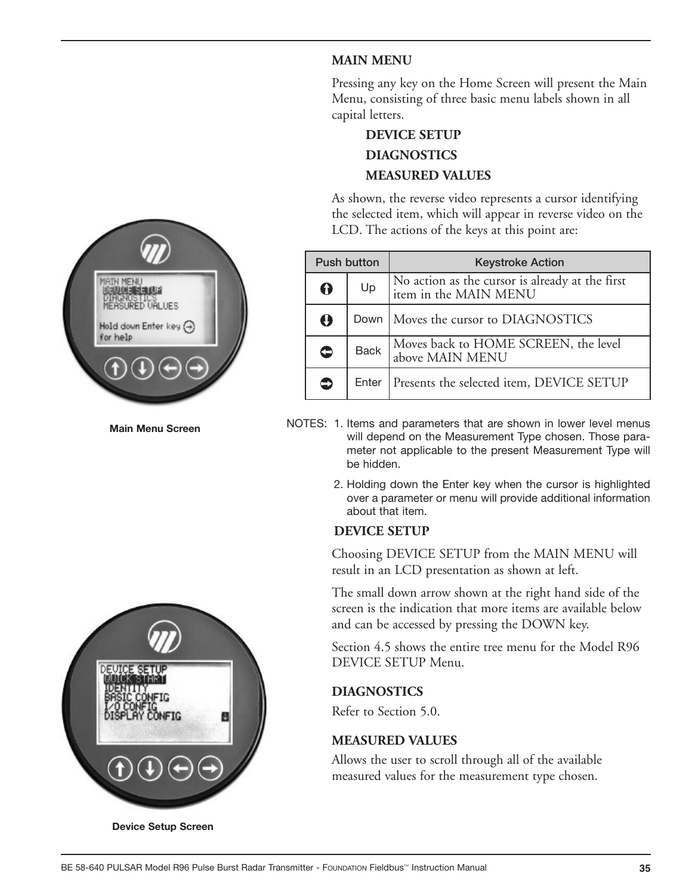## MAIN MENU

Pressing any key on the Home Screen will present the Main Menu, consisting of three basic menu labels shown in all capital letters.

**DEVICE SETUP**

**DIAGNOSTICS**

**MEASURED VALUES**

As shown, the reverse video represents a cursor identifying the selected item, which will appear in reverse video on the LCD. The actions of the keys at this point are:

| Push button | | Keystroke Action |
|---|---|---|
| ↑ | Up | No action as the cursor is already at the first item in the MAIN MENU |
| ↓ | Down | Moves the cursor to DIAGNOSTICS |
| ← | Back | Moves back to HOME SCREEN, the level above MAIN MENU |
| → | Enter | Presents the selected item, DEVICE SETUP |

Main Menu Screen

NOTES:
1. Items and parameters that are shown in lower level menus will depend on the Measurement Type chosen. Those parameter not applicable to the present Measurement Type will be hidden.
2. Holding down the Enter key when the cursor is highlighted over a parameter or menu will provide additional information about that item.

## DEVICE SETUP

Choosing DEVICE SETUP from the MAIN MENU will result in an LCD presentation as shown at left.

The small down arrow shown at the right hand side of the screen is the indication that more items are available below and can be accessed by pressing the DOWN key.

Section 4.5 shows the entire tree menu for the Model R96 DEVICE SETUP Menu.

## DIAGNOSTICS

Refer to Section 5.0.

## MEASURED VALUES

Allows the user to scroll through all of the available measured values for the measurement type chosen.

Device Setup Screen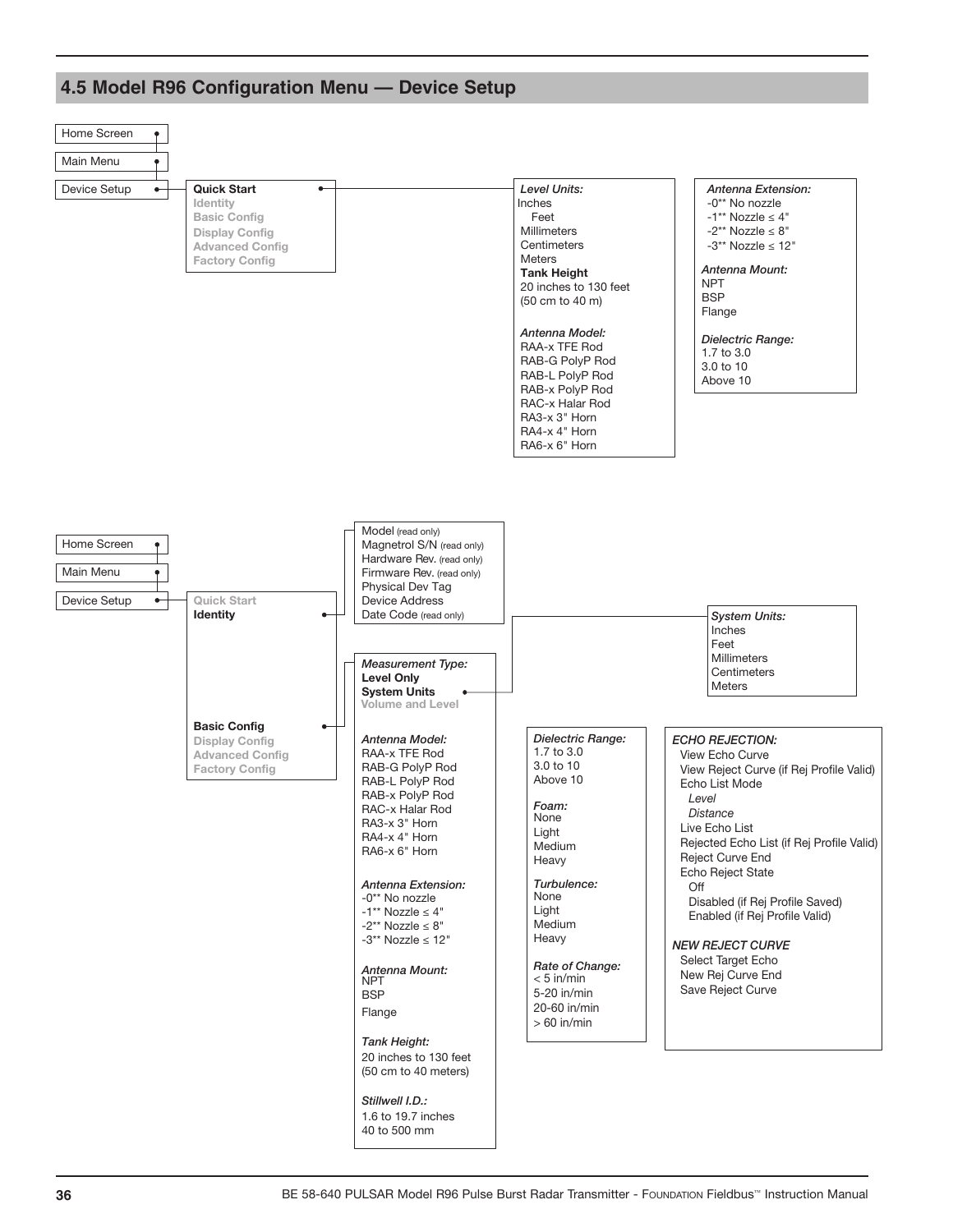## 4.5 Model R96 Configuration Menu — Device Setup

- Home Screen
- Main Menu
- Device Setup
  - **Quick Start**
    - *Level Units:*
      - Inches
      - Feet
      - Millimeters
      - Centimeters
      - Meters
    - **Tank Height**
      - 20 inches to 130 feet (50 cm to 40 m)
    - *Antenna Model:*
      - RAA-x TFE Rod
      - RAB-G PolyP Rod
      - RAB-L PolyP Rod
      - RAB-x PolyP Rod
      - RAC-x Halar Rod
      - RA3-x 3" Horn
      - RA4-x 4" Horn
      - RA6-x 6" Horn
    - *Antenna Extension:*
      - -0** No nozzle
      - -1** Nozzle ≤ 4"
      - -2** Nozzle ≤ 8"
      - -3** Nozzle ≤ 12"
    - *Antenna Mount:*
      - NPT
      - BSP
      - Flange
    - *Dielectric Range:*
      - 1.7 to 3.0
      - 3.0 to 10
      - Above 10
  - Identity
  - Basic Config
  - Display Config
  - Advanced Config
  - Factory Config

---

- Home Screen
- Main Menu
- Device Setup
  - Quick Start
  - **Identity**
    - Model (read only)
    - Magnetrol S/N (read only)
    - Hardware Rev. (read only)
    - Firmware Rev. (read only)
    - Physical Dev Tag
    - Device Address
    - Date Code (read only)
  - **Basic Config**
    - *Measurement Type:*
      - **Level Only**
      - **System Units**
        - *System Units:*
          - Inches
          - Feet
          - Millimeters
          - Centimeters
          - Meters
      - Volume and Level
    - *Antenna Model:*
      - RAA-x TFE Rod
      - RAB-G PolyP Rod
      - RAB-L PolyP Rod
      - RAB-x PolyP Rod
      - RAC-x Halar Rod
      - RA3-x 3" Horn
      - RA4-x 4" Horn
      - RA6-x 6" Horn
    - *Antenna Extension:*
      - -0** No nozzle
      - -1** Nozzle ≤ 4"
      - -2** Nozzle ≤ 8"
      - -3** Nozzle ≤ 12"
    - *Antenna Mount:*
      - NPT
      - BSP
      - Flange
    - *Tank Height:*
      - 20 inches to 130 feet (50 cm to 40 meters)
    - *Stillwell I.D.:*
      - 1.6 to 19.7 inches
      - 40 to 500 mm
    - *Dielectric Range:*
      - 1.7 to 3.0
      - 3.0 to 10
      - Above 10
    - *Foam:*
      - None
      - Light
      - Medium
      - Heavy
    - *Turbulence:*
      - None
      - Light
      - Medium
      - Heavy
    - *Rate of Change:*
      - < 5 in/min
      - 5-20 in/min
      - 20-60 in/min
      - > 60 in/min
    - *ECHO REJECTION:*
      - View Echo Curve
      - View Reject Curve (if Rej Profile Valid)
      - Echo List Mode
        - *Level*
        - *Distance*
      - Live Echo List
      - Rejected Echo List (if Rej Profile Valid)
      - Reject Curve End
      - Echo Reject State
        - Off
        - Disabled (if Rej Profile Saved)
        - Enabled (if Rej Profile Valid)
    - *NEW REJECT CURVE*
      - Select Target Echo
      - New Rej Curve End
      - Save Reject Curve
  - Display Config
  - Advanced Config
  - Factory Config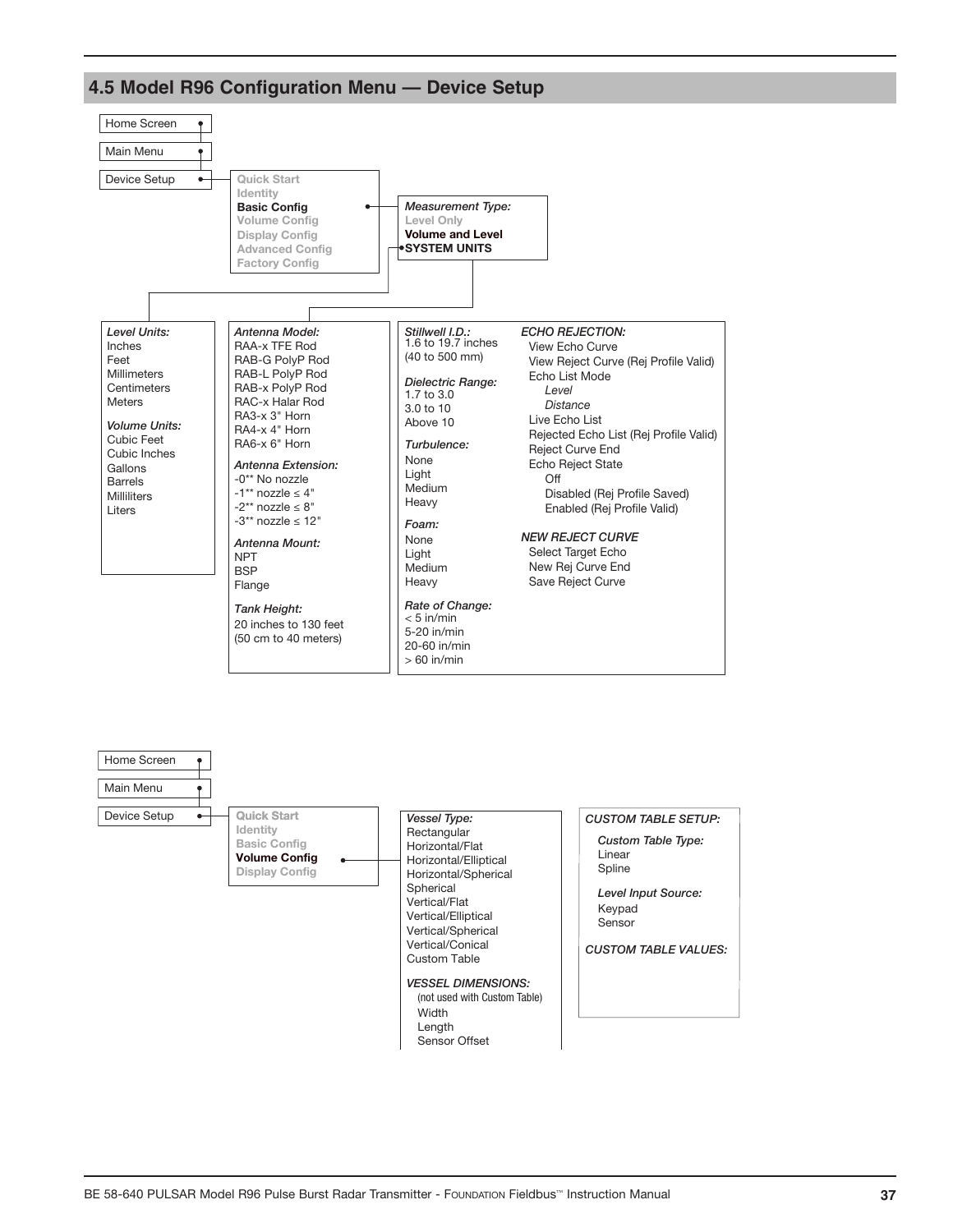## 4.5 Model R96 Configuration Menu — Device Setup

Home Screen
Main Menu
Device Setup

- Quick Start
- Identity
- **Basic Config**
- Volume Config
- Display Config
- Advanced Config
- Factory Config

*Measurement Type:*
Level Only
**Volume and Level**
**SYSTEM UNITS**

*Level Units:*
Inches
Feet
Millimeters
Centimeters
Meters

*Volume Units:*
Cubic Feet
Cubic Inches
Gallons
Barrels
Milliliters
Liters

*Antenna Model:*
RAA-x TFE Rod
RAB-G PolyP Rod
RAB-L PolyP Rod
RAB-x PolyP Rod
RAC-x Halar Rod
RA3-x 3" Horn
RA4-x 4" Horn
RA6-x 6" Horn

*Antenna Extension:*
-0** No nozzle
-1** nozzle ≤ 4"
-2** nozzle ≤ 8"
-3** nozzle ≤ 12"

*Antenna Mount:*
NPT
BSP
Flange

*Tank Height:*
20 inches to 130 feet
(50 cm to 40 meters)

*Stillwell I.D.:*
1.6 to 19.7 inches
(40 to 500 mm)

*Dielectric Range:*
1.7 to 3.0
3.0 to 10
Above 10

*Turbulence:*
None
Light
Medium
Heavy

*Foam:*
None
Light
Medium
Heavy

*Rate of Change:*
< 5 in/min
5-20 in/min
20-60 in/min
> 60 in/min

*ECHO REJECTION:*
- View Echo Curve
- View Reject Curve (Rej Profile Valid)
- Echo List Mode
  - *Level*
  - *Distance*
- Live Echo List
- Rejected Echo List (Rej Profile Valid)
- Reject Curve End
- Echo Reject State
  - Off
  - Disabled (Rej Profile Saved)
  - Enabled (Rej Profile Valid)

*NEW REJECT CURVE*
- Select Target Echo
- New Rej Curve End
- Save Reject Curve

---

Home Screen
Main Menu
Device Setup

- Quick Start
- Identity
- Basic Config
- **Volume Config**
- Display Config

*Vessel Type:*
Rectangular
Horizontal/Flat
Horizontal/Elliptical
Horizontal/Spherical
Spherical
Vertical/Flat
Vertical/Elliptical
Vertical/Spherical
Vertical/Conical
Custom Table

*VESSEL DIMENSIONS:*
(not used with Custom Table)
- Width
- Length
- Sensor Offset

*CUSTOM TABLE SETUP:*

*Custom Table Type:*
Linear
Spline

*Level Input Source:*
Keypad
Sensor

*CUSTOM TABLE VALUES:*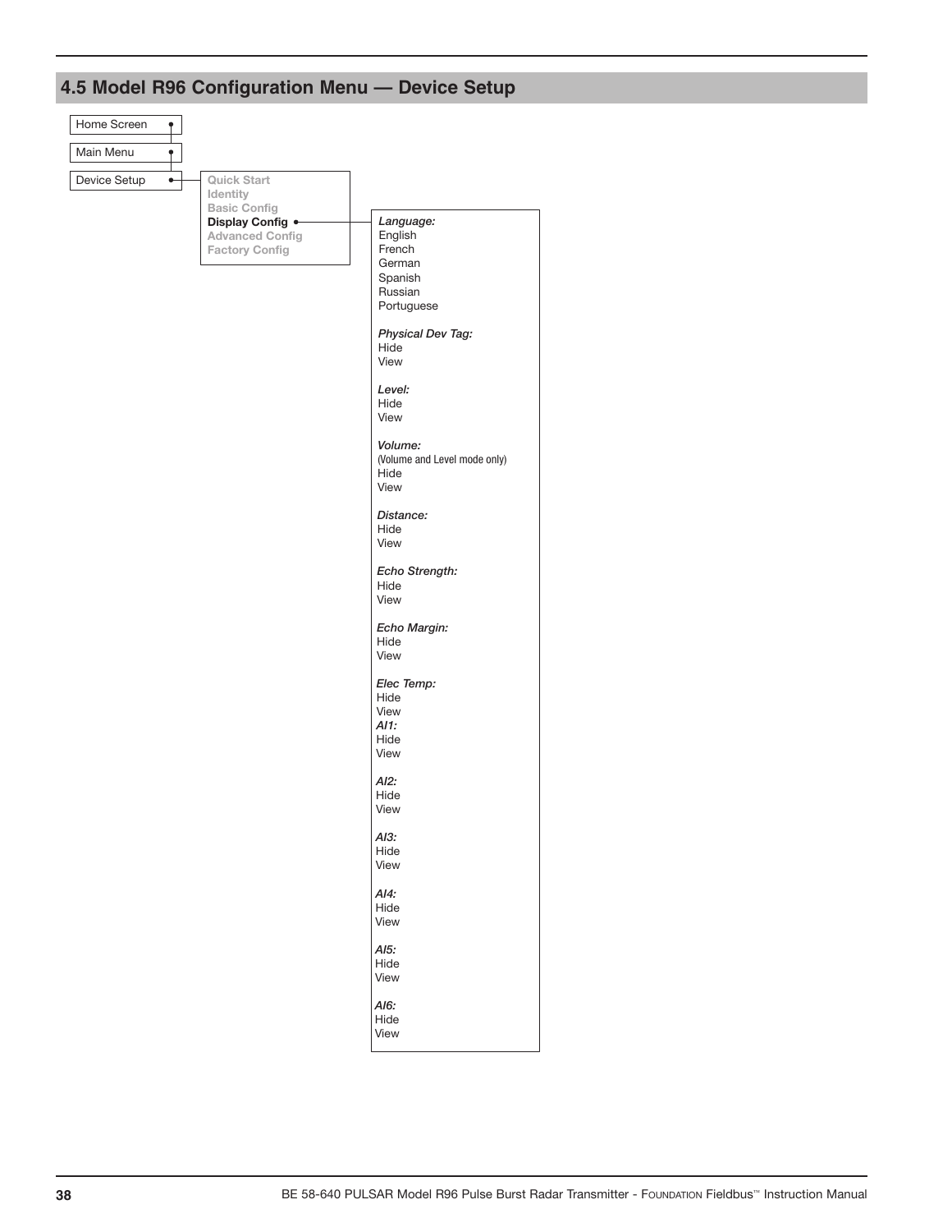## 4.5 Model R96 Configuration Menu — Device Setup

- Home Screen
  - Main Menu
    - Device Setup
      - Quick Start
      - Identity
      - Basic Config
      - **Display Config**
        - *Language:*
          - English
          - French
          - German
          - Spanish
          - Russian
          - Portuguese
        - *Physical Dev Tag:*
          - Hide
          - View
        - *Level:*
          - Hide
          - View
        - *Volume:* (Volume and Level mode only)
          - Hide
          - View
        - *Distance:*
          - Hide
          - View
        - *Echo Strength:*
          - Hide
          - View
        - *Echo Margin:*
          - Hide
          - View
        - *Elec Temp:*
          - Hide
          - View
        - *AI1:*
          - Hide
          - View
        - *AI2:*
          - Hide
          - View
        - *AI3:*
          - Hide
          - View
        - *AI4:*
          - Hide
          - View
        - *AI5:*
          - Hide
          - View
        - *AI6:*
          - Hide
          - View
      - Advanced Config
      - Factory Config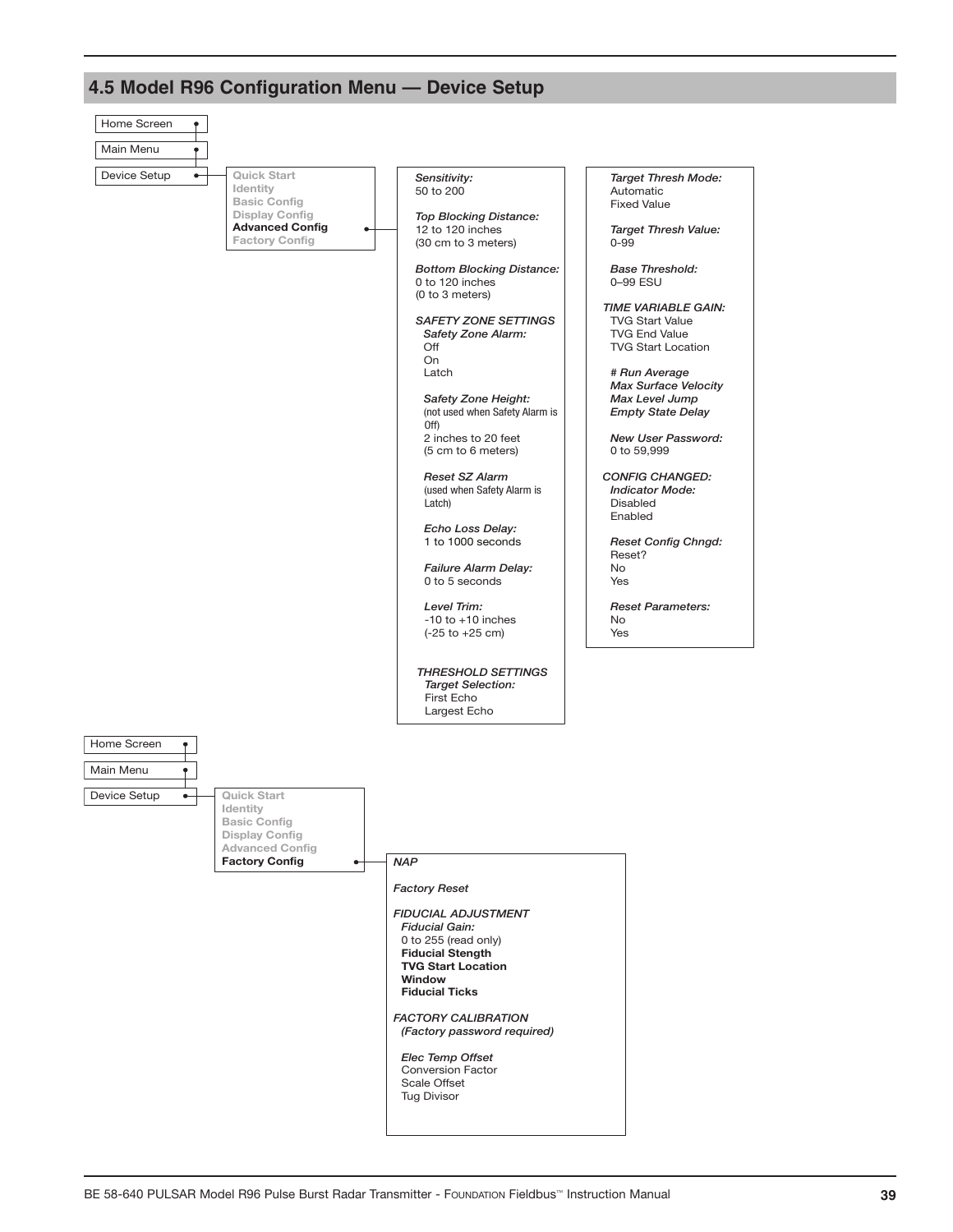## 4.5 Model R96 Configuration Menu — Device Setup

Home Screen
Main Menu
Device Setup

- Quick Start
- Identity
- Basic Config
- Display Config
- **Advanced Config**
- Factory Config

*Sensitivity:*
50 to 200

*Top Blocking Distance:*
12 to 120 inches
(30 cm to 3 meters)

*Bottom Blocking Distance:*
0 to 120 inches
(0 to 3 meters)

*SAFETY ZONE SETTINGS*

*Safety Zone Alarm:*
Off
On
Latch

*Safety Zone Height:*
(not used when Safety Alarm is Off)
2 inches to 20 feet
(5 cm to 6 meters)

*Reset SZ Alarm*
(used when Safety Alarm is Latch)

*Echo Loss Delay:*
1 to 1000 seconds

*Failure Alarm Delay:*
0 to 5 seconds

*Level Trim:*
-10 to +10 inches
(-25 to +25 cm)

*THRESHOLD SETTINGS*

*Target Selection:*
First Echo
Largest Echo

*Target Thresh Mode:*
Automatic
Fixed Value

*Target Thresh Value:*
0-99

*Base Threshold:*
0–99 ESU

*TIME VARIABLE GAIN:*
TVG Start Value
TVG End Value
TVG Start Location

*# Run Average*
*Max Surface Velocity*
*Max Level Jump*
*Empty State Delay*

*New User Password:*
0 to 59,999

*CONFIG CHANGED:*

*Indicator Mode:*
Disabled
Enabled

*Reset Config Chngd:*
Reset?
No
Yes

*Reset Parameters:*
No
Yes

---

Home Screen
Main Menu
Device Setup

- Quick Start
- Identity
- Basic Config
- Display Config
- Advanced Config
- **Factory Config**

*NAP*

*Factory Reset*

*FIDUCIAL ADJUSTMENT*

*Fiducial Gain:*
0 to 255 (read only)
**Fiducial Stength**
**TVG Start Location**
**Window**
**Fiducial Ticks**

*FACTORY CALIBRATION*
*(Factory password required)*

*Elec Temp Offset*
Conversion Factor
Scale Offset
Tug Divisor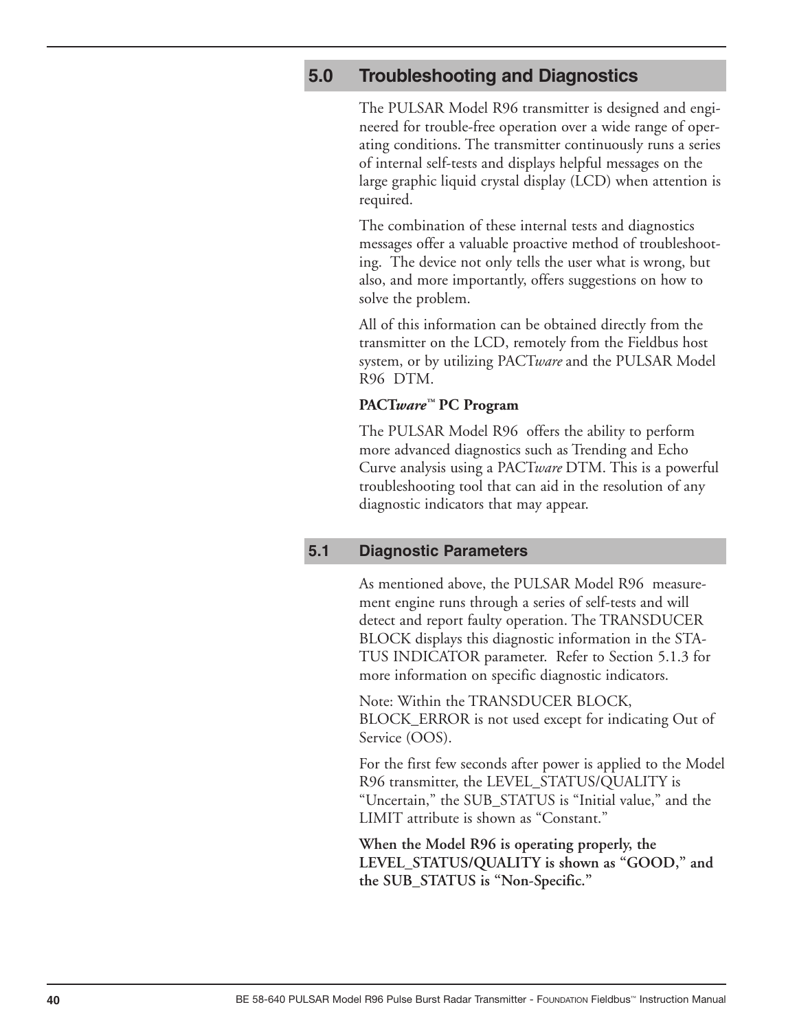## 5.0 Troubleshooting and Diagnostics

The PULSAR Model R96 transmitter is designed and engineered for trouble-free operation over a wide range of operating conditions. The transmitter continuously runs a series of internal self-tests and displays helpful messages on the large graphic liquid crystal display (LCD) when attention is required.

The combination of these internal tests and diagnostics messages offer a valuable proactive method of troubleshooting. The device not only tells the user what is wrong, but also, and more importantly, offers suggestions on how to solve the problem.

All of this information can be obtained directly from the transmitter on the LCD, remotely from the Fieldbus host system, or by utilizing PACT*ware* and the PULSAR Model R96 DTM.

**PACT*ware*™ PC Program**

The PULSAR Model R96 offers the ability to perform more advanced diagnostics such as Trending and Echo Curve analysis using a PACT*ware* DTM. This is a powerful troubleshooting tool that can aid in the resolution of any diagnostic indicators that may appear.

### 5.1 Diagnostic Parameters

As mentioned above, the PULSAR Model R96 measurement engine runs through a series of self-tests and will detect and report faulty operation. The TRANSDUCER BLOCK displays this diagnostic information in the STATUS INDICATOR parameter. Refer to Section 5.1.3 for more information on specific diagnostic indicators.

Note: Within the TRANSDUCER BLOCK, BLOCK_ERROR is not used except for indicating Out of Service (OOS).

For the first few seconds after power is applied to the Model R96 transmitter, the LEVEL_STATUS/QUALITY is "Uncertain," the SUB_STATUS is "Initial value," and the LIMIT attribute is shown as "Constant."

**When the Model R96 is operating properly, the LEVEL_STATUS/QUALITY is shown as "GOOD," and the SUB_STATUS is "Non-Specific."**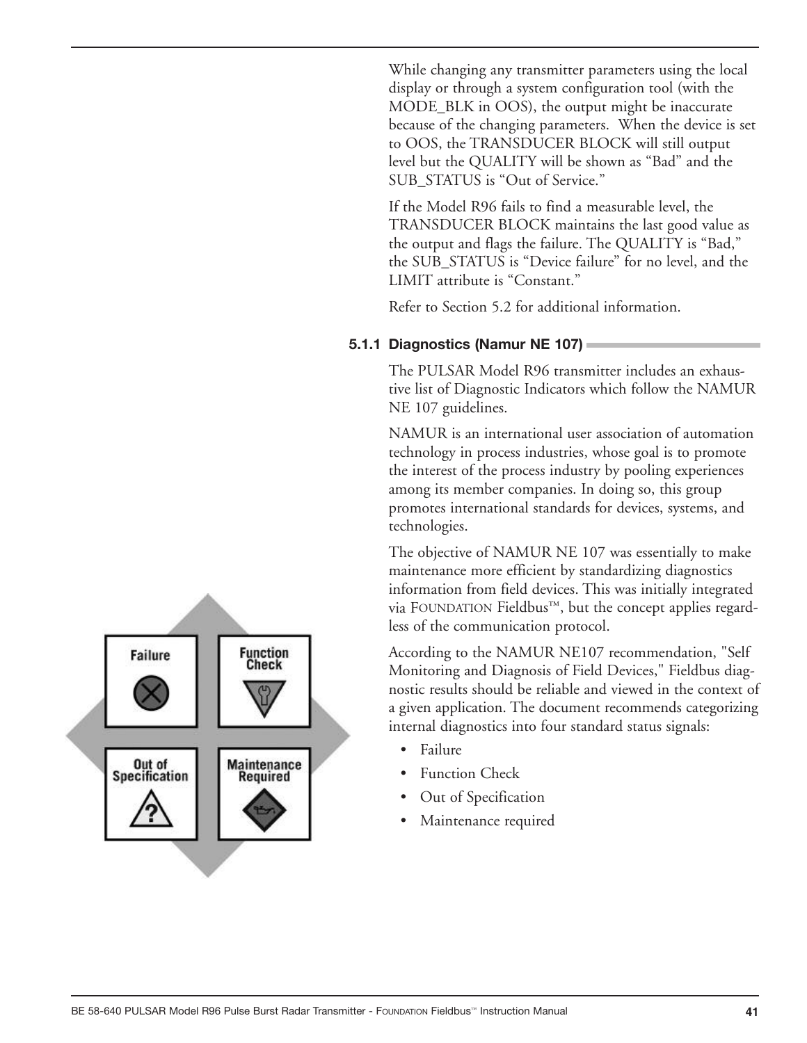While changing any transmitter parameters using the local display or through a system configuration tool (with the MODE_BLK in OOS), the output might be inaccurate because of the changing parameters. When the device is set to OOS, the TRANSDUCER BLOCK will still output level but the QUALITY will be shown as "Bad" and the SUB_STATUS is "Out of Service."

If the Model R96 fails to find a measurable level, the TRANSDUCER BLOCK maintains the last good value as the output and flags the failure. The QUALITY is "Bad," the SUB_STATUS is "Device failure" for no level, and the LIMIT attribute is "Constant."

Refer to Section 5.2 for additional information.

### 5.1.1 Diagnostics (Namur NE 107)

The PULSAR Model R96 transmitter includes an exhaustive list of Diagnostic Indicators which follow the NAMUR NE 107 guidelines.

NAMUR is an international user association of automation technology in process industries, whose goal is to promote the interest of the process industry by pooling experiences among its member companies. In doing so, this group promotes international standards for devices, systems, and technologies.

The objective of NAMUR NE 107 was essentially to make maintenance more efficient by standardizing diagnostics information from field devices. This was initially integrated via FOUNDATION Fieldbus™, but the concept applies regardless of the communication protocol.

According to the NAMUR NE107 recommendation, "Self Monitoring and Diagnosis of Field Devices," Fieldbus diagnostic results should be reliable and viewed in the context of a given application. The document recommends categorizing internal diagnostics into four standard status signals:

- Failure
- Function Check
- Out of Specification
- Maintenance required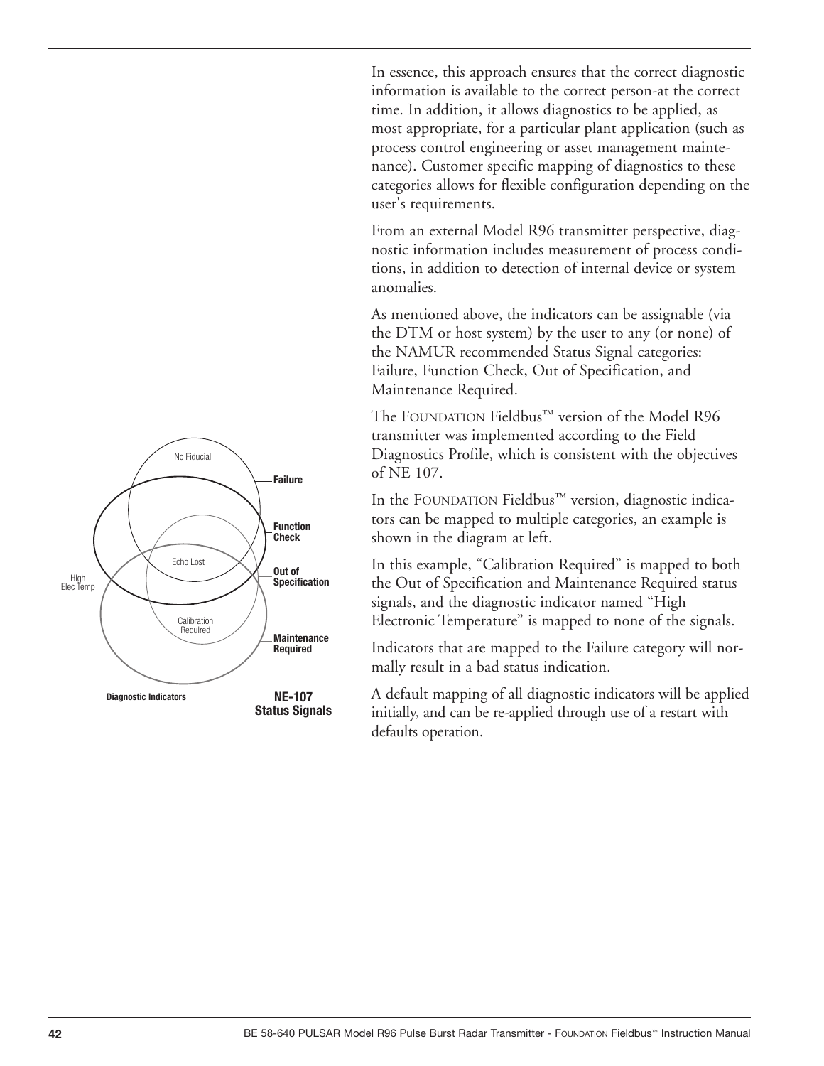In essence, this approach ensures that the correct diagnostic information is available to the correct person-at the correct time. In addition, it allows diagnostics to be applied, as most appropriate, for a particular plant application (such as process control engineering or asset management maintenance). Customer specific mapping of diagnostics to these categories allows for flexible configuration depending on the user's requirements.

From an external Model R96 transmitter perspective, diagnostic information includes measurement of process conditions, in addition to detection of internal device or system anomalies.

As mentioned above, the indicators can be assignable (via the DTM or host system) by the user to any (or none) of the NAMUR recommended Status Signal categories: Failure, Function Check, Out of Specification, and Maintenance Required.

The FOUNDATION Fieldbus™ version of the Model R96 transmitter was implemented according to the Field Diagnostics Profile, which is consistent with the objectives of NE 107.

In the FOUNDATION Fieldbus™ version, diagnostic indicators can be mapped to multiple categories, an example is shown in the diagram at left.

In this example, "Calibration Required" is mapped to both the Out of Specification and Maintenance Required status signals, and the diagnostic indicator named "High Electronic Temperature" is mapped to none of the signals.

Indicators that are mapped to the Failure category will normally result in a bad status indication.

A default mapping of all diagnostic indicators will be applied initially, and can be re-applied through use of a restart with defaults operation.

No Fiducial — **Failure**
Echo Lost — **Function Check**
High Elec Temp — **Out of Specification**
Calibration Required — **Maintenance Required**

**Diagnostic Indicators** — **NE-107 Status Signals**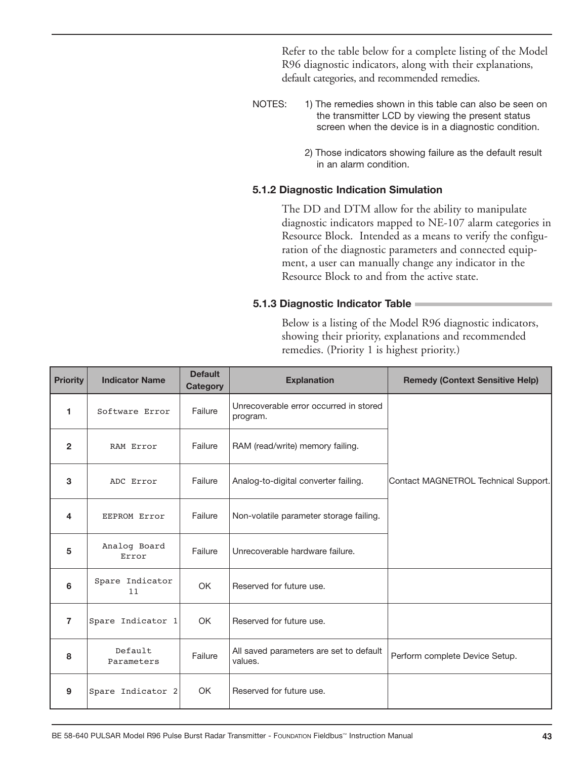Refer to the table below for a complete listing of the Model R96 diagnostic indicators, along with their explanations, default categories, and recommended remedies.

NOTES:
1) The remedies shown in this table can also be seen on the transmitter LCD by viewing the present status screen when the device is in a diagnostic condition.

2) Those indicators showing failure as the default result in an alarm condition.

### 5.1.2 Diagnostic Indication Simulation

The DD and DTM allow for the ability to manipulate diagnostic indicators mapped to NE-107 alarm categories in Resource Block. Intended as a means to verify the configuration of the diagnostic parameters and connected equipment, a user can manually change any indicator in the Resource Block to and from the active state.

### 5.1.3 Diagnostic Indicator Table

Below is a listing of the Model R96 diagnostic indicators, showing their priority, explanations and recommended remedies. (Priority 1 is highest priority.)

| Priority | Indicator Name | Default Category | Explanation | Remedy (Context Sensitive Help) |
|---|---|---|---|---|
| 1 | Software Error | Failure | Unrecoverable error occurred in stored program. | Contact MAGNETROL Technical Support. |
| 2 | RAM Error | Failure | RAM (read/write) memory failing. | Contact MAGNETROL Technical Support. |
| 3 | ADC Error | Failure | Analog-to-digital converter failing. | Contact MAGNETROL Technical Support. |
| 4 | EEPROM Error | Failure | Non-volatile parameter storage failing. | Contact MAGNETROL Technical Support. |
| 5 | Analog Board Error | Failure | Unrecoverable hardware failure. | Contact MAGNETROL Technical Support. |
| 6 | Spare Indicator 11 | OK | Reserved for future use. | |
| 7 | Spare Indicator 1 | OK | Reserved for future use. | |
| 8 | Default Parameters | Failure | All saved parameters are set to default values. | Perform complete Device Setup. |
| 9 | Spare Indicator 2 | OK | Reserved for future use. | |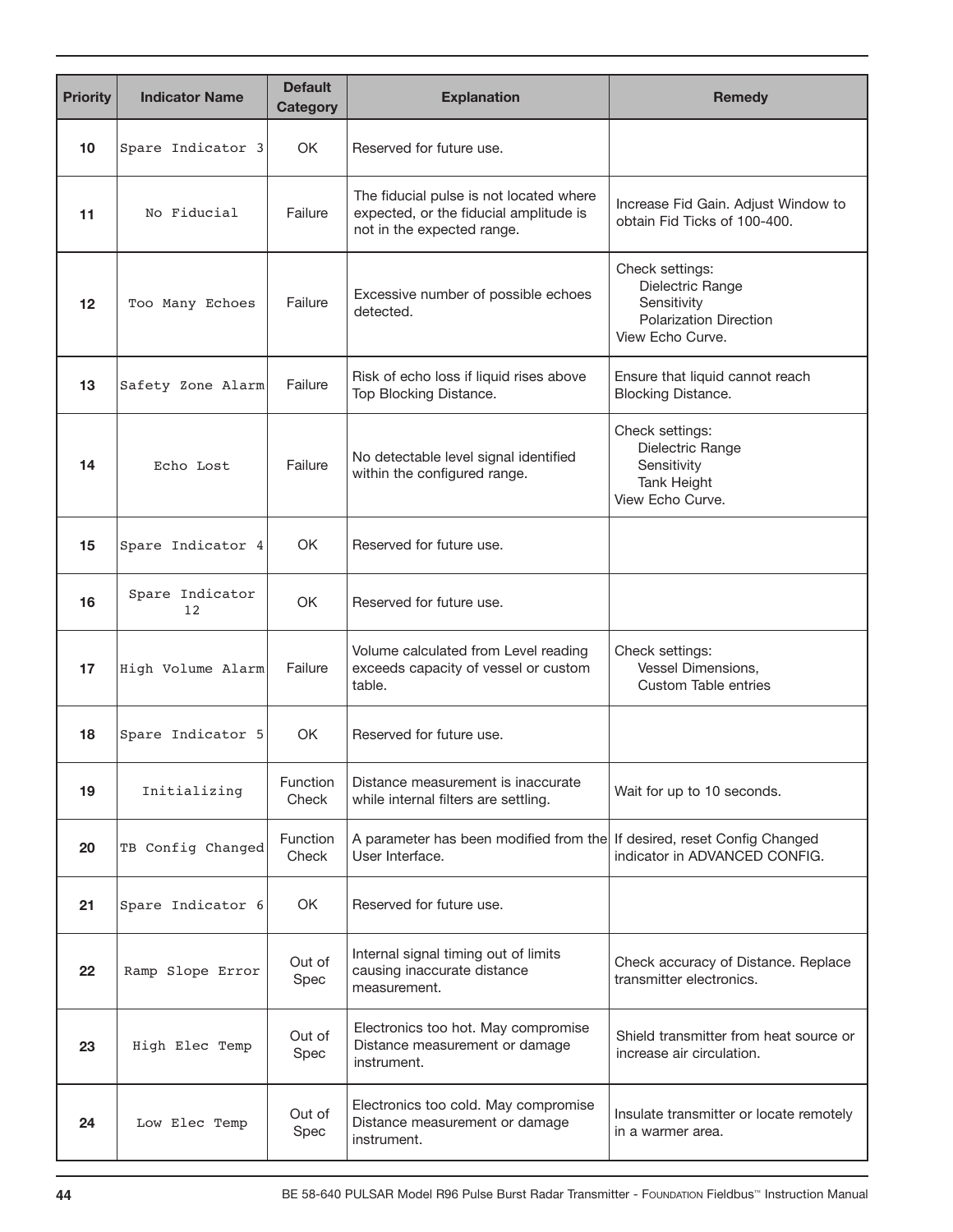| Priority | Indicator Name | Default Category | Explanation | Remedy |
|---|---|---|---|---|
| 10 | Spare Indicator 3 | OK | Reserved for future use. | |
| 11 | No Fiducial | Failure | The fiducial pulse is not located where expected, or the fiducial amplitude is not in the expected range. | Increase Fid Gain. Adjust Window to obtain Fid Ticks of 100-400. |
| 12 | Too Many Echoes | Failure | Excessive number of possible echoes detected. | Check settings: Dielectric Range, Sensitivity, Polarization Direction. View Echo Curve. |
| 13 | Safety Zone Alarm | Failure | Risk of echo loss if liquid rises above Top Blocking Distance. | Ensure that liquid cannot reach Blocking Distance. |
| 14 | Echo Lost | Failure | No detectable level signal identified within the configured range. | Check settings: Dielectric Range, Sensitivity, Tank Height. View Echo Curve. |
| 15 | Spare Indicator 4 | OK | Reserved for future use. | |
| 16 | Spare Indicator 12 | OK | Reserved for future use. | |
| 17 | High Volume Alarm | Failure | Volume calculated from Level reading exceeds capacity of vessel or custom table. | Check settings: Vessel Dimensions, Custom Table entries |
| 18 | Spare Indicator 5 | OK | Reserved for future use. | |
| 19 | Initializing | Function Check | Distance measurement is inaccurate while internal filters are settling. | Wait for up to 10 seconds. |
| 20 | TB Config Changed | Function Check | A parameter has been modified from the User Interface. | If desired, reset Config Changed indicator in ADVANCED CONFIG. |
| 21 | Spare Indicator 6 | OK | Reserved for future use. | |
| 22 | Ramp Slope Error | Out of Spec | Internal signal timing out of limits causing inaccurate distance measurement. | Check accuracy of Distance. Replace transmitter electronics. |
| 23 | High Elec Temp | Out of Spec | Electronics too hot. May compromise Distance measurement or damage instrument. | Shield transmitter from heat source or increase air circulation. |
| 24 | Low Elec Temp | Out of Spec | Electronics too cold. May compromise Distance measurement or damage instrument. | Insulate transmitter or locate remotely in a warmer area. |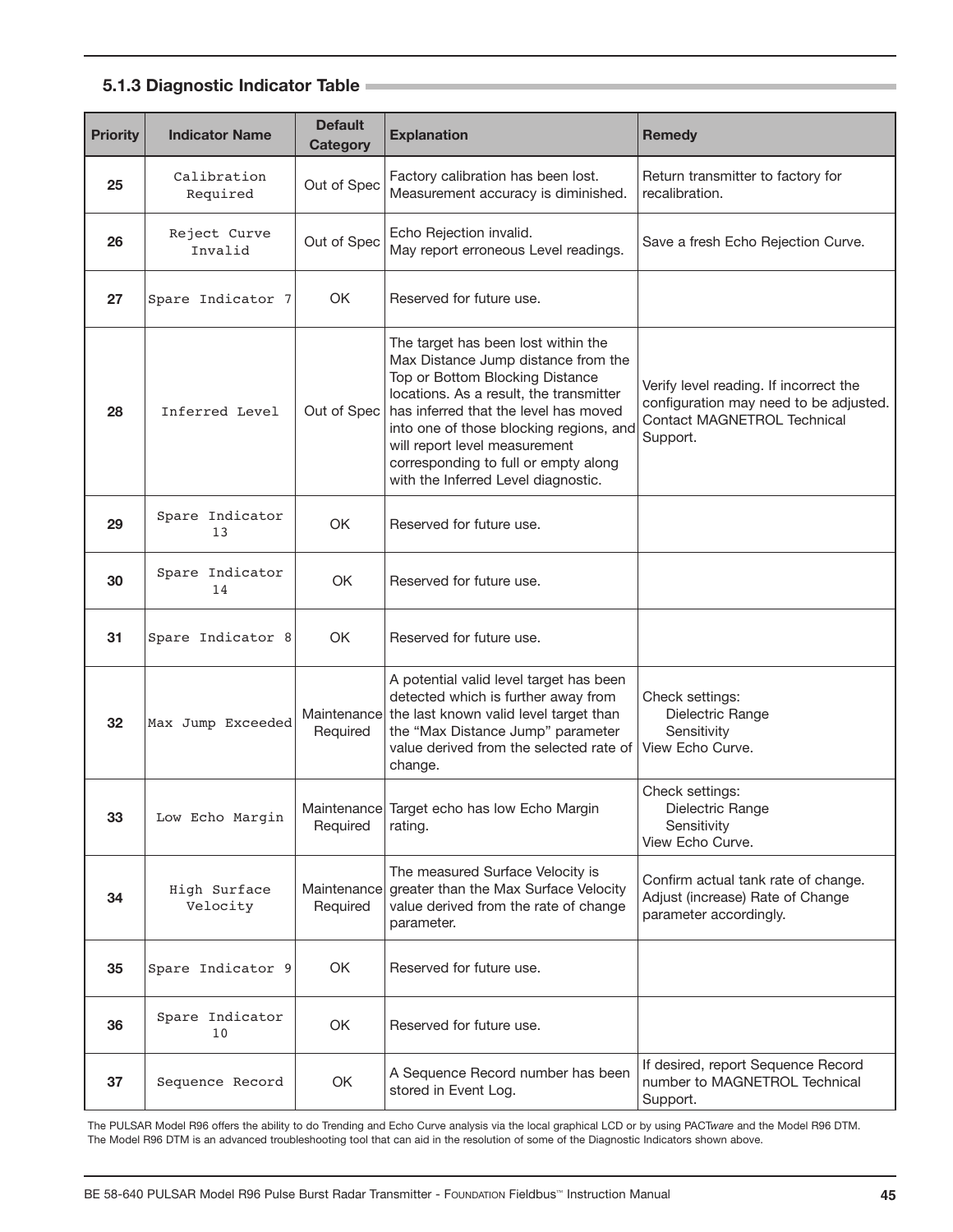### 5.1.3 Diagnostic Indicator Table

| Priority | Indicator Name | Default Category | Explanation | Remedy |
|---|---|---|---|---|
| 25 | Calibration Required | Out of Spec | Factory calibration has been lost. Measurement accuracy is diminished. | Return transmitter to factory for recalibration. |
| 26 | Reject Curve Invalid | Out of Spec | Echo Rejection invalid. May report erroneous Level readings. | Save a fresh Echo Rejection Curve. |
| 27 | Spare Indicator 7 | OK | Reserved for future use. | |
| 28 | Inferred Level | Out of Spec | The target has been lost within the Max Distance Jump distance from the Top or Bottom Blocking Distance locations. As a result, the transmitter has inferred that the level has moved into one of those blocking regions, and will report level measurement corresponding to full or empty along with the Inferred Level diagnostic. | Verify level reading. If incorrect the configuration may need to be adjusted. Contact MAGNETROL Technical Support. |
| 29 | Spare Indicator 13 | OK | Reserved for future use. | |
| 30 | Spare Indicator 14 | OK | Reserved for future use. | |
| 31 | Spare Indicator 8 | OK | Reserved for future use. | |
| 32 | Max Jump Exceeded | Maintenance Required | A potential valid level target has been detected which is further away from the last known valid level target than the "Max Distance Jump" parameter value derived from the selected rate of change. | Check settings: Dielectric Range Sensitivity View Echo Curve. |
| 33 | Low Echo Margin | Maintenance Required | Target echo has low Echo Margin rating. | Check settings: Dielectric Range Sensitivity View Echo Curve. |
| 34 | High Surface Velocity | Maintenance Required | The measured Surface Velocity is greater than the Max Surface Velocity value derived from the rate of change parameter. | Confirm actual tank rate of change. Adjust (increase) Rate of Change parameter accordingly. |
| 35 | Spare Indicator 9 | OK | Reserved for future use. | |
| 36 | Spare Indicator 10 | OK | Reserved for future use. | |
| 37 | Sequence Record | OK | A Sequence Record number has been stored in Event Log. | If desired, report Sequence Record number to MAGNETROL Technical Support. |

The PULSAR Model R96 offers the ability to do Trending and Echo Curve analysis via the local graphical LCD or by using PACT*ware* and the Model R96 DTM. The Model R96 DTM is an advanced troubleshooting tool that can aid in the resolution of some of the Diagnostic Indicators shown above.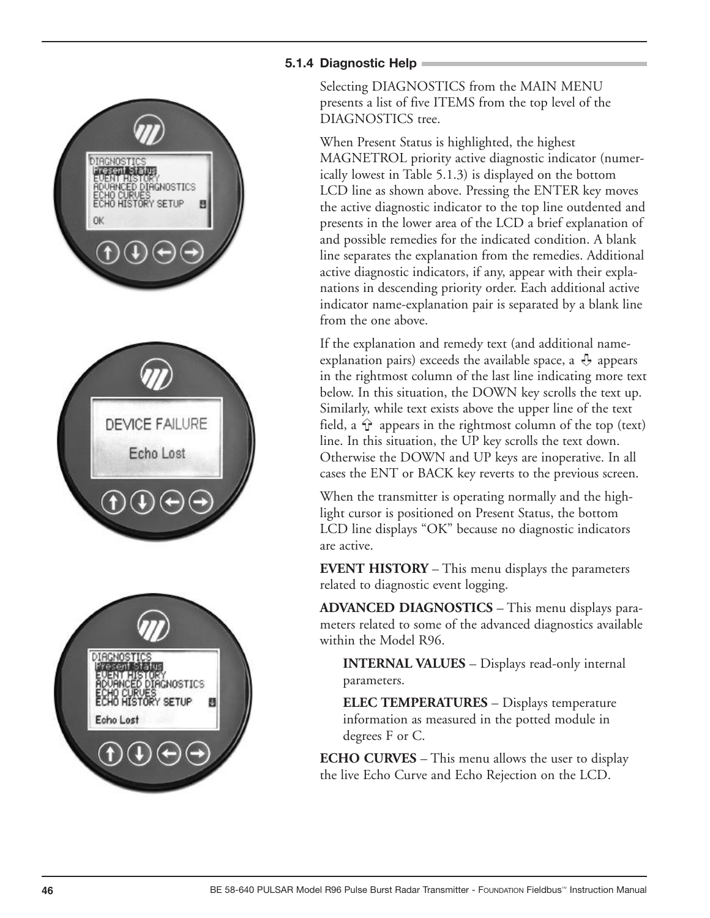### 5.1.4 Diagnostic Help

Selecting DIAGNOSTICS from the MAIN MENU presents a list of five ITEMS from the top level of the DIAGNOSTICS tree.

When Present Status is highlighted, the highest MAGNETROL priority active diagnostic indicator (numerically lowest in Table 5.1.3) is displayed on the bottom LCD line as shown above. Pressing the ENTER key moves the active diagnostic indicator to the top line outdented and presents in the lower area of the LCD a brief explanation of and possible remedies for the indicated condition. A blank line separates the explanation from the remedies. Additional active diagnostic indicators, if any, appear with their explanations in descending priority order. Each additional active indicator name-explanation pair is separated by a blank line from the one above.

If the explanation and remedy text (and additional name-explanation pairs) exceeds the available space, a ⇩ appears in the rightmost column of the last line indicating more text below. In this situation, the DOWN key scrolls the text up. Similarly, while text exists above the upper line of the text field, a ⇧ appears in the rightmost column of the top (text) line. In this situation, the UP key scrolls the text down. Otherwise the DOWN and UP keys are inoperative. In all cases the ENT or BACK key reverts to the previous screen.

When the transmitter is operating normally and the highlight cursor is positioned on Present Status, the bottom LCD line displays "OK" because no diagnostic indicators are active.

**EVENT HISTORY** – This menu displays the parameters related to diagnostic event logging.

**ADVANCED DIAGNOSTICS** – This menu displays parameters related to some of the advanced diagnostics available within the Model R96.

**INTERNAL VALUES** – Displays read-only internal parameters.

**ELEC TEMPERATURES** – Displays temperature information as measured in the potted module in degrees F or C.

**ECHO CURVES** – This menu allows the user to display the live Echo Curve and Echo Rejection on the LCD.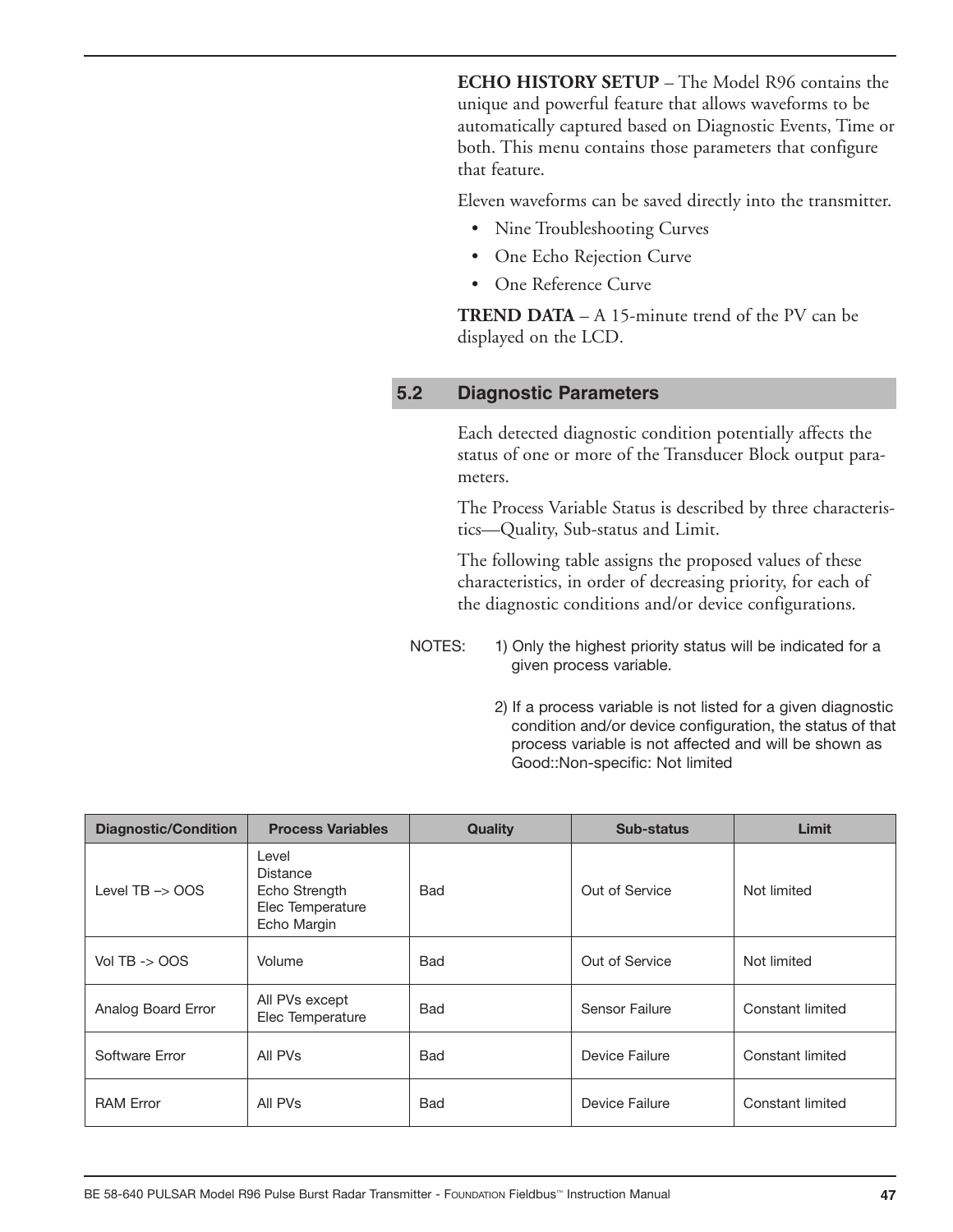**ECHO HISTORY SETUP** – The Model R96 contains the unique and powerful feature that allows waveforms to be automatically captured based on Diagnostic Events, Time or both. This menu contains those parameters that configure that feature.

Eleven waveforms can be saved directly into the transmitter.

- Nine Troubleshooting Curves
- One Echo Rejection Curve
- One Reference Curve

**TREND DATA** – A 15-minute trend of the PV can be displayed on the LCD.

## 5.2 Diagnostic Parameters

Each detected diagnostic condition potentially affects the status of one or more of the Transducer Block output parameters.

The Process Variable Status is described by three characteristics—Quality, Sub-status and Limit.

The following table assigns the proposed values of these characteristics, in order of decreasing priority, for each of the diagnostic conditions and/or device configurations.

NOTES:
1) Only the highest priority status will be indicated for a given process variable.

2) If a process variable is not listed for a given diagnostic condition and/or device configuration, the status of that process variable is not affected and will be shown as Good::Non-specific: Not limited

| Diagnostic/Condition | Process Variables | Quality | Sub-status | Limit |
|---|---|---|---|---|
| Level TB –> OOS | Level<br>Distance<br>Echo Strength<br>Elec Temperature<br>Echo Margin | Bad | Out of Service | Not limited |
| Vol TB -> OOS | Volume | Bad | Out of Service | Not limited |
| Analog Board Error | All PVs except Elec Temperature | Bad | Sensor Failure | Constant limited |
| Software Error | All PVs | Bad | Device Failure | Constant limited |
| RAM Error | All PVs | Bad | Device Failure | Constant limited |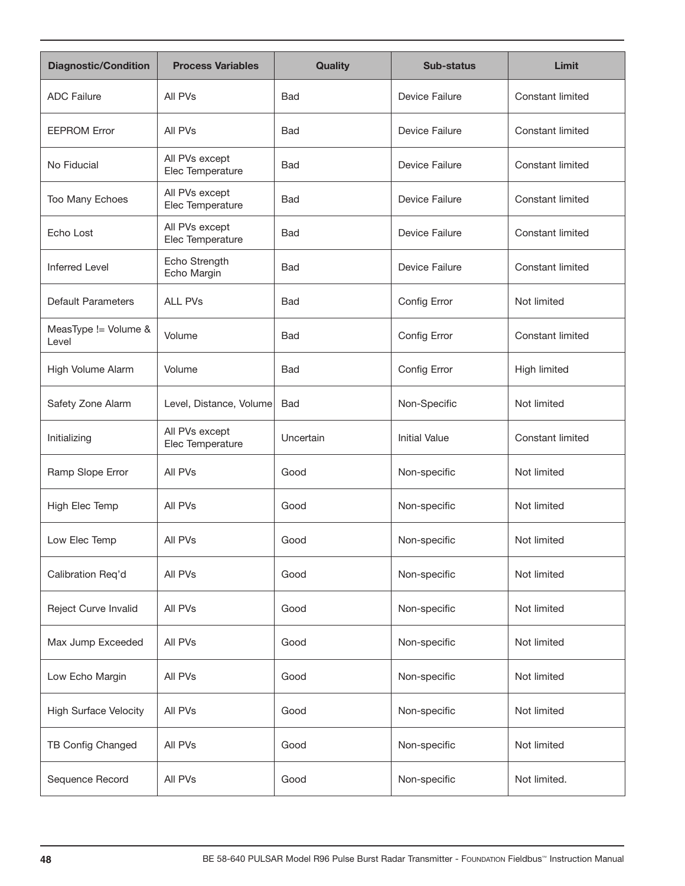| Diagnostic/Condition | Process Variables | Quality | Sub-status | Limit |
|---|---|---|---|---|
| ADC Failure | All PVs | Bad | Device Failure | Constant limited |
| EEPROM Error | All PVs | Bad | Device Failure | Constant limited |
| No Fiducial | All PVs except Elec Temperature | Bad | Device Failure | Constant limited |
| Too Many Echoes | All PVs except Elec Temperature | Bad | Device Failure | Constant limited |
| Echo Lost | All PVs except Elec Temperature | Bad | Device Failure | Constant limited |
| Inferred Level | Echo Strength Echo Margin | Bad | Device Failure | Constant limited |
| Default Parameters | ALL PVs | Bad | Config Error | Not limited |
| MeasType != Volume & Level | Volume | Bad | Config Error | Constant limited |
| High Volume Alarm | Volume | Bad | Config Error | High limited |
| Safety Zone Alarm | Level, Distance, Volume | Bad | Non-Specific | Not limited |
| Initializing | All PVs except Elec Temperature | Uncertain | Initial Value | Constant limited |
| Ramp Slope Error | All PVs | Good | Non-specific | Not limited |
| High Elec Temp | All PVs | Good | Non-specific | Not limited |
| Low Elec Temp | All PVs | Good | Non-specific | Not limited |
| Calibration Req'd | All PVs | Good | Non-specific | Not limited |
| Reject Curve Invalid | All PVs | Good | Non-specific | Not limited |
| Max Jump Exceeded | All PVs | Good | Non-specific | Not limited |
| Low Echo Margin | All PVs | Good | Non-specific | Not limited |
| High Surface Velocity | All PVs | Good | Non-specific | Not limited |
| TB Config Changed | All PVs | Good | Non-specific | Not limited |
| Sequence Record | All PVs | Good | Non-specific | Not limited. |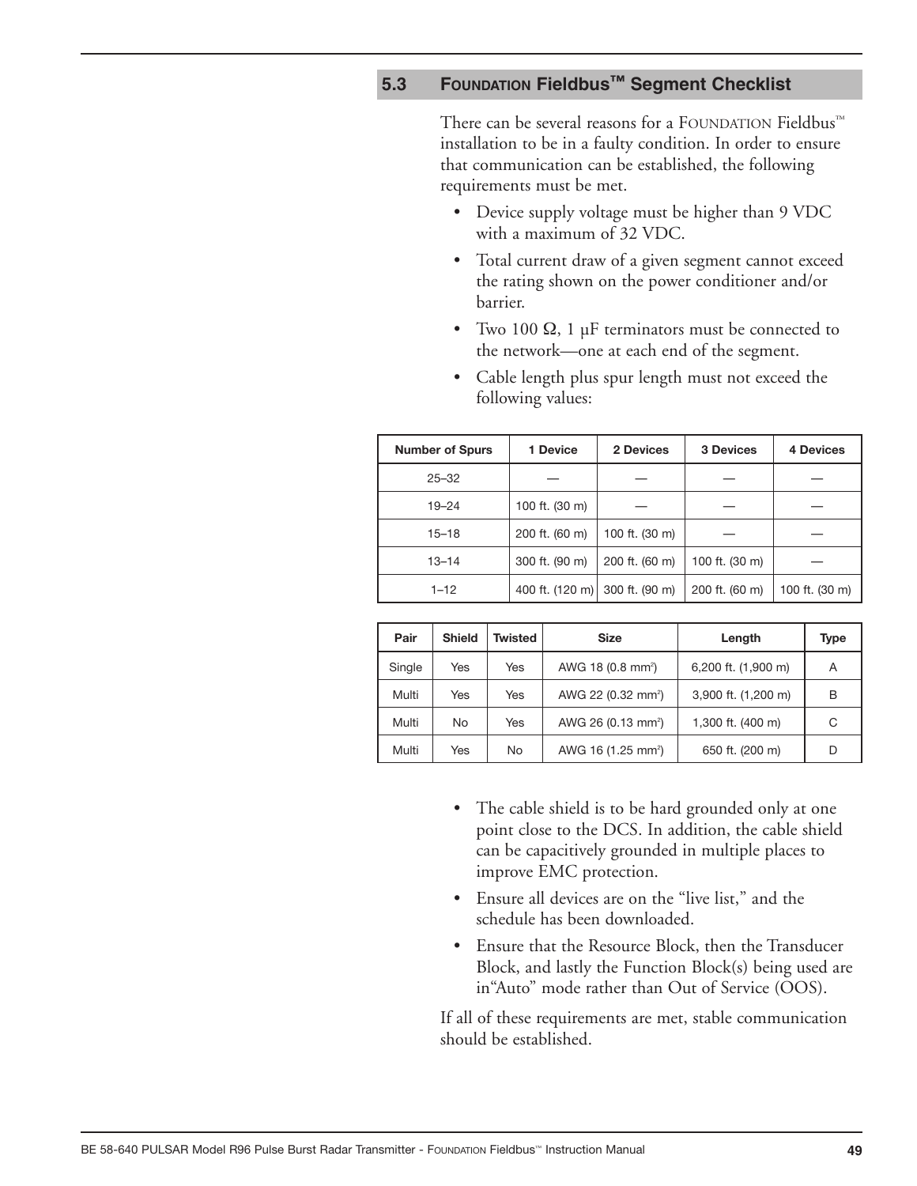## 5.3 FOUNDATION Fieldbus™ Segment Checklist

There can be several reasons for a FOUNDATION Fieldbus™ installation to be in a faulty condition. In order to ensure that communication can be established, the following requirements must be met.

- Device supply voltage must be higher than 9 VDC with a maximum of 32 VDC.
- Total current draw of a given segment cannot exceed the rating shown on the power conditioner and/or barrier.
- Two 100 Ω, 1 µF terminators must be connected to the network—one at each end of the segment.
- Cable length plus spur length must not exceed the following values:

| Number of Spurs | 1 Device | 2 Devices | 3 Devices | 4 Devices |
|---|---|---|---|---|
| 25–32 | — | — | — | — |
| 19–24 | 100 ft. (30 m) | — | — | — |
| 15–18 | 200 ft. (60 m) | 100 ft. (30 m) | — | — |
| 13–14 | 300 ft. (90 m) | 200 ft. (60 m) | 100 ft. (30 m) | — |
| 1–12 | 400 ft. (120 m) | 300 ft. (90 m) | 200 ft. (60 m) | 100 ft. (30 m) |

| Pair | Shield | Twisted | Size | Length | Type |
|---|---|---|---|---|---|
| Single | Yes | Yes | AWG 18 (0.8 mm²) | 6,200 ft. (1,900 m) | A |
| Multi | Yes | Yes | AWG 22 (0.32 mm²) | 3,900 ft. (1,200 m) | B |
| Multi | No | Yes | AWG 26 (0.13 mm²) | 1,300 ft. (400 m) | C |
| Multi | Yes | No | AWG 16 (1.25 mm²) | 650 ft. (200 m) | D |

- The cable shield is to be hard grounded only at one point close to the DCS. In addition, the cable shield can be capacitively grounded in multiple places to improve EMC protection.
- Ensure all devices are on the "live list," and the schedule has been downloaded.
- Ensure that the Resource Block, then the Transducer Block, and lastly the Function Block(s) being used are in"Auto" mode rather than Out of Service (OOS).

If all of these requirements are met, stable communication should be established.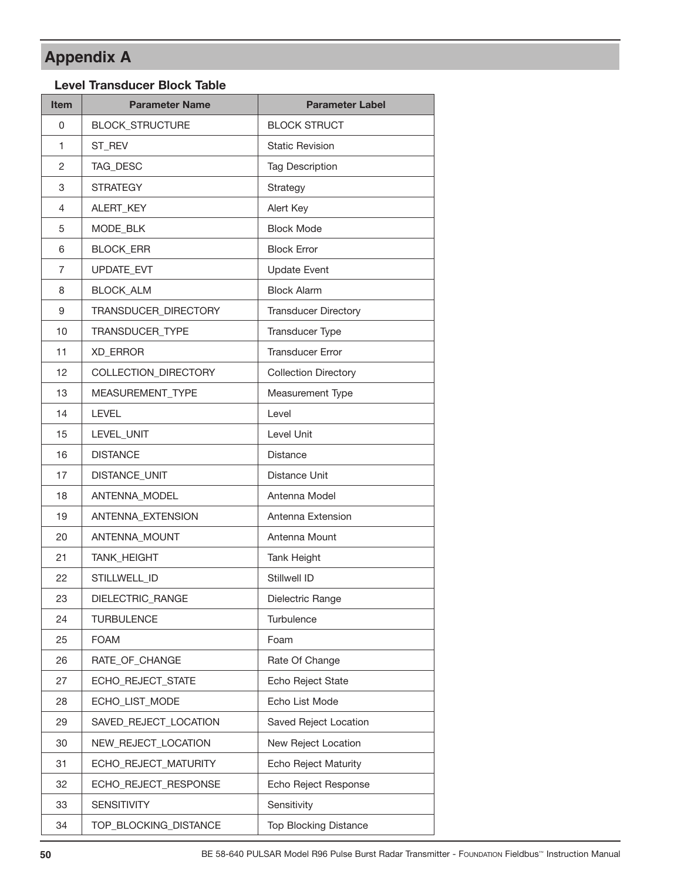# Appendix A

### Level Transducer Block Table

| Item | Parameter Name | Parameter Label |
|---|---|---|
| 0 | BLOCK_STRUCTURE | BLOCK STRUCT |
| 1 | ST_REV | Static Revision |
| 2 | TAG_DESC | Tag Description |
| 3 | STRATEGY | Strategy |
| 4 | ALERT_KEY | Alert Key |
| 5 | MODE_BLK | Block Mode |
| 6 | BLOCK_ERR | Block Error |
| 7 | UPDATE_EVT | Update Event |
| 8 | BLOCK_ALM | Block Alarm |
| 9 | TRANSDUCER_DIRECTORY | Transducer Directory |
| 10 | TRANSDUCER_TYPE | Transducer Type |
| 11 | XD_ERROR | Transducer Error |
| 12 | COLLECTION_DIRECTORY | Collection Directory |
| 13 | MEASUREMENT_TYPE | Measurement Type |
| 14 | LEVEL | Level |
| 15 | LEVEL_UNIT | Level Unit |
| 16 | DISTANCE | Distance |
| 17 | DISTANCE_UNIT | Distance Unit |
| 18 | ANTENNA_MODEL | Antenna Model |
| 19 | ANTENNA_EXTENSION | Antenna Extension |
| 20 | ANTENNA_MOUNT | Antenna Mount |
| 21 | TANK_HEIGHT | Tank Height |
| 22 | STILLWELL_ID | Stillwell ID |
| 23 | DIELECTRIC_RANGE | Dielectric Range |
| 24 | TURBULENCE | Turbulence |
| 25 | FOAM | Foam |
| 26 | RATE_OF_CHANGE | Rate Of Change |
| 27 | ECHO_REJECT_STATE | Echo Reject State |
| 28 | ECHO_LIST_MODE | Echo List Mode |
| 29 | SAVED_REJECT_LOCATION | Saved Reject Location |
| 30 | NEW_REJECT_LOCATION | New Reject Location |
| 31 | ECHO_REJECT_MATURITY | Echo Reject Maturity |
| 32 | ECHO_REJECT_RESPONSE | Echo Reject Response |
| 33 | SENSITIVITY | Sensitivity |
| 34 | TOP_BLOCKING_DISTANCE | Top Blocking Distance |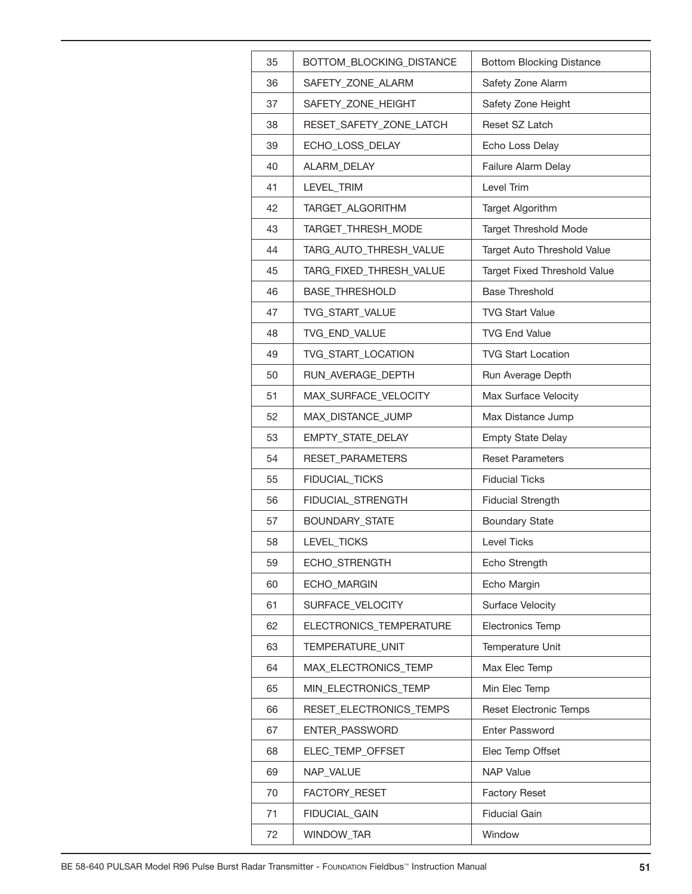| 35 | BOTTOM_BLOCKING_DISTANCE | Bottom Blocking Distance |
|---|---|---|
| 36 | SAFETY_ZONE_ALARM | Safety Zone Alarm |
| 37 | SAFETY_ZONE_HEIGHT | Safety Zone Height |
| 38 | RESET_SAFETY_ZONE_LATCH | Reset SZ Latch |
| 39 | ECHO_LOSS_DELAY | Echo Loss Delay |
| 40 | ALARM_DELAY | Failure Alarm Delay |
| 41 | LEVEL_TRIM | Level Trim |
| 42 | TARGET_ALGORITHM | Target Algorithm |
| 43 | TARGET_THRESH_MODE | Target Threshold Mode |
| 44 | TARG_AUTO_THRESH_VALUE | Target Auto Threshold Value |
| 45 | TARG_FIXED_THRESH_VALUE | Target Fixed Threshold Value |
| 46 | BASE_THRESHOLD | Base Threshold |
| 47 | TVG_START_VALUE | TVG Start Value |
| 48 | TVG_END_VALUE | TVG End Value |
| 49 | TVG_START_LOCATION | TVG Start Location |
| 50 | RUN_AVERAGE_DEPTH | Run Average Depth |
| 51 | MAX_SURFACE_VELOCITY | Max Surface Velocity |
| 52 | MAX_DISTANCE_JUMP | Max Distance Jump |
| 53 | EMPTY_STATE_DELAY | Empty State Delay |
| 54 | RESET_PARAMETERS | Reset Parameters |
| 55 | FIDUCIAL_TICKS | Fiducial Ticks |
| 56 | FIDUCIAL_STRENGTH | Fiducial Strength |
| 57 | BOUNDARY_STATE | Boundary State |
| 58 | LEVEL_TICKS | Level Ticks |
| 59 | ECHO_STRENGTH | Echo Strength |
| 60 | ECHO_MARGIN | Echo Margin |
| 61 | SURFACE_VELOCITY | Surface Velocity |
| 62 | ELECTRONICS_TEMPERATURE | Electronics Temp |
| 63 | TEMPERATURE_UNIT | Temperature Unit |
| 64 | MAX_ELECTRONICS_TEMP | Max Elec Temp |
| 65 | MIN_ELECTRONICS_TEMP | Min Elec Temp |
| 66 | RESET_ELECTRONICS_TEMPS | Reset Electronic Temps |
| 67 | ENTER_PASSWORD | Enter Password |
| 68 | ELEC_TEMP_OFFSET | Elec Temp Offset |
| 69 | NAP_VALUE | NAP Value |
| 70 | FACTORY_RESET | Factory Reset |
| 71 | FIDUCIAL_GAIN | Fiducial Gain |
| 72 | WINDOW_TAR | Window |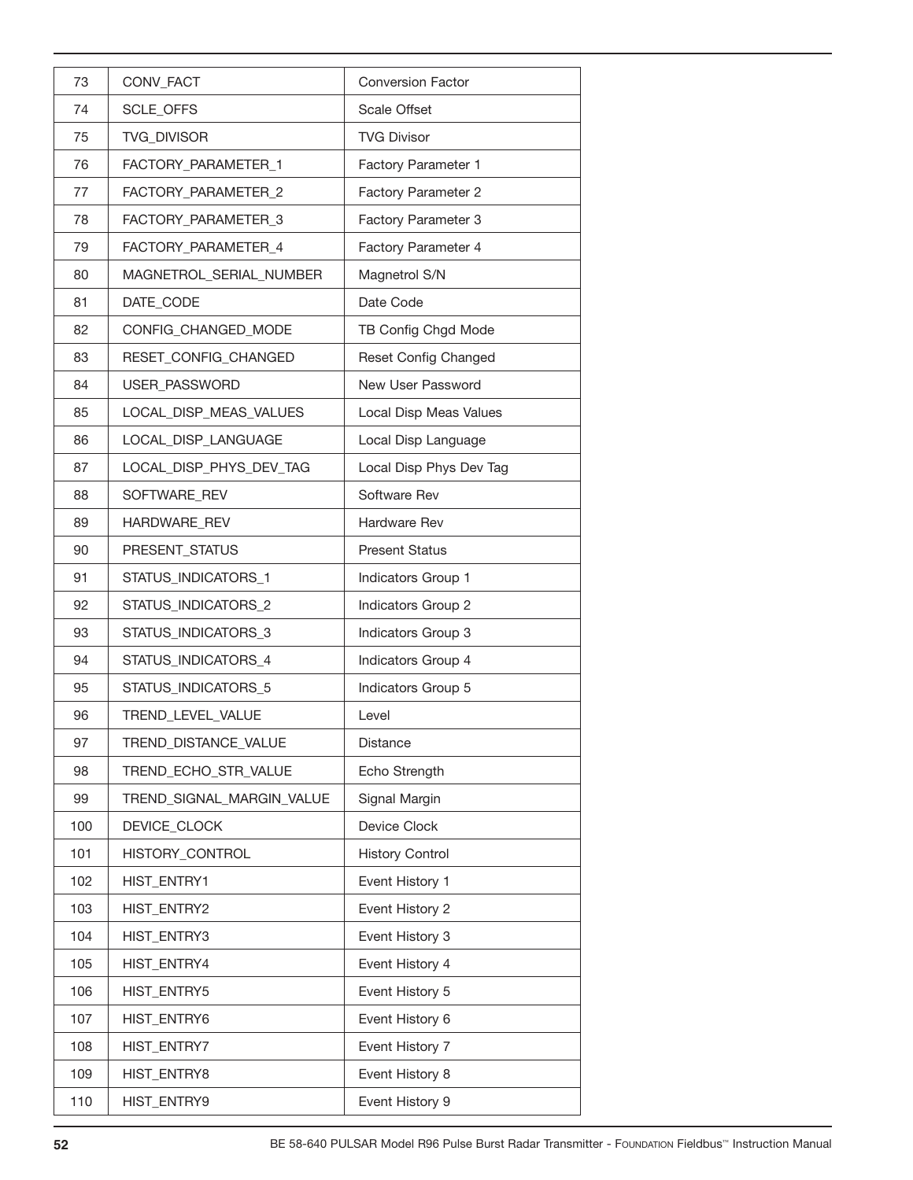| 73 | CONV_FACT | Conversion Factor |
|---|---|---|
| 74 | SCLE_OFFS | Scale Offset |
| 75 | TVG_DIVISOR | TVG Divisor |
| 76 | FACTORY_PARAMETER_1 | Factory Parameter 1 |
| 77 | FACTORY_PARAMETER_2 | Factory Parameter 2 |
| 78 | FACTORY_PARAMETER_3 | Factory Parameter 3 |
| 79 | FACTORY_PARAMETER_4 | Factory Parameter 4 |
| 80 | MAGNETROL_SERIAL_NUMBER | Magnetrol S/N |
| 81 | DATE_CODE | Date Code |
| 82 | CONFIG_CHANGED_MODE | TB Config Chgd Mode |
| 83 | RESET_CONFIG_CHANGED | Reset Config Changed |
| 84 | USER_PASSWORD | New User Password |
| 85 | LOCAL_DISP_MEAS_VALUES | Local Disp Meas Values |
| 86 | LOCAL_DISP_LANGUAGE | Local Disp Language |
| 87 | LOCAL_DISP_PHYS_DEV_TAG | Local Disp Phys Dev Tag |
| 88 | SOFTWARE_REV | Software Rev |
| 89 | HARDWARE_REV | Hardware Rev |
| 90 | PRESENT_STATUS | Present Status |
| 91 | STATUS_INDICATORS_1 | Indicators Group 1 |
| 92 | STATUS_INDICATORS_2 | Indicators Group 2 |
| 93 | STATUS_INDICATORS_3 | Indicators Group 3 |
| 94 | STATUS_INDICATORS_4 | Indicators Group 4 |
| 95 | STATUS_INDICATORS_5 | Indicators Group 5 |
| 96 | TREND_LEVEL_VALUE | Level |
| 97 | TREND_DISTANCE_VALUE | Distance |
| 98 | TREND_ECHO_STR_VALUE | Echo Strength |
| 99 | TREND_SIGNAL_MARGIN_VALUE | Signal Margin |
| 100 | DEVICE_CLOCK | Device Clock |
| 101 | HISTORY_CONTROL | History Control |
| 102 | HIST_ENTRY1 | Event History 1 |
| 103 | HIST_ENTRY2 | Event History 2 |
| 104 | HIST_ENTRY3 | Event History 3 |
| 105 | HIST_ENTRY4 | Event History 4 |
| 106 | HIST_ENTRY5 | Event History 5 |
| 107 | HIST_ENTRY6 | Event History 6 |
| 108 | HIST_ENTRY7 | Event History 7 |
| 109 | HIST_ENTRY8 | Event History 8 |
| 110 | HIST_ENTRY9 | Event History 9 |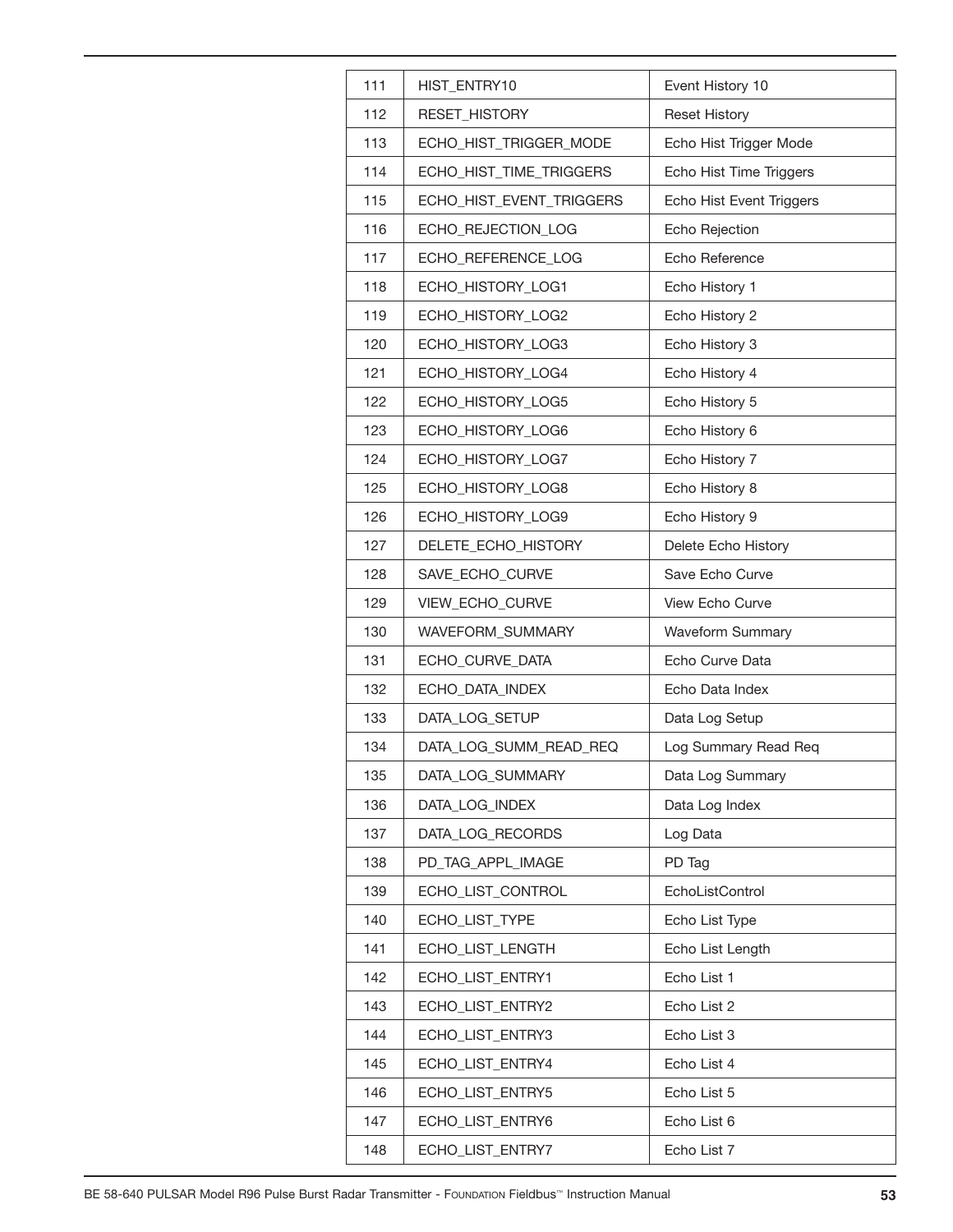| | | |
|---|---|---|
| 111 | HIST_ENTRY10 | Event History 10 |
| 112 | RESET_HISTORY | Reset History |
| 113 | ECHO_HIST_TRIGGER_MODE | Echo Hist Trigger Mode |
| 114 | ECHO_HIST_TIME_TRIGGERS | Echo Hist Time Triggers |
| 115 | ECHO_HIST_EVENT_TRIGGERS | Echo Hist Event Triggers |
| 116 | ECHO_REJECTION_LOG | Echo Rejection |
| 117 | ECHO_REFERENCE_LOG | Echo Reference |
| 118 | ECHO_HISTORY_LOG1 | Echo History 1 |
| 119 | ECHO_HISTORY_LOG2 | Echo History 2 |
| 120 | ECHO_HISTORY_LOG3 | Echo History 3 |
| 121 | ECHO_HISTORY_LOG4 | Echo History 4 |
| 122 | ECHO_HISTORY_LOG5 | Echo History 5 |
| 123 | ECHO_HISTORY_LOG6 | Echo History 6 |
| 124 | ECHO_HISTORY_LOG7 | Echo History 7 |
| 125 | ECHO_HISTORY_LOG8 | Echo History 8 |
| 126 | ECHO_HISTORY_LOG9 | Echo History 9 |
| 127 | DELETE_ECHO_HISTORY | Delete Echo History |
| 128 | SAVE_ECHO_CURVE | Save Echo Curve |
| 129 | VIEW_ECHO_CURVE | View Echo Curve |
| 130 | WAVEFORM_SUMMARY | Waveform Summary |
| 131 | ECHO_CURVE_DATA | Echo Curve Data |
| 132 | ECHO_DATA_INDEX | Echo Data Index |
| 133 | DATA_LOG_SETUP | Data Log Setup |
| 134 | DATA_LOG_SUMM_READ_REQ | Log Summary Read Req |
| 135 | DATA_LOG_SUMMARY | Data Log Summary |
| 136 | DATA_LOG_INDEX | Data Log Index |
| 137 | DATA_LOG_RECORDS | Log Data |
| 138 | PD_TAG_APPL_IMAGE | PD Tag |
| 139 | ECHO_LIST_CONTROL | EchoListControl |
| 140 | ECHO_LIST_TYPE | Echo List Type |
| 141 | ECHO_LIST_LENGTH | Echo List Length |
| 142 | ECHO_LIST_ENTRY1 | Echo List 1 |
| 143 | ECHO_LIST_ENTRY2 | Echo List 2 |
| 144 | ECHO_LIST_ENTRY3 | Echo List 3 |
| 145 | ECHO_LIST_ENTRY4 | Echo List 4 |
| 146 | ECHO_LIST_ENTRY5 | Echo List 5 |
| 147 | ECHO_LIST_ENTRY6 | Echo List 6 |
| 148 | ECHO_LIST_ENTRY7 | Echo List 7 |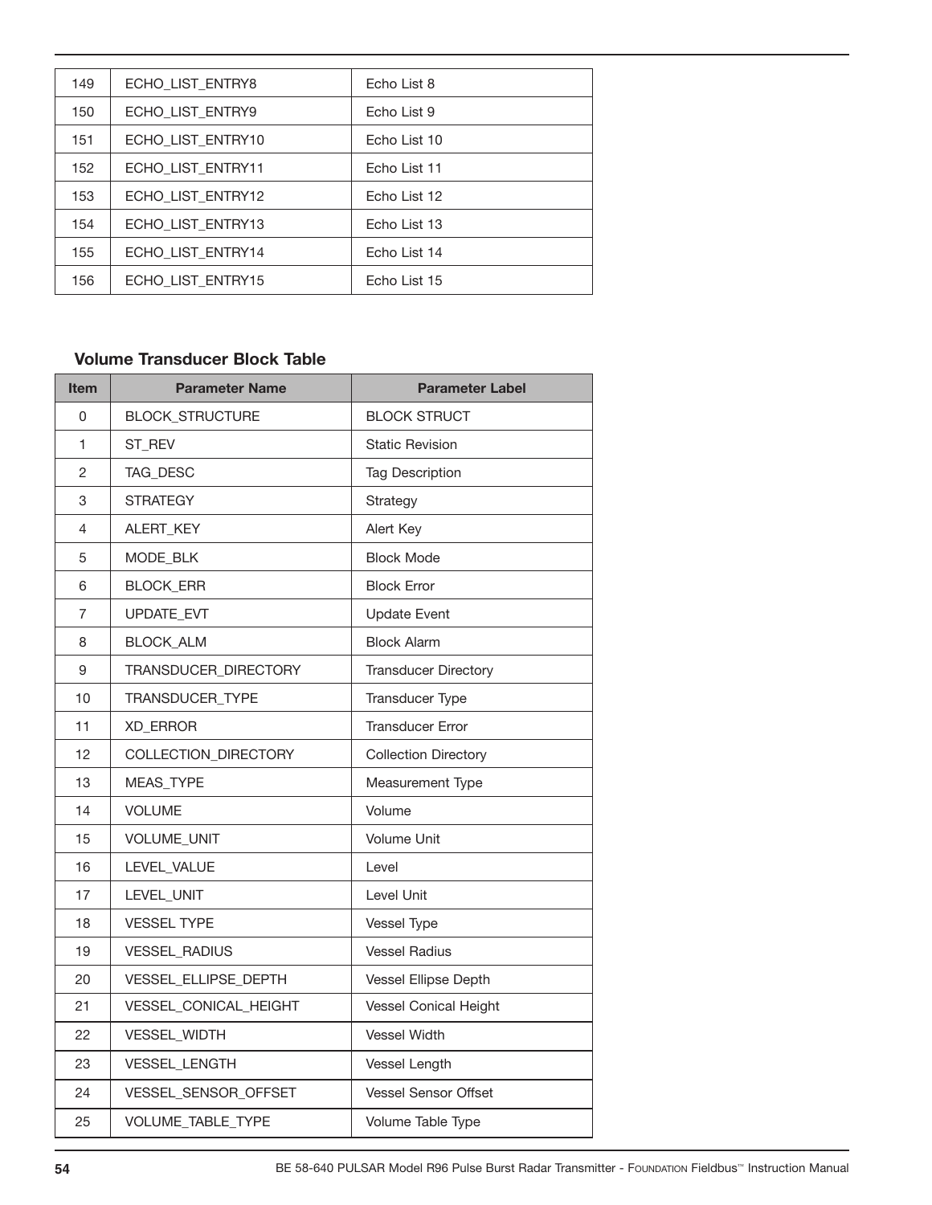| 149 | ECHO_LIST_ENTRY8 | Echo List 8 |
|---|---|---|
| 150 | ECHO_LIST_ENTRY9 | Echo List 9 |
| 151 | ECHO_LIST_ENTRY10 | Echo List 10 |
| 152 | ECHO_LIST_ENTRY11 | Echo List 11 |
| 153 | ECHO_LIST_ENTRY12 | Echo List 12 |
| 154 | ECHO_LIST_ENTRY13 | Echo List 13 |
| 155 | ECHO_LIST_ENTRY14 | Echo List 14 |
| 156 | ECHO_LIST_ENTRY15 | Echo List 15 |

### Volume Transducer Block Table

| Item | Parameter Name | Parameter Label |
|---|---|---|
| 0 | BLOCK_STRUCTURE | BLOCK STRUCT |
| 1 | ST_REV | Static Revision |
| 2 | TAG_DESC | Tag Description |
| 3 | STRATEGY | Strategy |
| 4 | ALERT_KEY | Alert Key |
| 5 | MODE_BLK | Block Mode |
| 6 | BLOCK_ERR | Block Error |
| 7 | UPDATE_EVT | Update Event |
| 8 | BLOCK_ALM | Block Alarm |
| 9 | TRANSDUCER_DIRECTORY | Transducer Directory |
| 10 | TRANSDUCER_TYPE | Transducer Type |
| 11 | XD_ERROR | Transducer Error |
| 12 | COLLECTION_DIRECTORY | Collection Directory |
| 13 | MEAS_TYPE | Measurement Type |
| 14 | VOLUME | Volume |
| 15 | VOLUME_UNIT | Volume Unit |
| 16 | LEVEL_VALUE | Level |
| 17 | LEVEL_UNIT | Level Unit |
| 18 | VESSEL TYPE | Vessel Type |
| 19 | VESSEL_RADIUS | Vessel Radius |
| 20 | VESSEL_ELLIPSE_DEPTH | Vessel Ellipse Depth |
| 21 | VESSEL_CONICAL_HEIGHT | Vessel Conical Height |
| 22 | VESSEL_WIDTH | Vessel Width |
| 23 | VESSEL_LENGTH | Vessel Length |
| 24 | VESSEL_SENSOR_OFFSET | Vessel Sensor Offset |
| 25 | VOLUME_TABLE_TYPE | Volume Table Type |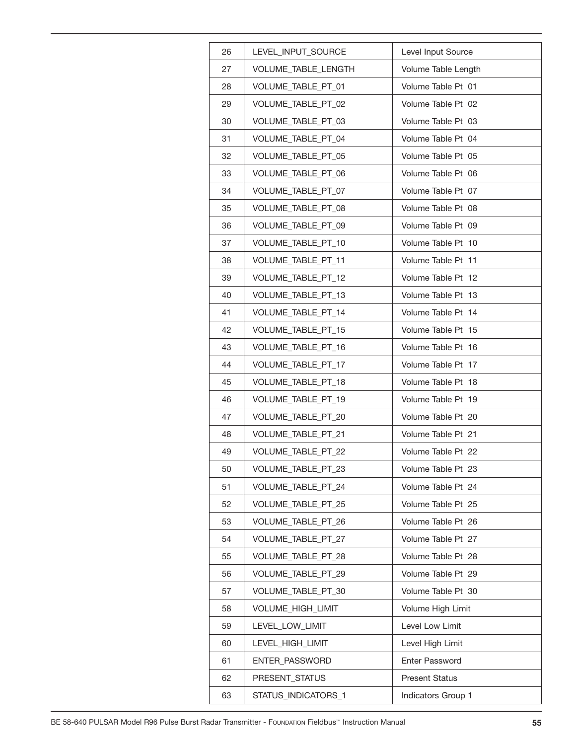| 26 | LEVEL_INPUT_SOURCE | Level Input Source |
|---|---|---|
| 27 | VOLUME_TABLE_LENGTH | Volume Table Length |
| 28 | VOLUME_TABLE_PT_01 | Volume Table Pt 01 |
| 29 | VOLUME_TABLE_PT_02 | Volume Table Pt 02 |
| 30 | VOLUME_TABLE_PT_03 | Volume Table Pt 03 |
| 31 | VOLUME_TABLE_PT_04 | Volume Table Pt 04 |
| 32 | VOLUME_TABLE_PT_05 | Volume Table Pt 05 |
| 33 | VOLUME_TABLE_PT_06 | Volume Table Pt 06 |
| 34 | VOLUME_TABLE_PT_07 | Volume Table Pt 07 |
| 35 | VOLUME_TABLE_PT_08 | Volume Table Pt 08 |
| 36 | VOLUME_TABLE_PT_09 | Volume Table Pt 09 |
| 37 | VOLUME_TABLE_PT_10 | Volume Table Pt 10 |
| 38 | VOLUME_TABLE_PT_11 | Volume Table Pt 11 |
| 39 | VOLUME_TABLE_PT_12 | Volume Table Pt 12 |
| 40 | VOLUME_TABLE_PT_13 | Volume Table Pt 13 |
| 41 | VOLUME_TABLE_PT_14 | Volume Table Pt 14 |
| 42 | VOLUME_TABLE_PT_15 | Volume Table Pt 15 |
| 43 | VOLUME_TABLE_PT_16 | Volume Table Pt 16 |
| 44 | VOLUME_TABLE_PT_17 | Volume Table Pt 17 |
| 45 | VOLUME_TABLE_PT_18 | Volume Table Pt 18 |
| 46 | VOLUME_TABLE_PT_19 | Volume Table Pt 19 |
| 47 | VOLUME_TABLE_PT_20 | Volume Table Pt 20 |
| 48 | VOLUME_TABLE_PT_21 | Volume Table Pt 21 |
| 49 | VOLUME_TABLE_PT_22 | Volume Table Pt 22 |
| 50 | VOLUME_TABLE_PT_23 | Volume Table Pt 23 |
| 51 | VOLUME_TABLE_PT_24 | Volume Table Pt 24 |
| 52 | VOLUME_TABLE_PT_25 | Volume Table Pt 25 |
| 53 | VOLUME_TABLE_PT_26 | Volume Table Pt 26 |
| 54 | VOLUME_TABLE_PT_27 | Volume Table Pt 27 |
| 55 | VOLUME_TABLE_PT_28 | Volume Table Pt 28 |
| 56 | VOLUME_TABLE_PT_29 | Volume Table Pt 29 |
| 57 | VOLUME_TABLE_PT_30 | Volume Table Pt 30 |
| 58 | VOLUME_HIGH_LIMIT | Volume High Limit |
| 59 | LEVEL_LOW_LIMIT | Level Low Limit |
| 60 | LEVEL_HIGH_LIMIT | Level High Limit |
| 61 | ENTER_PASSWORD | Enter Password |
| 62 | PRESENT_STATUS | Present Status |
| 63 | STATUS_INDICATORS_1 | Indicators Group 1 |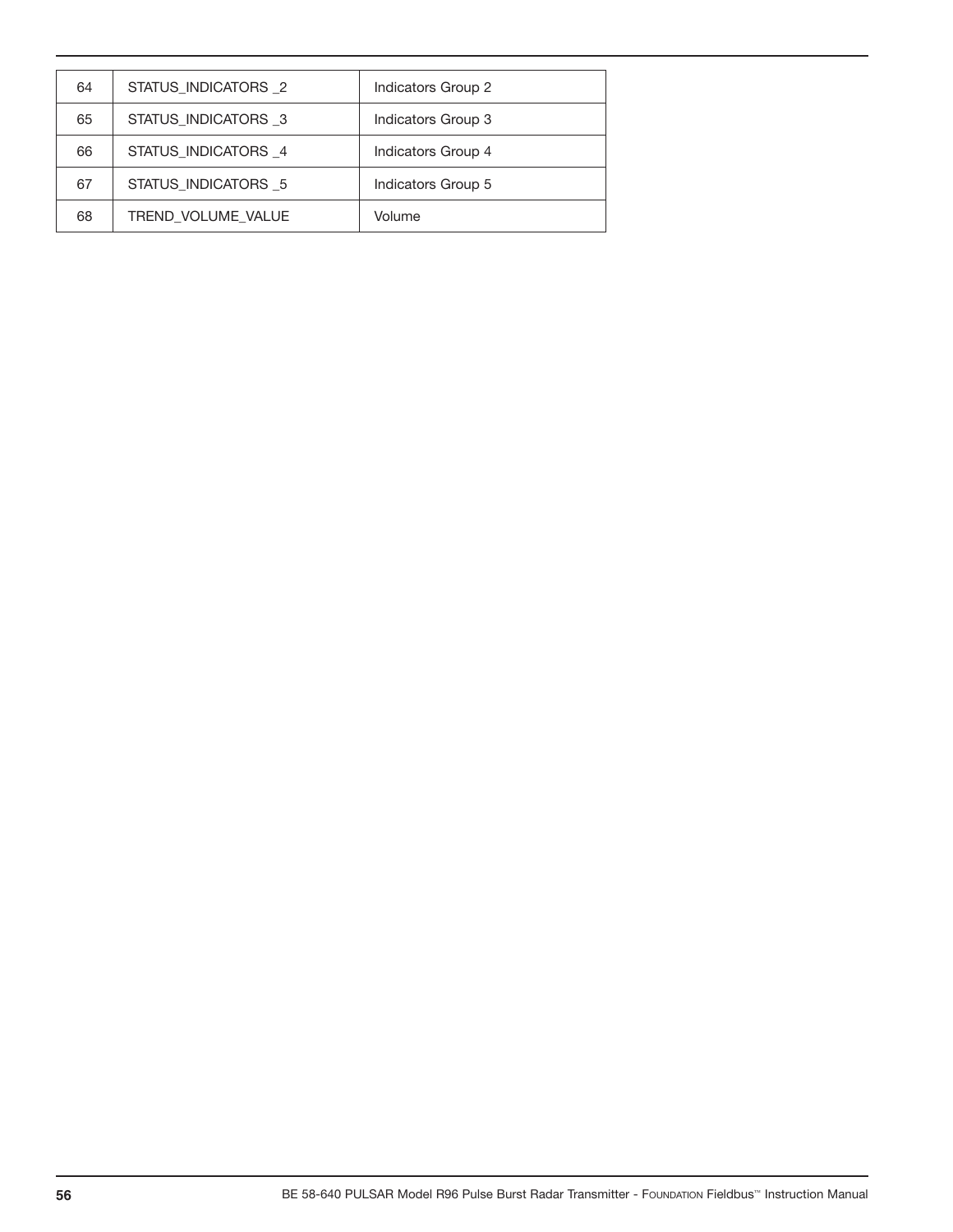| | | |
|---|---|---|
| 64 | STATUS_INDICATORS _2 | Indicators Group 2 |
| 65 | STATUS_INDICATORS _3 | Indicators Group 3 |
| 66 | STATUS_INDICATORS _4 | Indicators Group 4 |
| 67 | STATUS_INDICATORS _5 | Indicators Group 5 |
| 68 | TREND_VOLUME_VALUE | Volume |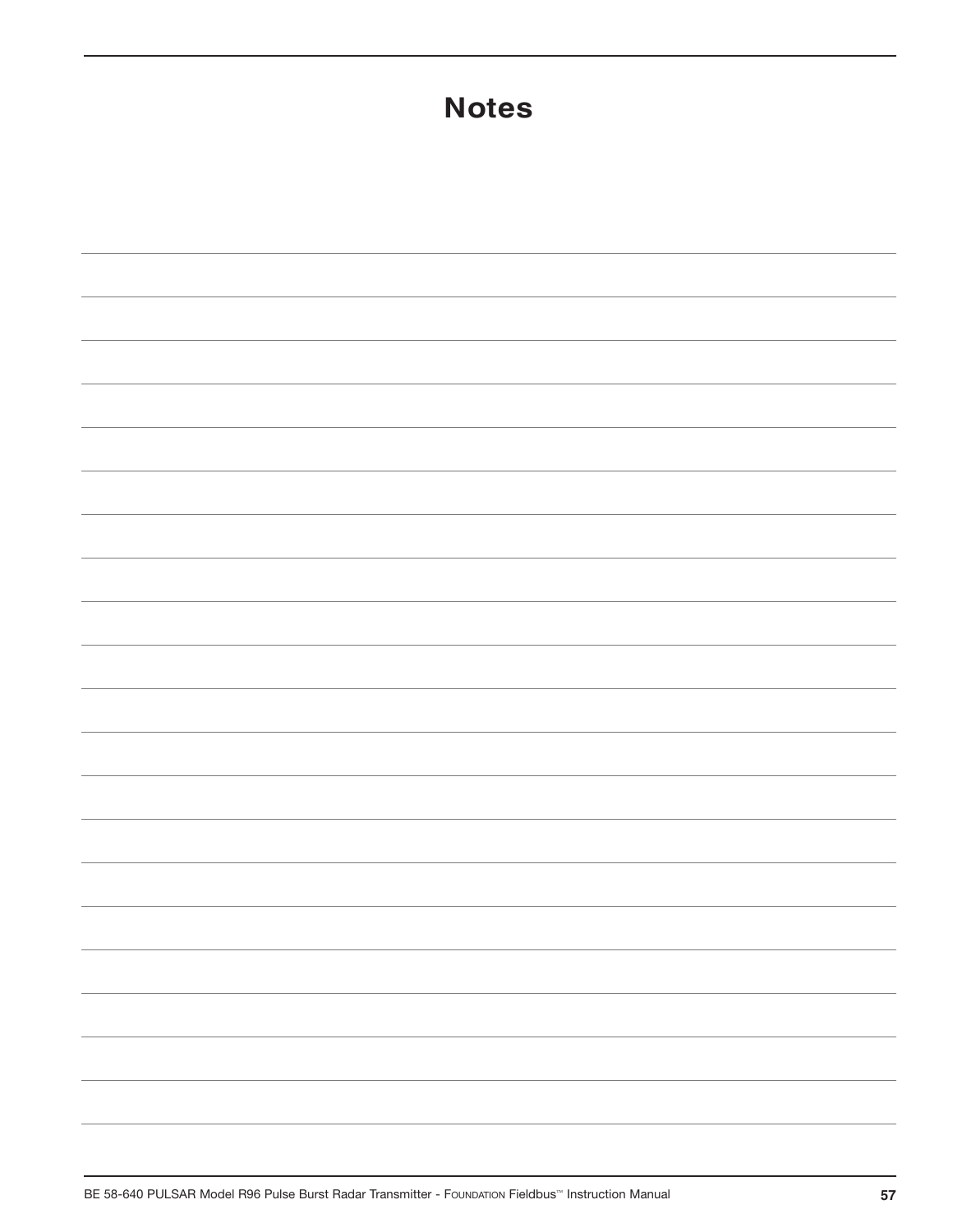# Notes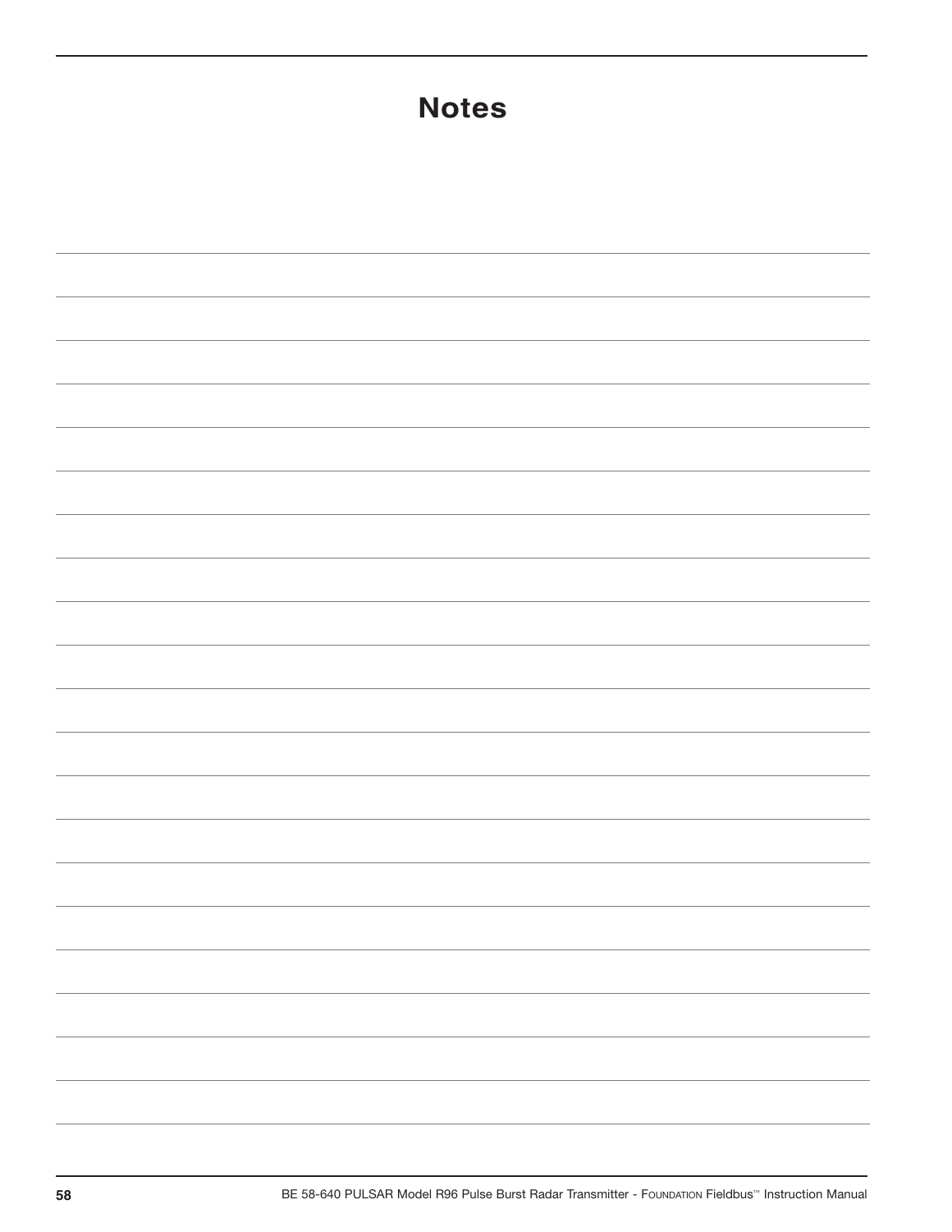# Notes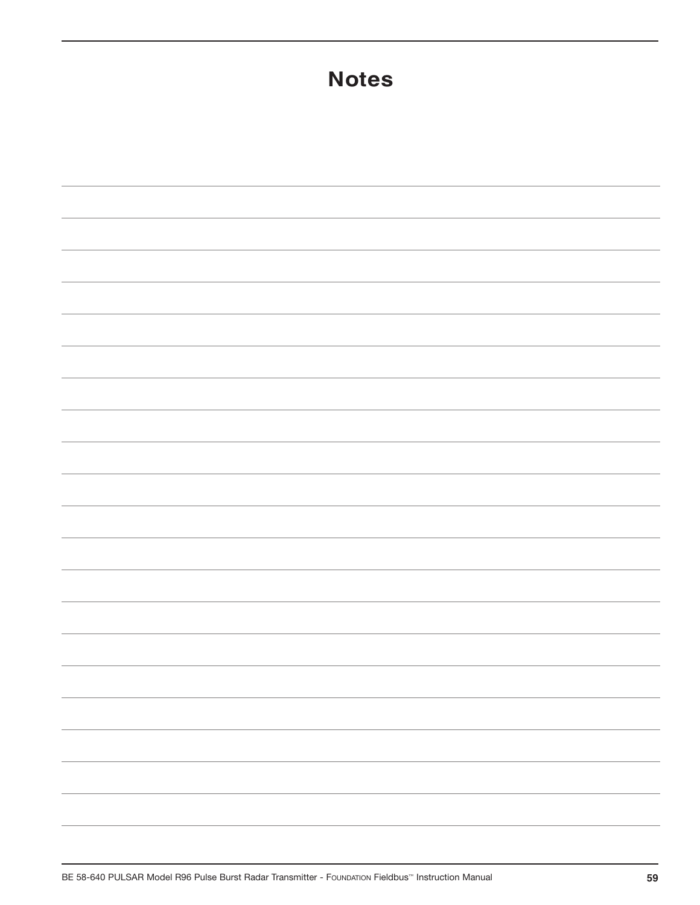# Notes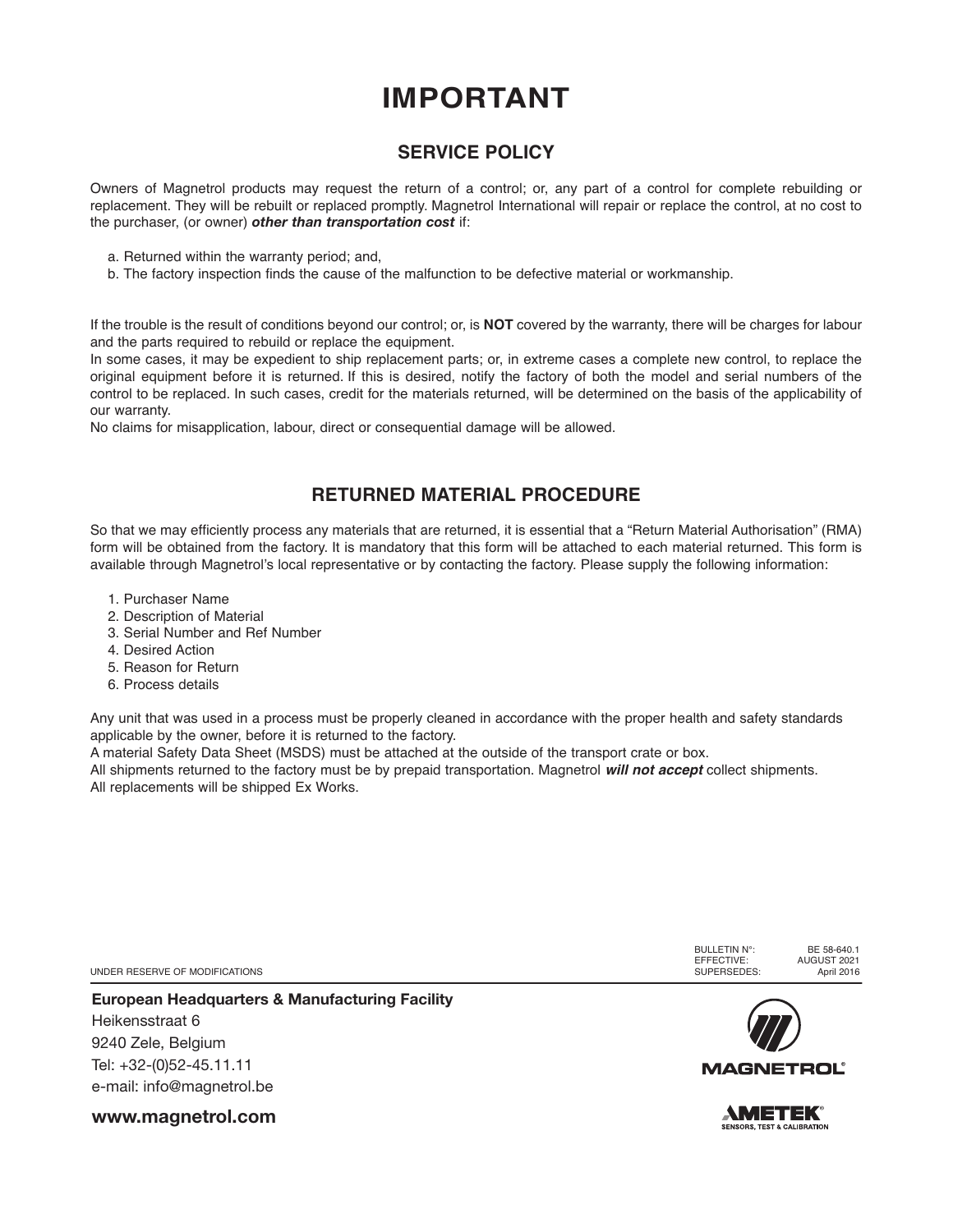# IMPORTANT

## SERVICE POLICY

Owners of Magnetrol products may request the return of a control; or, any part of a control for complete rebuilding or replacement. They will be rebuilt or replaced promptly. Magnetrol International will repair or replace the control, at no cost to the purchaser, (or owner) ***other than transportation cost*** if:

a. Returned within the warranty period; and,
b. The factory inspection finds the cause of the malfunction to be defective material or workmanship.

If the trouble is the result of conditions beyond our control; or, is **NOT** covered by the warranty, there will be charges for labour and the parts required to rebuild or replace the equipment.

In some cases, it may be expedient to ship replacement parts; or, in extreme cases a complete new control, to replace the original equipment before it is returned. If this is desired, notify the factory of both the model and serial numbers of the control to be replaced. In such cases, credit for the materials returned, will be determined on the basis of the applicability of our warranty.

No claims for misapplication, labour, direct or consequential damage will be allowed.

## RETURNED MATERIAL PROCEDURE

So that we may efficiently process any materials that are returned, it is essential that a "Return Material Authorisation" (RMA) form will be obtained from the factory. It is mandatory that this form will be attached to each material returned. This form is available through Magnetrol's local representative or by contacting the factory. Please supply the following information:

1. Purchaser Name
2. Description of Material
3. Serial Number and Ref Number
4. Desired Action
5. Reason for Return
6. Process details

Any unit that was used in a process must be properly cleaned in accordance with the proper health and safety standards applicable by the owner, before it is returned to the factory.

A material Safety Data Sheet (MSDS) must be attached at the outside of the transport crate or box.

All shipments returned to the factory must be by prepaid transportation. Magnetrol ***will not accept*** collect shipments.

All replacements will be shipped Ex Works.

UNDER RESERVE OF MODIFICATIONS

BULLETIN N°: BE 58-640.1
EFFECTIVE: AUGUST 2021
SUPERSEDES: April 2016

**European Headquarters & Manufacturing Facility**
Heikensstraat 6
9240 Zele, Belgium
Tel: +32-(0)52-45.11.11
e-mail: info@magnetrol.be

**www.magnetrol.com**

MAGNETROL®

AMETEK® SENSORS, TEST & CALIBRATION